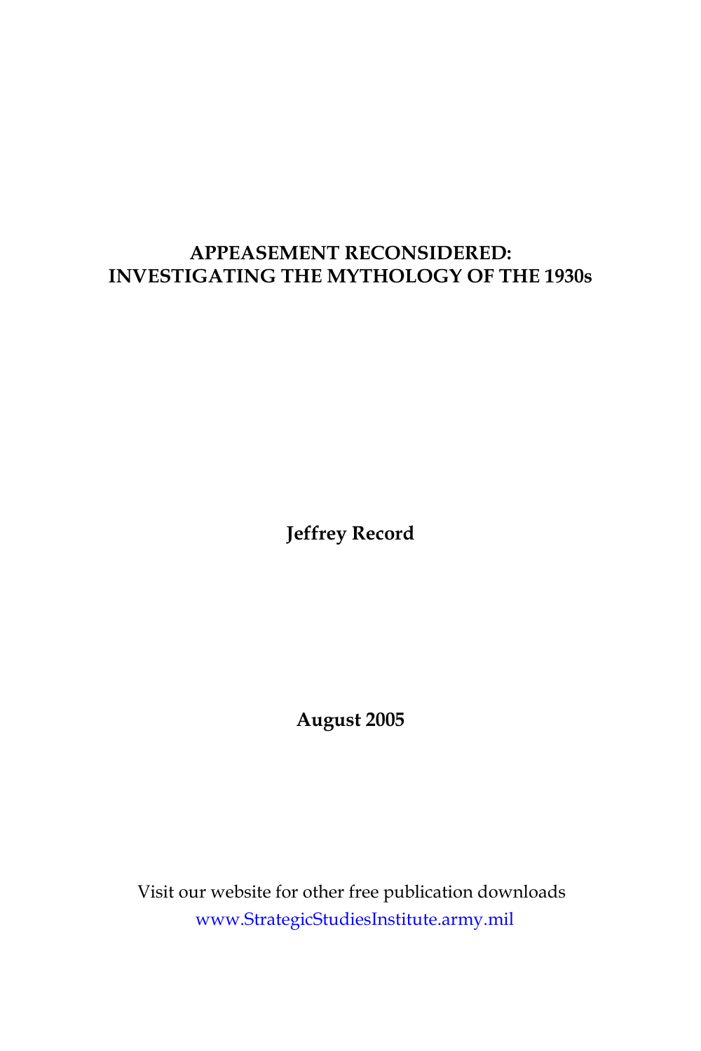# APPEASEMENT RECONSIDERED: INVESTIGATING THE MYTHOLOGY OF THE 1930s

**Jeffrey Record**

**August 2005**

Visit our website for other free publication downloads

www.StrategicStudiesInstitute.army.mil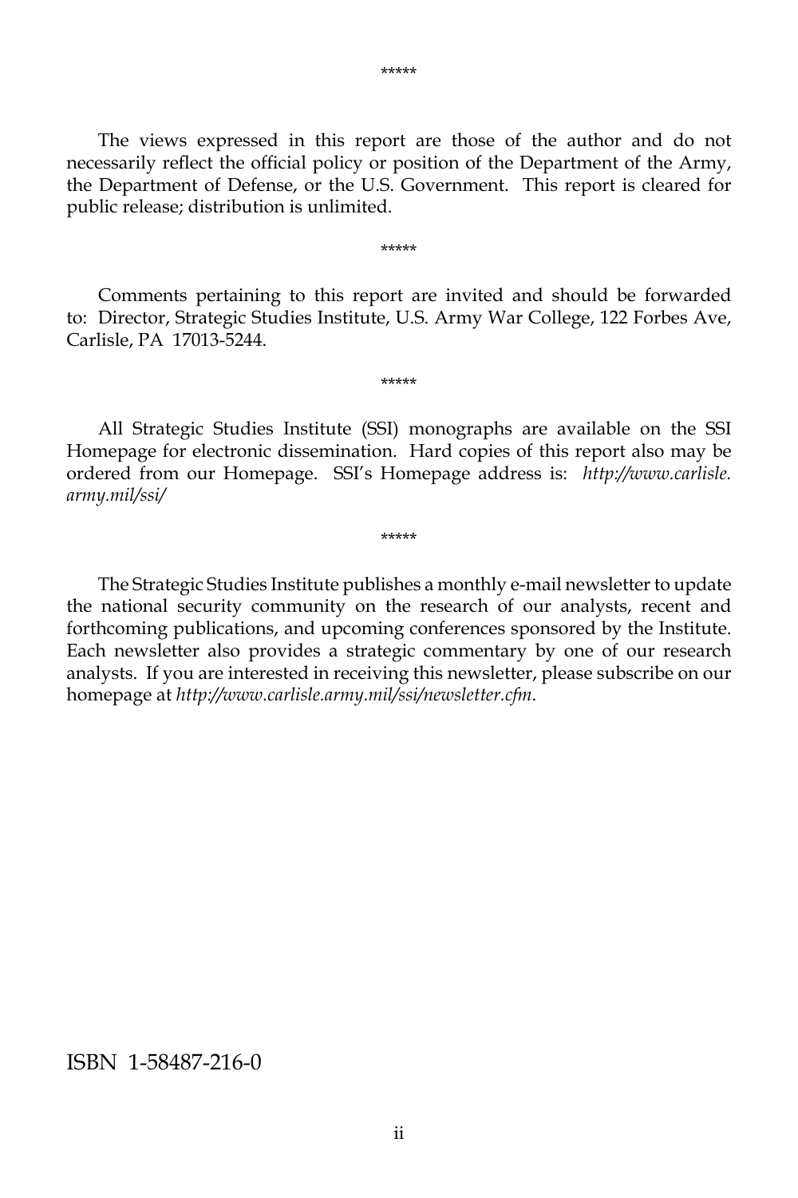*****

The views expressed in this report are those of the author and do not necessarily reflect the official policy or position of the Department of the Army, the Department of Defense, or the U.S. Government. This report is cleared for public release; distribution is unlimited.

*****

Comments pertaining to this report are invited and should be forwarded to: Director, Strategic Studies Institute, U.S. Army War College, 122 Forbes Ave, Carlisle, PA 17013-5244.

*****

All Strategic Studies Institute (SSI) monographs are available on the SSI Homepage for electronic dissemination. Hard copies of this report also may be ordered from our Homepage. SSI's Homepage address is: *http://www.carlisle.army.mil/ssi/*

*****

The Strategic Studies Institute publishes a monthly e-mail newsletter to update the national security community on the research of our analysts, recent and forthcoming publications, and upcoming conferences sponsored by the Institute. Each newsletter also provides a strategic commentary by one of our research analysts. If you are interested in receiving this newsletter, please subscribe on our homepage at *http://www.carlisle.army.mil/ssi/newsletter.cfm*.

ISBN 1-58487-216-0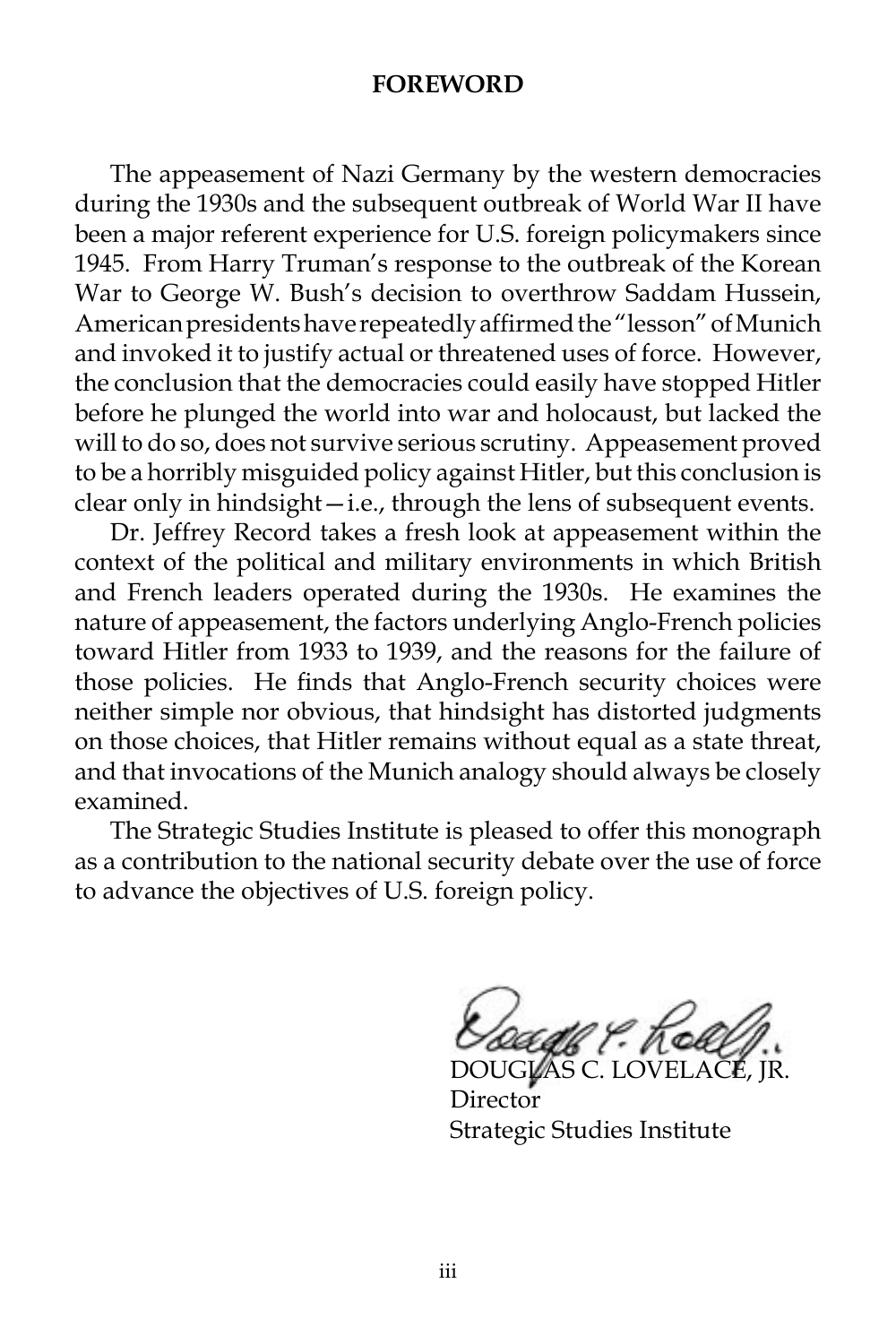# FOREWORD

The appeasement of Nazi Germany by the western democracies during the 1930s and the subsequent outbreak of World War II have been a major referent experience for U.S. foreign policymakers since 1945. From Harry Truman's response to the outbreak of the Korean War to George W. Bush's decision to overthrow Saddam Hussein, American presidents have repeatedly affirmed the "lesson" of Munich and invoked it to justify actual or threatened uses of force. However, the conclusion that the democracies could easily have stopped Hitler before he plunged the world into war and holocaust, but lacked the will to do so, does not survive serious scrutiny. Appeasement proved to be a horribly misguided policy against Hitler, but this conclusion is clear only in hindsight—i.e., through the lens of subsequent events.

Dr. Jeffrey Record takes a fresh look at appeasement within the context of the political and military environments in which British and French leaders operated during the 1930s. He examines the nature of appeasement, the factors underlying Anglo-French policies toward Hitler from 1933 to 1939, and the reasons for the failure of those policies. He finds that Anglo-French security choices were neither simple nor obvious, that hindsight has distorted judgments on those choices, that Hitler remains without equal as a state threat, and that invocations of the Munich analogy should always be closely examined.

The Strategic Studies Institute is pleased to offer this monograph as a contribution to the national security debate over the use of force to advance the objectives of U.S. foreign policy.

DOUGLAS C. LOVELACE, JR.
Director
Strategic Studies Institute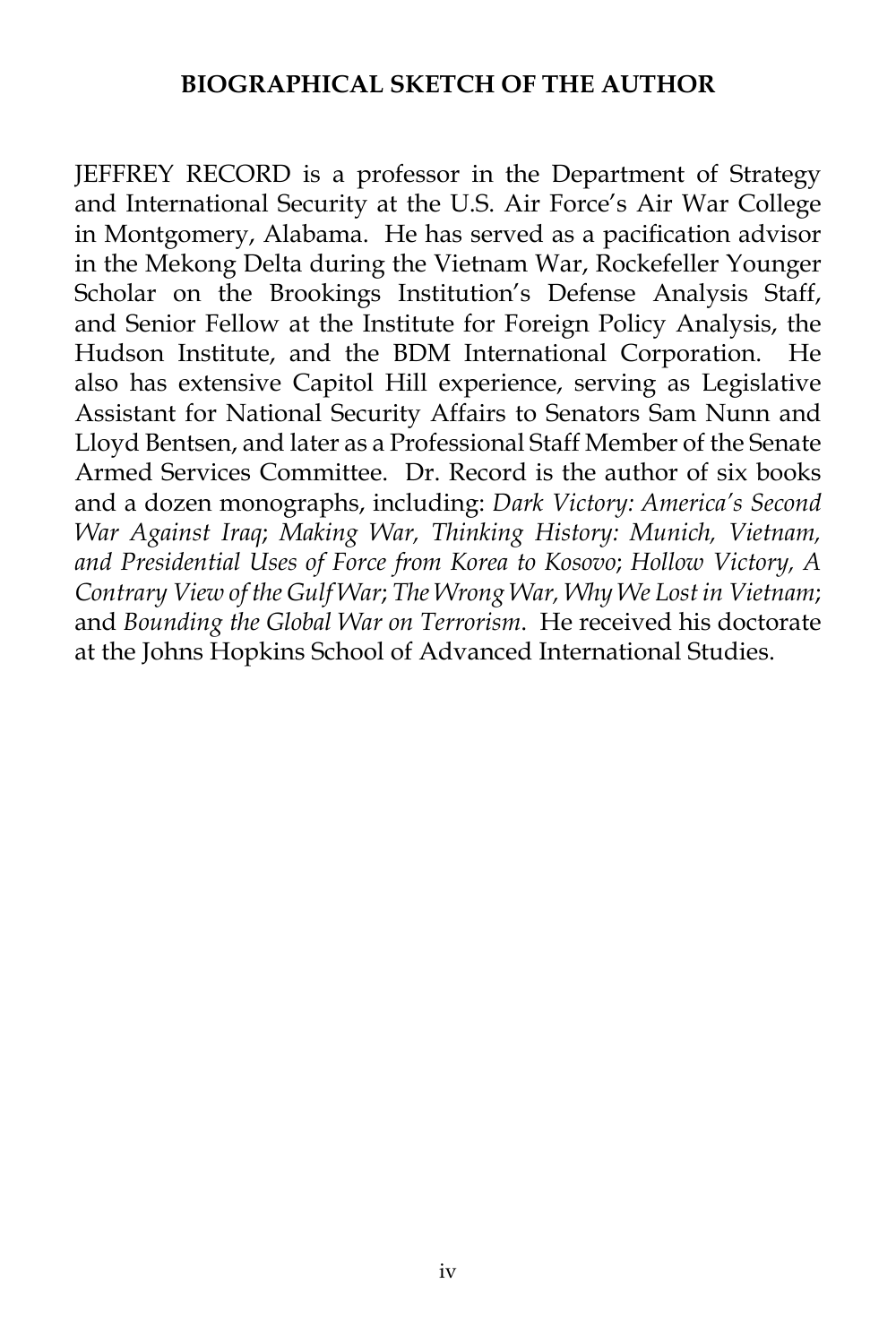## BIOGRAPHICAL SKETCH OF THE AUTHOR

JEFFREY RECORD is a professor in the Department of Strategy and International Security at the U.S. Air Force's Air War College in Montgomery, Alabama. He has served as a pacification advisor in the Mekong Delta during the Vietnam War, Rockefeller Younger Scholar on the Brookings Institution's Defense Analysis Staff, and Senior Fellow at the Institute for Foreign Policy Analysis, the Hudson Institute, and the BDM International Corporation. He also has extensive Capitol Hill experience, serving as Legislative Assistant for National Security Affairs to Senators Sam Nunn and Lloyd Bentsen, and later as a Professional Staff Member of the Senate Armed Services Committee. Dr. Record is the author of six books and a dozen monographs, including: *Dark Victory: America's Second War Against Iraq*; *Making War, Thinking History: Munich, Vietnam, and Presidential Uses of Force from Korea to Kosovo*; *Hollow Victory, A Contrary View of the Gulf War*; *The Wrong War, Why We Lost in Vietnam*; and *Bounding the Global War on Terrorism*. He received his doctorate at the Johns Hopkins School of Advanced International Studies.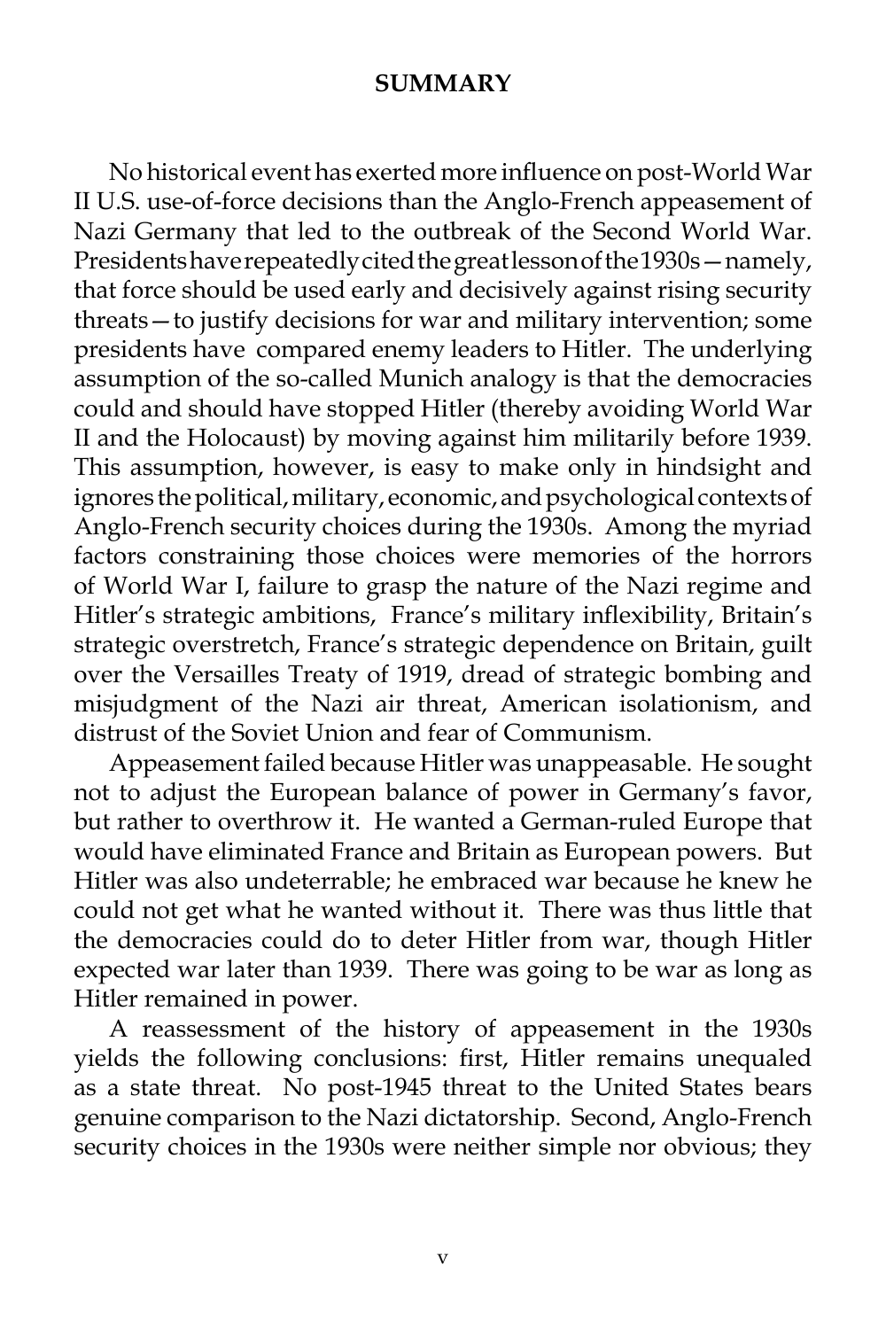## SUMMARY

No historical event has exerted more influence on post-World War II U.S. use-of-force decisions than the Anglo-French appeasement of Nazi Germany that led to the outbreak of the Second World War. Presidents have repeatedly cited the great lesson of the 1930s—namely, that force should be used early and decisively against rising security threats—to justify decisions for war and military intervention; some presidents have compared enemy leaders to Hitler. The underlying assumption of the so-called Munich analogy is that the democracies could and should have stopped Hitler (thereby avoiding World War II and the Holocaust) by moving against him militarily before 1939. This assumption, however, is easy to make only in hindsight and ignores the political, military, economic, and psychological contexts of Anglo-French security choices during the 1930s. Among the myriad factors constraining those choices were memories of the horrors of World War I, failure to grasp the nature of the Nazi regime and Hitler's strategic ambitions, France's military inflexibility, Britain's strategic overstretch, France's strategic dependence on Britain, guilt over the Versailles Treaty of 1919, dread of strategic bombing and misjudgment of the Nazi air threat, American isolationism, and distrust of the Soviet Union and fear of Communism.

Appeasement failed because Hitler was unappeasable. He sought not to adjust the European balance of power in Germany's favor, but rather to overthrow it. He wanted a German-ruled Europe that would have eliminated France and Britain as European powers. But Hitler was also undeterrable; he embraced war because he knew he could not get what he wanted without it. There was thus little that the democracies could do to deter Hitler from war, though Hitler expected war later than 1939. There was going to be war as long as Hitler remained in power.

A reassessment of the history of appeasement in the 1930s yields the following conclusions: first, Hitler remains unequaled as a state threat. No post-1945 threat to the United States bears genuine comparison to the Nazi dictatorship. Second, Anglo-French security choices in the 1930s were neither simple nor obvious; they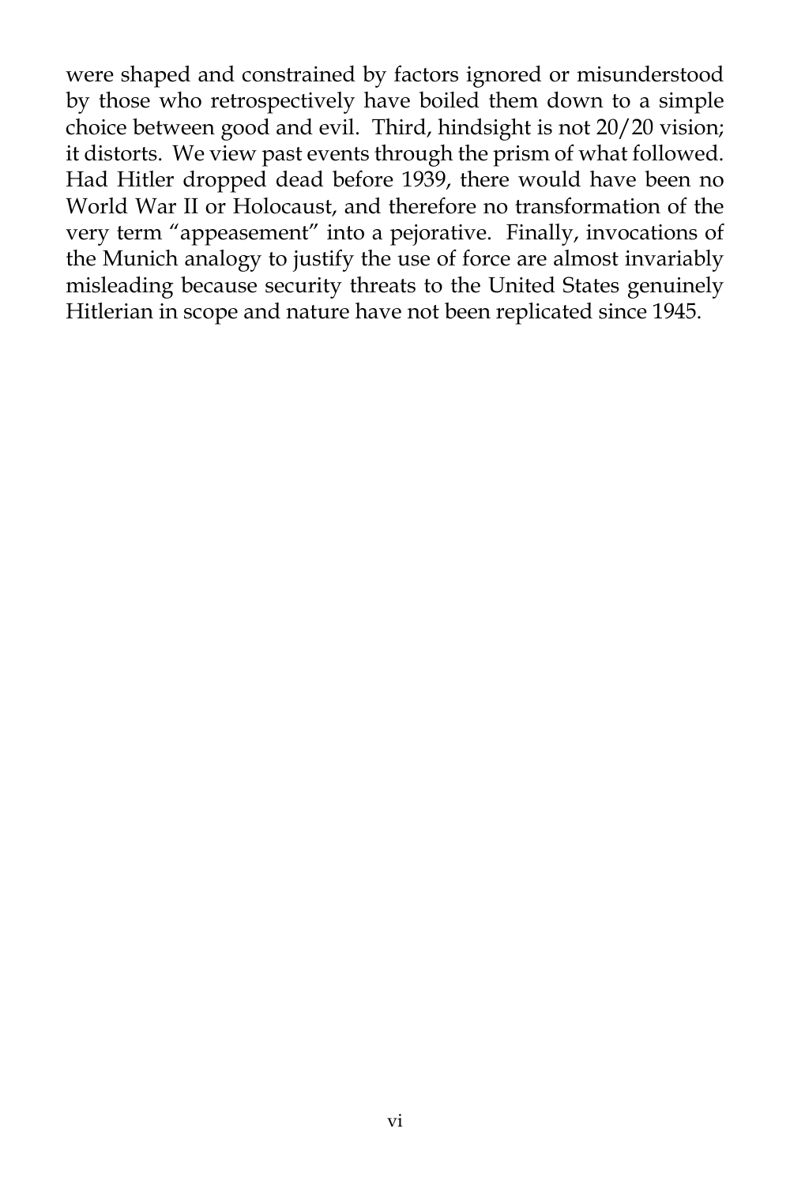were shaped and constrained by factors ignored or misunderstood by those who retrospectively have boiled them down to a simple choice between good and evil. Third, hindsight is not 20/20 vision; it distorts. We view past events through the prism of what followed. Had Hitler dropped dead before 1939, there would have been no World War II or Holocaust, and therefore no transformation of the very term "appeasement" into a pejorative. Finally, invocations of the Munich analogy to justify the use of force are almost invariably misleading because security threats to the United States genuinely Hitlerian in scope and nature have not been replicated since 1945.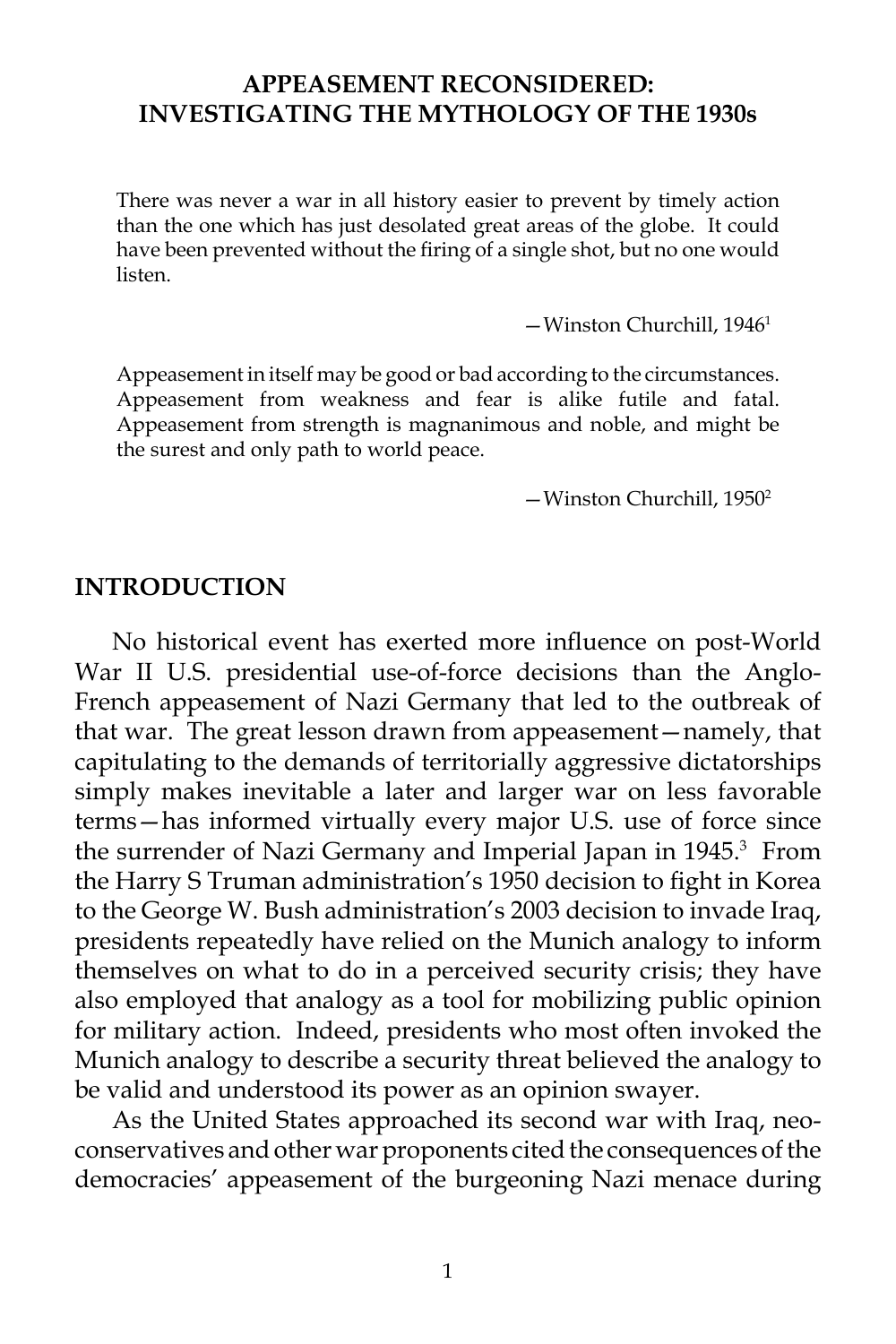# APPEASEMENT RECONSIDERED: INVESTIGATING THE MYTHOLOGY OF THE 1930s

> There was never a war in all history easier to prevent by timely action than the one which has just desolated great areas of the globe. It could have been prevented without the firing of a single shot, but no one would listen.
>
> —Winston Churchill, 1946[1]

> Appeasement in itself may be good or bad according to the circumstances. Appeasement from weakness and fear is alike futile and fatal. Appeasement from strength is magnanimous and noble, and might be the surest and only path to world peace.
>
> —Winston Churchill, 1950[2]

## INTRODUCTION

No historical event has exerted more influence on post-World War II U.S. presidential use-of-force decisions than the Anglo-French appeasement of Nazi Germany that led to the outbreak of that war. The great lesson drawn from appeasement—namely, that capitulating to the demands of territorially aggressive dictatorships simply makes inevitable a later and larger war on less favorable terms—has informed virtually every major U.S. use of force since the surrender of Nazi Germany and Imperial Japan in 1945.[3] From the Harry S Truman administration's 1950 decision to fight in Korea to the George W. Bush administration's 2003 decision to invade Iraq, presidents repeatedly have relied on the Munich analogy to inform themselves on what to do in a perceived security crisis; they have also employed that analogy as a tool for mobilizing public opinion for military action. Indeed, presidents who most often invoked the Munich analogy to describe a security threat believed the analogy to be valid and understood its power as an opinion swayer.

As the United States approached its second war with Iraq, neo-conservatives and other war proponents cited the consequences of the democracies' appeasement of the burgeoning Nazi menace during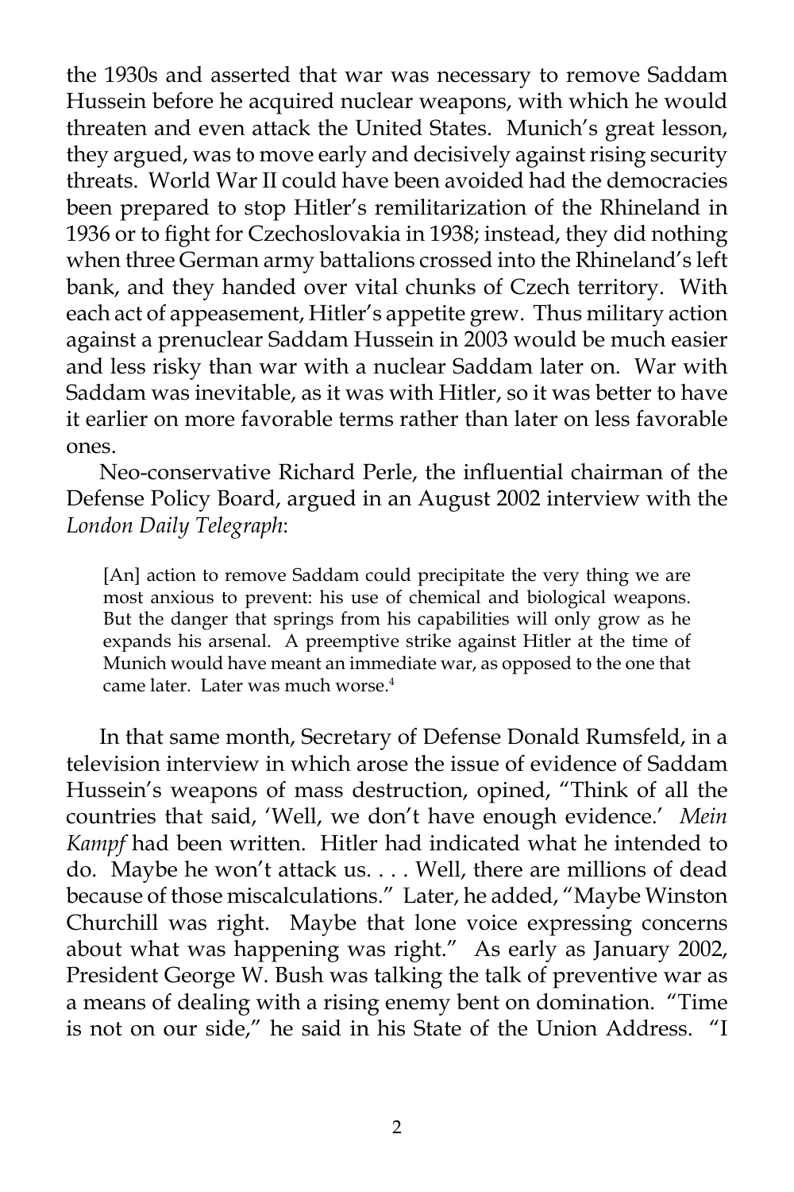the 1930s and asserted that war was necessary to remove Saddam Hussein before he acquired nuclear weapons, with which he would threaten and even attack the United States. Munich's great lesson, they argued, was to move early and decisively against rising security threats. World War II could have been avoided had the democracies been prepared to stop Hitler's remilitarization of the Rhineland in 1936 or to fight for Czechoslovakia in 1938; instead, they did nothing when three German army battalions crossed into the Rhineland's left bank, and they handed over vital chunks of Czech territory. With each act of appeasement, Hitler's appetite grew. Thus military action against a prenuclear Saddam Hussein in 2003 would be much easier and less risky than war with a nuclear Saddam later on. War with Saddam was inevitable, as it was with Hitler, so it was better to have it earlier on more favorable terms rather than later on less favorable ones.

Neo-conservative Richard Perle, the influential chairman of the Defense Policy Board, argued in an August 2002 interview with the *London Daily Telegraph*:

> [An] action to remove Saddam could precipitate the very thing we are most anxious to prevent: his use of chemical and biological weapons. But the danger that springs from his capabilities will only grow as he expands his arsenal. A preemptive strike against Hitler at the time of Munich would have meant an immediate war, as opposed to the one that came later. Later was much worse.[4]

In that same month, Secretary of Defense Donald Rumsfeld, in a television interview in which arose the issue of evidence of Saddam Hussein's weapons of mass destruction, opined, "Think of all the countries that said, 'Well, we don't have enough evidence.' *Mein Kampf* had been written. Hitler had indicated what he intended to do. Maybe he won't attack us. . . . Well, there are millions of dead because of those miscalculations." Later, he added, "Maybe Winston Churchill was right. Maybe that lone voice expressing concerns about what was happening was right." As early as January 2002, President George W. Bush was talking the talk of preventive war as a means of dealing with a rising enemy bent on domination. "Time is not on our side," he said in his State of the Union Address. "I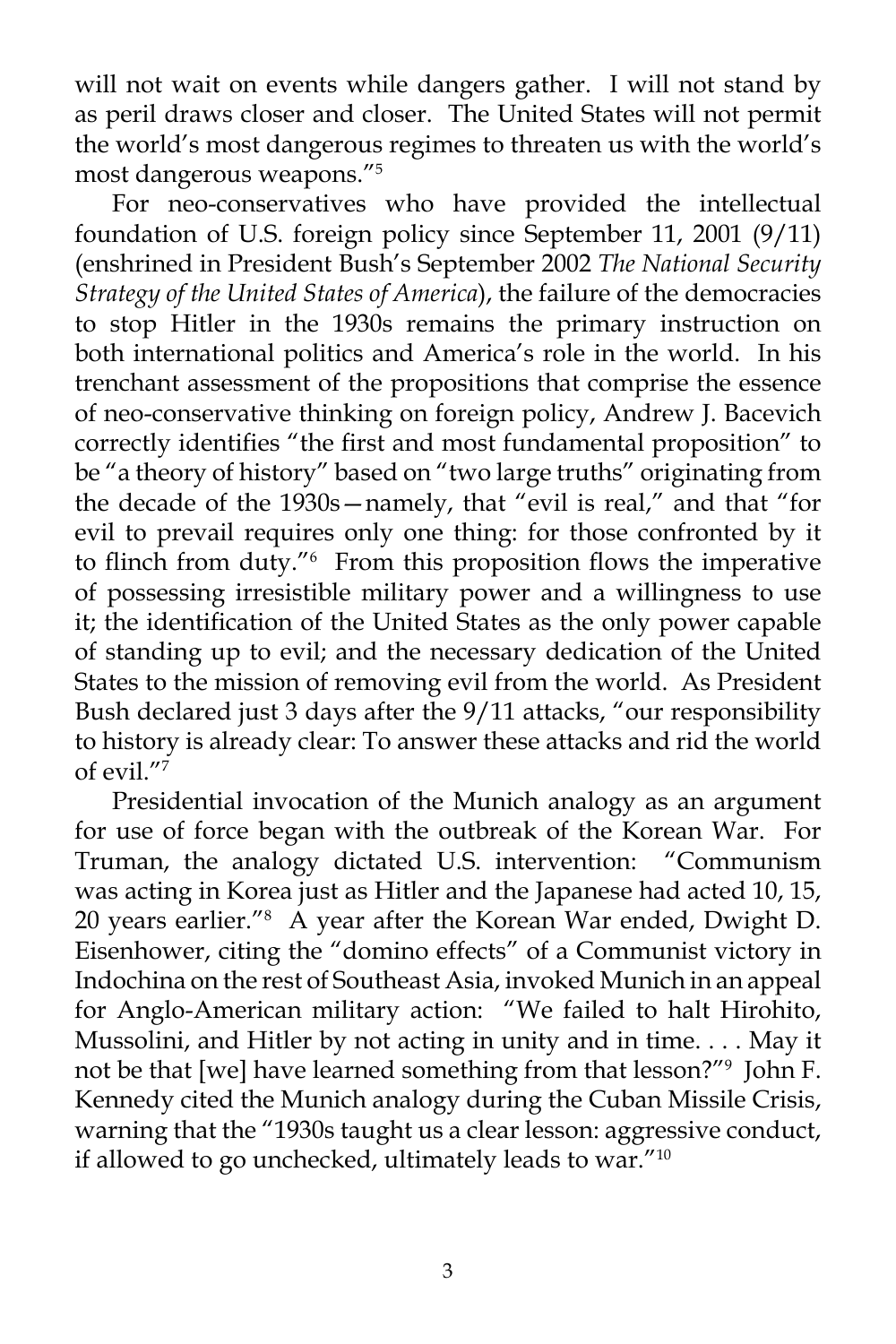will not wait on events while dangers gather. I will not stand by as peril draws closer and closer. The United States will not permit the world's most dangerous regimes to threaten us with the world's most dangerous weapons."[5]

For neo-conservatives who have provided the intellectual foundation of U.S. foreign policy since September 11, 2001 (9/11) (enshrined in President Bush's September 2002 *The National Security Strategy of the United States of America*), the failure of the democracies to stop Hitler in the 1930s remains the primary instruction on both international politics and America's role in the world. In his trenchant assessment of the propositions that comprise the essence of neo-conservative thinking on foreign policy, Andrew J. Bacevich correctly identifies "the first and most fundamental proposition" to be "a theory of history" based on "two large truths" originating from the decade of the 1930s—namely, that "evil is real," and that "for evil to prevail requires only one thing: for those confronted by it to flinch from duty."[6] From this proposition flows the imperative of possessing irresistible military power and a willingness to use it; the identification of the United States as the only power capable of standing up to evil; and the necessary dedication of the United States to the mission of removing evil from the world. As President Bush declared just 3 days after the 9/11 attacks, "our responsibility to history is already clear: To answer these attacks and rid the world of evil."[7]

Presidential invocation of the Munich analogy as an argument for use of force began with the outbreak of the Korean War. For Truman, the analogy dictated U.S. intervention: "Communism was acting in Korea just as Hitler and the Japanese had acted 10, 15, 20 years earlier."[8] A year after the Korean War ended, Dwight D. Eisenhower, citing the "domino effects" of a Communist victory in Indochina on the rest of Southeast Asia, invoked Munich in an appeal for Anglo-American military action: "We failed to halt Hirohito, Mussolini, and Hitler by not acting in unity and in time. . . . May it not be that [we] have learned something from that lesson?"[9] John F. Kennedy cited the Munich analogy during the Cuban Missile Crisis, warning that the "1930s taught us a clear lesson: aggressive conduct, if allowed to go unchecked, ultimately leads to war."[10]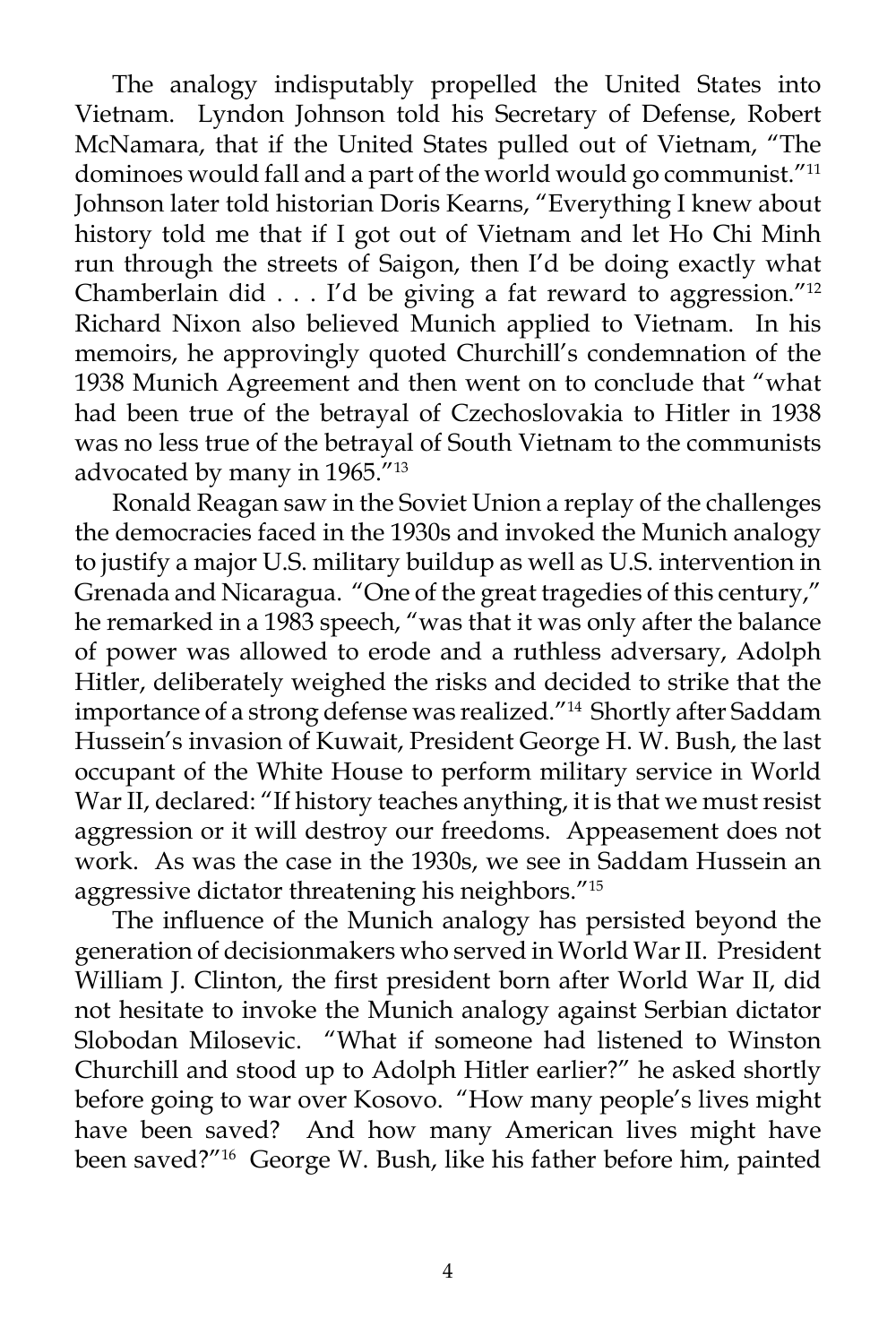The analogy indisputably propelled the United States into Vietnam. Lyndon Johnson told his Secretary of Defense, Robert McNamara, that if the United States pulled out of Vietnam, "The dominoes would fall and a part of the world would go communist."[11] Johnson later told historian Doris Kearns, "Everything I knew about history told me that if I got out of Vietnam and let Ho Chi Minh run through the streets of Saigon, then I'd be doing exactly what Chamberlain did . . . I'd be giving a fat reward to aggression."[12] Richard Nixon also believed Munich applied to Vietnam. In his memoirs, he approvingly quoted Churchill's condemnation of the 1938 Munich Agreement and then went on to conclude that "what had been true of the betrayal of Czechoslovakia to Hitler in 1938 was no less true of the betrayal of South Vietnam to the communists advocated by many in 1965."[13]

Ronald Reagan saw in the Soviet Union a replay of the challenges the democracies faced in the 1930s and invoked the Munich analogy to justify a major U.S. military buildup as well as U.S. intervention in Grenada and Nicaragua. "One of the great tragedies of this century," he remarked in a 1983 speech, "was that it was only after the balance of power was allowed to erode and a ruthless adversary, Adolph Hitler, deliberately weighed the risks and decided to strike that the importance of a strong defense was realized."[14] Shortly after Saddam Hussein's invasion of Kuwait, President George H. W. Bush, the last occupant of the White House to perform military service in World War II, declared: "If history teaches anything, it is that we must resist aggression or it will destroy our freedoms. Appeasement does not work. As was the case in the 1930s, we see in Saddam Hussein an aggressive dictator threatening his neighbors."[15]

The influence of the Munich analogy has persisted beyond the generation of decisionmakers who served in World War II. President William J. Clinton, the first president born after World War II, did not hesitate to invoke the Munich analogy against Serbian dictator Slobodan Milosevic. "What if someone had listened to Winston Churchill and stood up to Adolph Hitler earlier?" he asked shortly before going to war over Kosovo. "How many people's lives might have been saved? And how many American lives might have been saved?"[16] George W. Bush, like his father before him, painted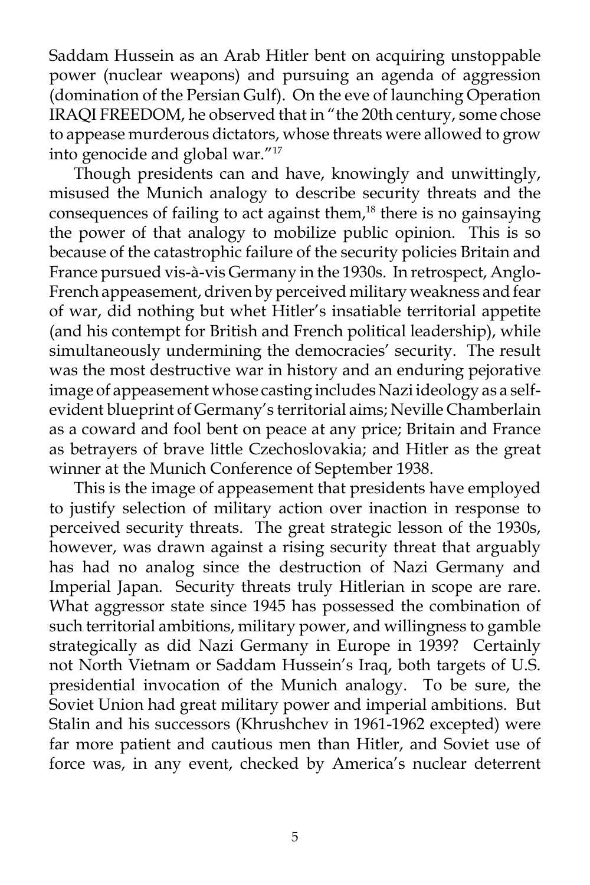Saddam Hussein as an Arab Hitler bent on acquiring unstoppable power (nuclear weapons) and pursuing an agenda of aggression (domination of the Persian Gulf). On the eve of launching Operation IRAQI FREEDOM, he observed that in "the 20th century, some chose to appease murderous dictators, whose threats were allowed to grow into genocide and global war."[17]

Though presidents can and have, knowingly and unwittingly, misused the Munich analogy to describe security threats and the consequences of failing to act against them,[18] there is no gainsaying the power of that analogy to mobilize public opinion. This is so because of the catastrophic failure of the security policies Britain and France pursued vis-à-vis Germany in the 1930s. In retrospect, Anglo-French appeasement, driven by perceived military weakness and fear of war, did nothing but whet Hitler's insatiable territorial appetite (and his contempt for British and French political leadership), while simultaneously undermining the democracies' security. The result was the most destructive war in history and an enduring pejorative image of appeasement whose casting includes Nazi ideology as a self-evident blueprint of Germany's territorial aims; Neville Chamberlain as a coward and fool bent on peace at any price; Britain and France as betrayers of brave little Czechoslovakia; and Hitler as the great winner at the Munich Conference of September 1938.

This is the image of appeasement that presidents have employed to justify selection of military action over inaction in response to perceived security threats. The great strategic lesson of the 1930s, however, was drawn against a rising security threat that arguably has had no analog since the destruction of Nazi Germany and Imperial Japan. Security threats truly Hitlerian in scope are rare. What aggressor state since 1945 has possessed the combination of such territorial ambitions, military power, and willingness to gamble strategically as did Nazi Germany in Europe in 1939? Certainly not North Vietnam or Saddam Hussein's Iraq, both targets of U.S. presidential invocation of the Munich analogy. To be sure, the Soviet Union had great military power and imperial ambitions. But Stalin and his successors (Khrushchev in 1961-1962 excepted) were far more patient and cautious men than Hitler, and Soviet use of force was, in any event, checked by America's nuclear deterrent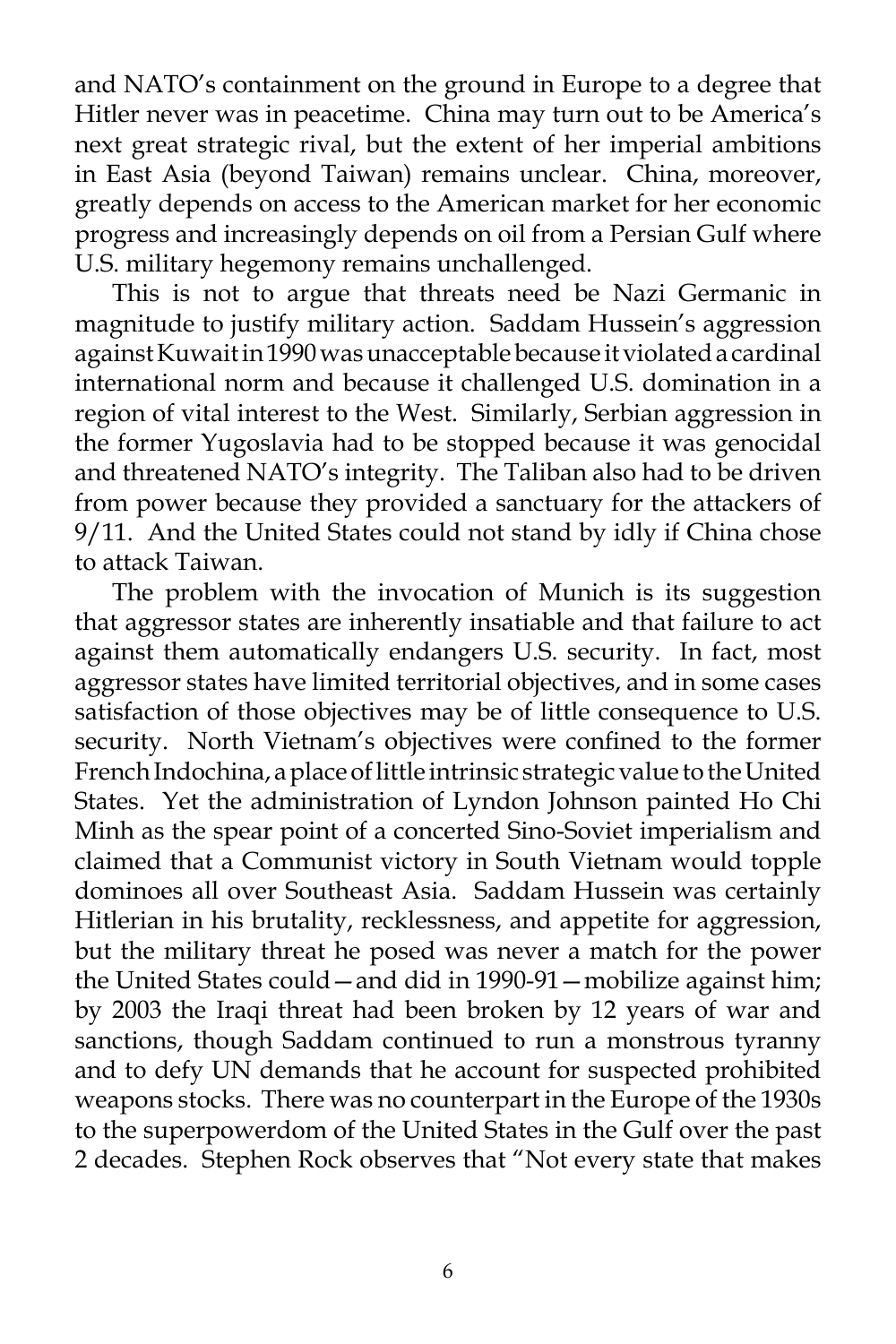and NATO's containment on the ground in Europe to a degree that Hitler never was in peacetime. China may turn out to be America's next great strategic rival, but the extent of her imperial ambitions in East Asia (beyond Taiwan) remains unclear. China, moreover, greatly depends on access to the American market for her economic progress and increasingly depends on oil from a Persian Gulf where U.S. military hegemony remains unchallenged.

This is not to argue that threats need be Nazi Germanic in magnitude to justify military action. Saddam Hussein's aggression against Kuwait in 1990 was unacceptable because it violated a cardinal international norm and because it challenged U.S. domination in a region of vital interest to the West. Similarly, Serbian aggression in the former Yugoslavia had to be stopped because it was genocidal and threatened NATO's integrity. The Taliban also had to be driven from power because they provided a sanctuary for the attackers of 9/11. And the United States could not stand by idly if China chose to attack Taiwan.

The problem with the invocation of Munich is its suggestion that aggressor states are inherently insatiable and that failure to act against them automatically endangers U.S. security. In fact, most aggressor states have limited territorial objectives, and in some cases satisfaction of those objectives may be of little consequence to U.S. security. North Vietnam's objectives were confined to the former French Indochina, a place of little intrinsic strategic value to the United States. Yet the administration of Lyndon Johnson painted Ho Chi Minh as the spear point of a concerted Sino-Soviet imperialism and claimed that a Communist victory in South Vietnam would topple dominoes all over Southeast Asia. Saddam Hussein was certainly Hitlerian in his brutality, recklessness, and appetite for aggression, but the military threat he posed was never a match for the power the United States could—and did in 1990-91—mobilize against him; by 2003 the Iraqi threat had been broken by 12 years of war and sanctions, though Saddam continued to run a monstrous tyranny and to defy UN demands that he account for suspected prohibited weapons stocks. There was no counterpart in the Europe of the 1930s to the superpowerdom of the United States in the Gulf over the past 2 decades. Stephen Rock observes that "Not every state that makes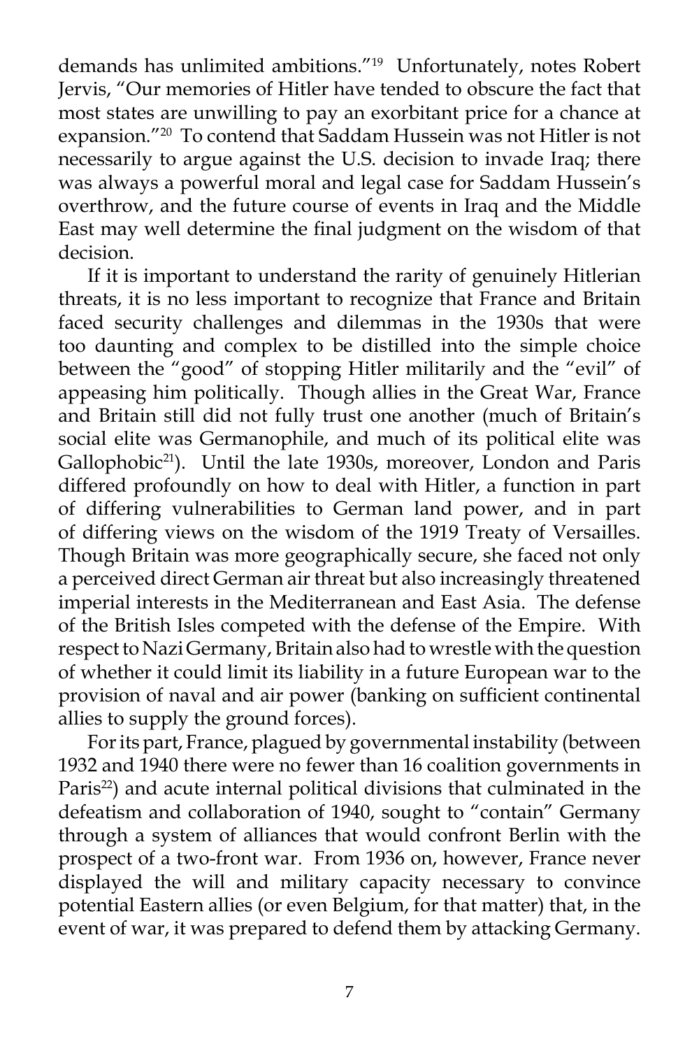demands has unlimited ambitions."[19] Unfortunately, notes Robert Jervis, "Our memories of Hitler have tended to obscure the fact that most states are unwilling to pay an exorbitant price for a chance at expansion."[20] To contend that Saddam Hussein was not Hitler is not necessarily to argue against the U.S. decision to invade Iraq; there was always a powerful moral and legal case for Saddam Hussein's overthrow, and the future course of events in Iraq and the Middle East may well determine the final judgment on the wisdom of that decision.

If it is important to understand the rarity of genuinely Hitlerian threats, it is no less important to recognize that France and Britain faced security challenges and dilemmas in the 1930s that were too daunting and complex to be distilled into the simple choice between the "good" of stopping Hitler militarily and the "evil" of appeasing him politically. Though allies in the Great War, France and Britain still did not fully trust one another (much of Britain's social elite was Germanophile, and much of its political elite was Gallophobic[21]). Until the late 1930s, moreover, London and Paris differed profoundly on how to deal with Hitler, a function in part of differing vulnerabilities to German land power, and in part of differing views on the wisdom of the 1919 Treaty of Versailles. Though Britain was more geographically secure, she faced not only a perceived direct German air threat but also increasingly threatened imperial interests in the Mediterranean and East Asia. The defense of the British Isles competed with the defense of the Empire. With respect to Nazi Germany, Britain also had to wrestle with the question of whether it could limit its liability in a future European war to the provision of naval and air power (banking on sufficient continental allies to supply the ground forces).

For its part, France, plagued by governmental instability (between 1932 and 1940 there were no fewer than 16 coalition governments in Paris[22]) and acute internal political divisions that culminated in the defeatism and collaboration of 1940, sought to "contain" Germany through a system of alliances that would confront Berlin with the prospect of a two-front war. From 1936 on, however, France never displayed the will and military capacity necessary to convince potential Eastern allies (or even Belgium, for that matter) that, in the event of war, it was prepared to defend them by attacking Germany.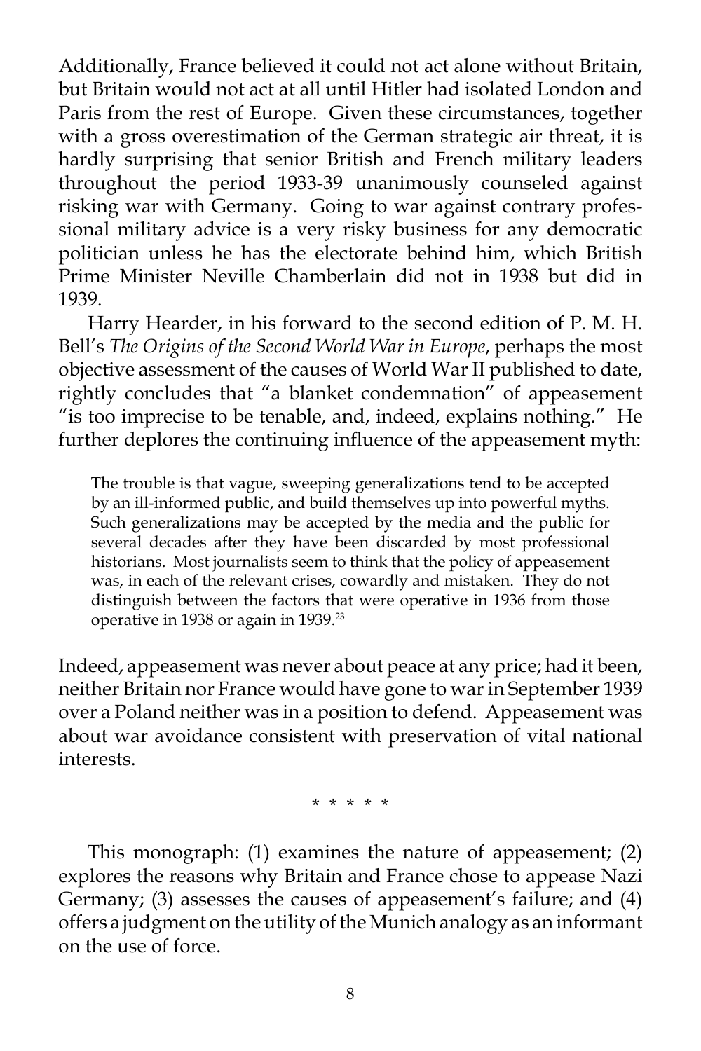Additionally, France believed it could not act alone without Britain, but Britain would not act at all until Hitler had isolated London and Paris from the rest of Europe. Given these circumstances, together with a gross overestimation of the German strategic air threat, it is hardly surprising that senior British and French military leaders throughout the period 1933-39 unanimously counseled against risking war with Germany. Going to war against contrary professional military advice is a very risky business for any democratic politician unless he has the electorate behind him, which British Prime Minister Neville Chamberlain did not in 1938 but did in 1939.

Harry Hearder, in his forward to the second edition of P. M. H. Bell's *The Origins of the Second World War in Europe*, perhaps the most objective assessment of the causes of World War II published to date, rightly concludes that "a blanket condemnation" of appeasement "is too imprecise to be tenable, and, indeed, explains nothing." He further deplores the continuing influence of the appeasement myth:

> The trouble is that vague, sweeping generalizations tend to be accepted by an ill-informed public, and build themselves up into powerful myths. Such generalizations may be accepted by the media and the public for several decades after they have been discarded by most professional historians. Most journalists seem to think that the policy of appeasement was, in each of the relevant crises, cowardly and mistaken. They do not distinguish between the factors that were operative in 1936 from those operative in 1938 or again in 1939.[23]

Indeed, appeasement was never about peace at any price; had it been, neither Britain nor France would have gone to war in September 1939 over a Poland neither was in a position to defend. Appeasement was about war avoidance consistent with preservation of vital national interests.

\* \* \* \* \*

This monograph: (1) examines the nature of appeasement; (2) explores the reasons why Britain and France chose to appease Nazi Germany; (3) assesses the causes of appeasement's failure; and (4) offers a judgment on the utility of the Munich analogy as an informant on the use of force.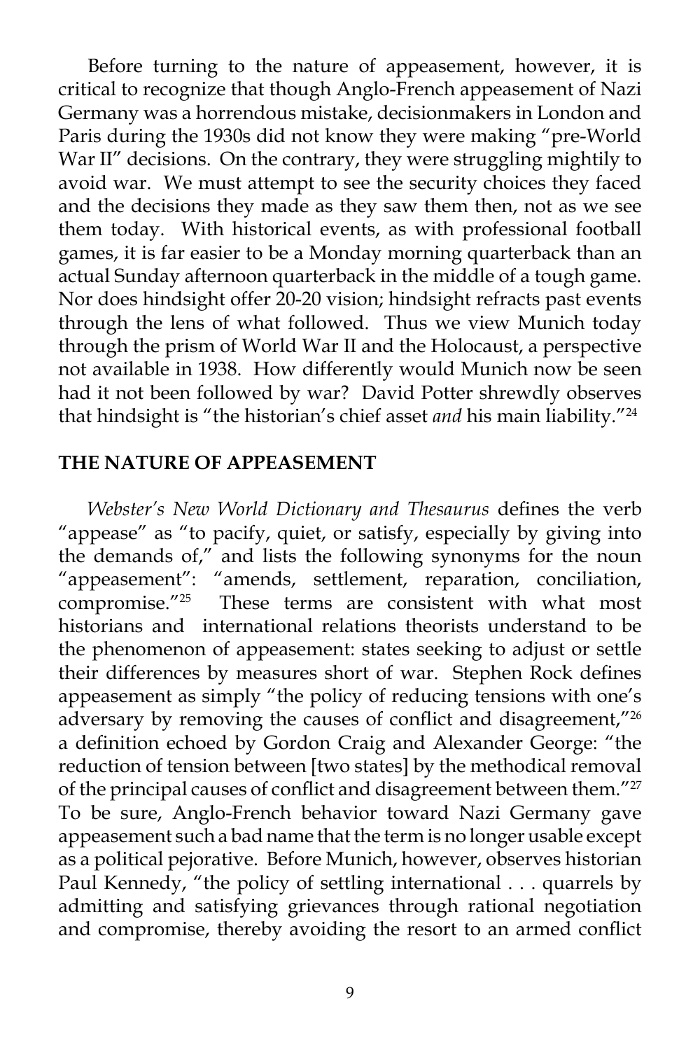Before turning to the nature of appeasement, however, it is critical to recognize that though Anglo-French appeasement of Nazi Germany was a horrendous mistake, decisionmakers in London and Paris during the 1930s did not know they were making "pre-World War II" decisions. On the contrary, they were struggling mightily to avoid war. We must attempt to see the security choices they faced and the decisions they made as they saw them then, not as we see them today. With historical events, as with professional football games, it is far easier to be a Monday morning quarterback than an actual Sunday afternoon quarterback in the middle of a tough game. Nor does hindsight offer 20-20 vision; hindsight refracts past events through the lens of what followed. Thus we view Munich today through the prism of World War II and the Holocaust, a perspective not available in 1938. How differently would Munich now be seen had it not been followed by war? David Potter shrewdly observes that hindsight is "the historian's chief asset *and* his main liability."[24]

## THE NATURE OF APPEASEMENT

*Webster's New World Dictionary and Thesaurus* defines the verb "appease" as "to pacify, quiet, or satisfy, especially by giving into the demands of," and lists the following synonyms for the noun "appeasement": "amends, settlement, reparation, conciliation, compromise."[25] These terms are consistent with what most historians and international relations theorists understand to be the phenomenon of appeasement: states seeking to adjust or settle their differences by measures short of war. Stephen Rock defines appeasement as simply "the policy of reducing tensions with one's adversary by removing the causes of conflict and disagreement,"[26] a definition echoed by Gordon Craig and Alexander George: "the reduction of tension between [two states] by the methodical removal of the principal causes of conflict and disagreement between them."[27] To be sure, Anglo-French behavior toward Nazi Germany gave appeasement such a bad name that the term is no longer usable except as a political pejorative. Before Munich, however, observes historian Paul Kennedy, "the policy of settling international . . . quarrels by admitting and satisfying grievances through rational negotiation and compromise, thereby avoiding the resort to an armed conflict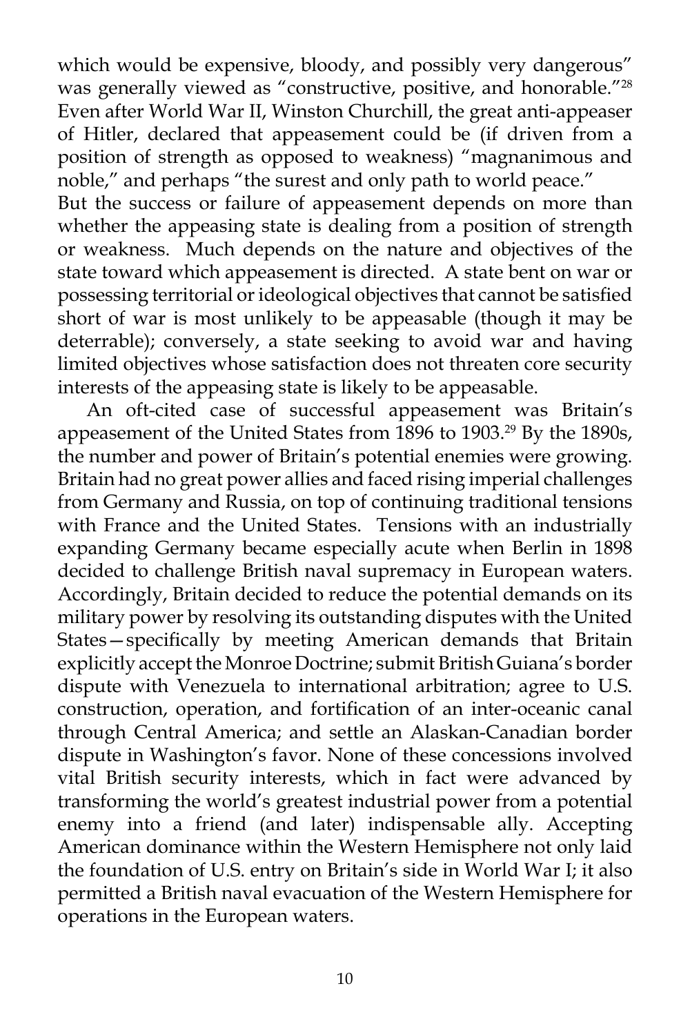which would be expensive, bloody, and possibly very dangerous" was generally viewed as "constructive, positive, and honorable."[28] Even after World War II, Winston Churchill, the great anti-appeaser of Hitler, declared that appeasement could be (if driven from a position of strength as opposed to weakness) "magnanimous and noble," and perhaps "the surest and only path to world peace."

But the success or failure of appeasement depends on more than whether the appeasing state is dealing from a position of strength or weakness. Much depends on the nature and objectives of the state toward which appeasement is directed. A state bent on war or possessing territorial or ideological objectives that cannot be satisfied short of war is most unlikely to be appeasable (though it may be deterrable); conversely, a state seeking to avoid war and having limited objectives whose satisfaction does not threaten core security interests of the appeasing state is likely to be appeasable.

An oft-cited case of successful appeasement was Britain's appeasement of the United States from 1896 to 1903.[29] By the 1890s, the number and power of Britain's potential enemies were growing. Britain had no great power allies and faced rising imperial challenges from Germany and Russia, on top of continuing traditional tensions with France and the United States. Tensions with an industrially expanding Germany became especially acute when Berlin in 1898 decided to challenge British naval supremacy in European waters. Accordingly, Britain decided to reduce the potential demands on its military power by resolving its outstanding disputes with the United States—specifically by meeting American demands that Britain explicitly accept the Monroe Doctrine; submit British Guiana's border dispute with Venezuela to international arbitration; agree to U.S. construction, operation, and fortification of an inter-oceanic canal through Central America; and settle an Alaskan-Canadian border dispute in Washington's favor. None of these concessions involved vital British security interests, which in fact were advanced by transforming the world's greatest industrial power from a potential enemy into a friend (and later) indispensable ally. Accepting American dominance within the Western Hemisphere not only laid the foundation of U.S. entry on Britain's side in World War I; it also permitted a British naval evacuation of the Western Hemisphere for operations in the European waters.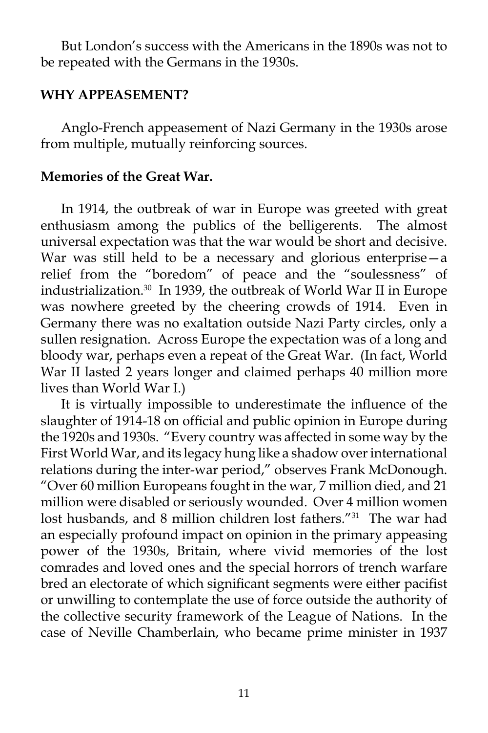But London's success with the Americans in the 1890s was not to be repeated with the Germans in the 1930s.

**WHY APPEASEMENT?**

Anglo-French appeasement of Nazi Germany in the 1930s arose from multiple, mutually reinforcing sources.

**Memories of the Great War.**

In 1914, the outbreak of war in Europe was greeted with great enthusiasm among the publics of the belligerents. The almost universal expectation was that the war would be short and decisive. War was still held to be a necessary and glorious enterprise—a relief from the "boredom" of peace and the "soulessness" of industrialization.[30] In 1939, the outbreak of World War II in Europe was nowhere greeted by the cheering crowds of 1914. Even in Germany there was no exaltation outside Nazi Party circles, only a sullen resignation. Across Europe the expectation was of a long and bloody war, perhaps even a repeat of the Great War. (In fact, World War II lasted 2 years longer and claimed perhaps 40 million more lives than World War I.)

It is virtually impossible to underestimate the influence of the slaughter of 1914-18 on official and public opinion in Europe during the 1920s and 1930s. "Every country was affected in some way by the First World War, and its legacy hung like a shadow over international relations during the inter-war period," observes Frank McDonough. "Over 60 million Europeans fought in the war, 7 million died, and 21 million were disabled or seriously wounded. Over 4 million women lost husbands, and 8 million children lost fathers."[31] The war had an especially profound impact on opinion in the primary appeasing power of the 1930s, Britain, where vivid memories of the lost comrades and loved ones and the special horrors of trench warfare bred an electorate of which significant segments were either pacifist or unwilling to contemplate the use of force outside the authority of the collective security framework of the League of Nations. In the case of Neville Chamberlain, who became prime minister in 1937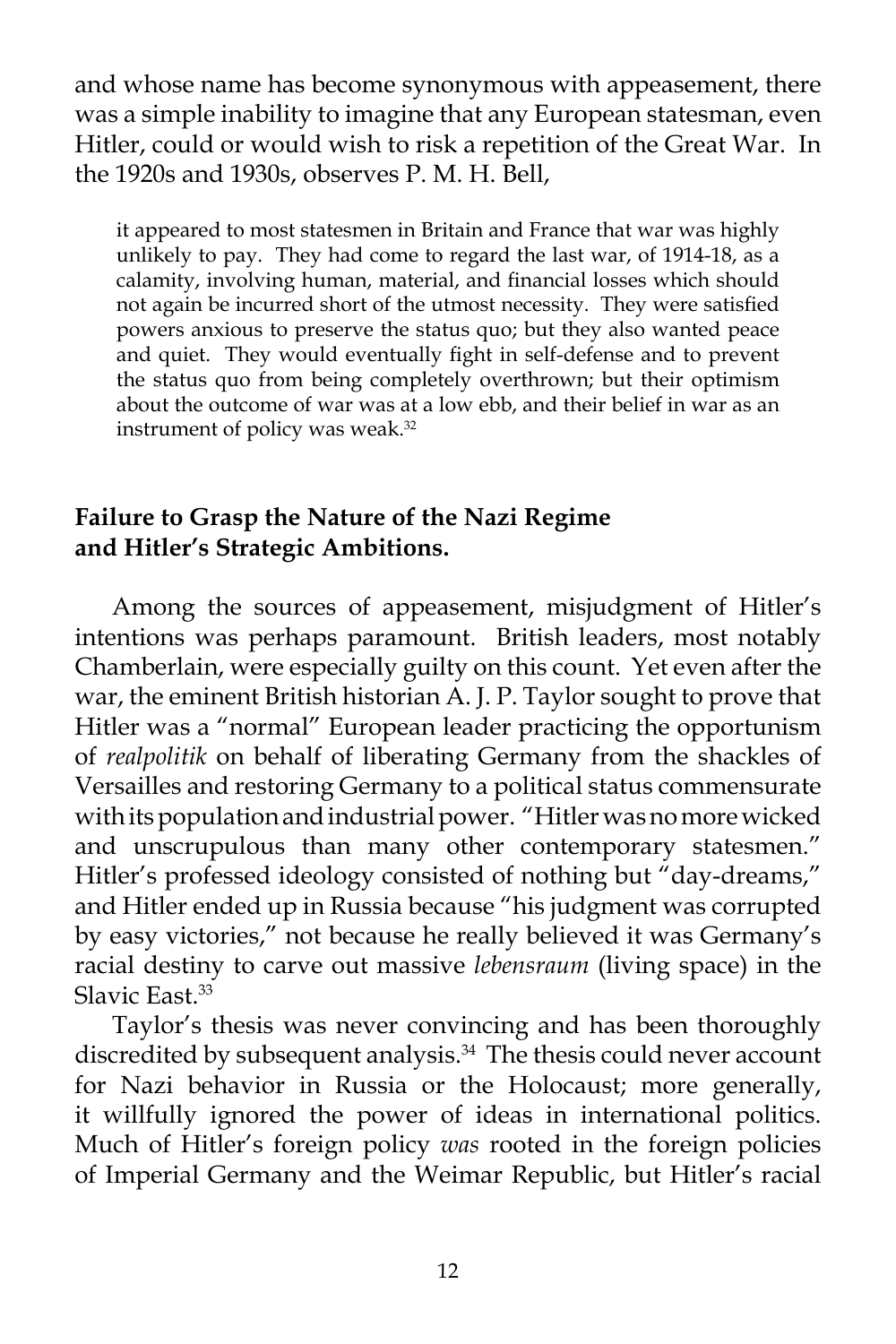and whose name has become synonymous with appeasement, there was a simple inability to imagine that any European statesman, even Hitler, could or would wish to risk a repetition of the Great War. In the 1920s and 1930s, observes P. M. H. Bell,

> it appeared to most statesmen in Britain and France that war was highly unlikely to pay. They had come to regard the last war, of 1914-18, as a calamity, involving human, material, and financial losses which should not again be incurred short of the utmost necessity. They were satisfied powers anxious to preserve the status quo; but they also wanted peace and quiet. They would eventually fight in self-defense and to prevent the status quo from being completely overthrown; but their optimism about the outcome of war was at a low ebb, and their belief in war as an instrument of policy was weak.[32]

### Failure to Grasp the Nature of the Nazi Regime and Hitler's Strategic Ambitions.

Among the sources of appeasement, misjudgment of Hitler's intentions was perhaps paramount. British leaders, most notably Chamberlain, were especially guilty on this count. Yet even after the war, the eminent British historian A. J. P. Taylor sought to prove that Hitler was a "normal" European leader practicing the opportunism of *realpolitik* on behalf of liberating Germany from the shackles of Versailles and restoring Germany to a political status commensurate with its population and industrial power. "Hitler was no more wicked and unscrupulous than many other contemporary statesmen." Hitler's professed ideology consisted of nothing but "day-dreams," and Hitler ended up in Russia because "his judgment was corrupted by easy victories," not because he really believed it was Germany's racial destiny to carve out massive *lebensraum* (living space) in the Slavic East.[33]

Taylor's thesis was never convincing and has been thoroughly discredited by subsequent analysis.[34] The thesis could never account for Nazi behavior in Russia or the Holocaust; more generally, it willfully ignored the power of ideas in international politics. Much of Hitler's foreign policy *was* rooted in the foreign policies of Imperial Germany and the Weimar Republic, but Hitler's racial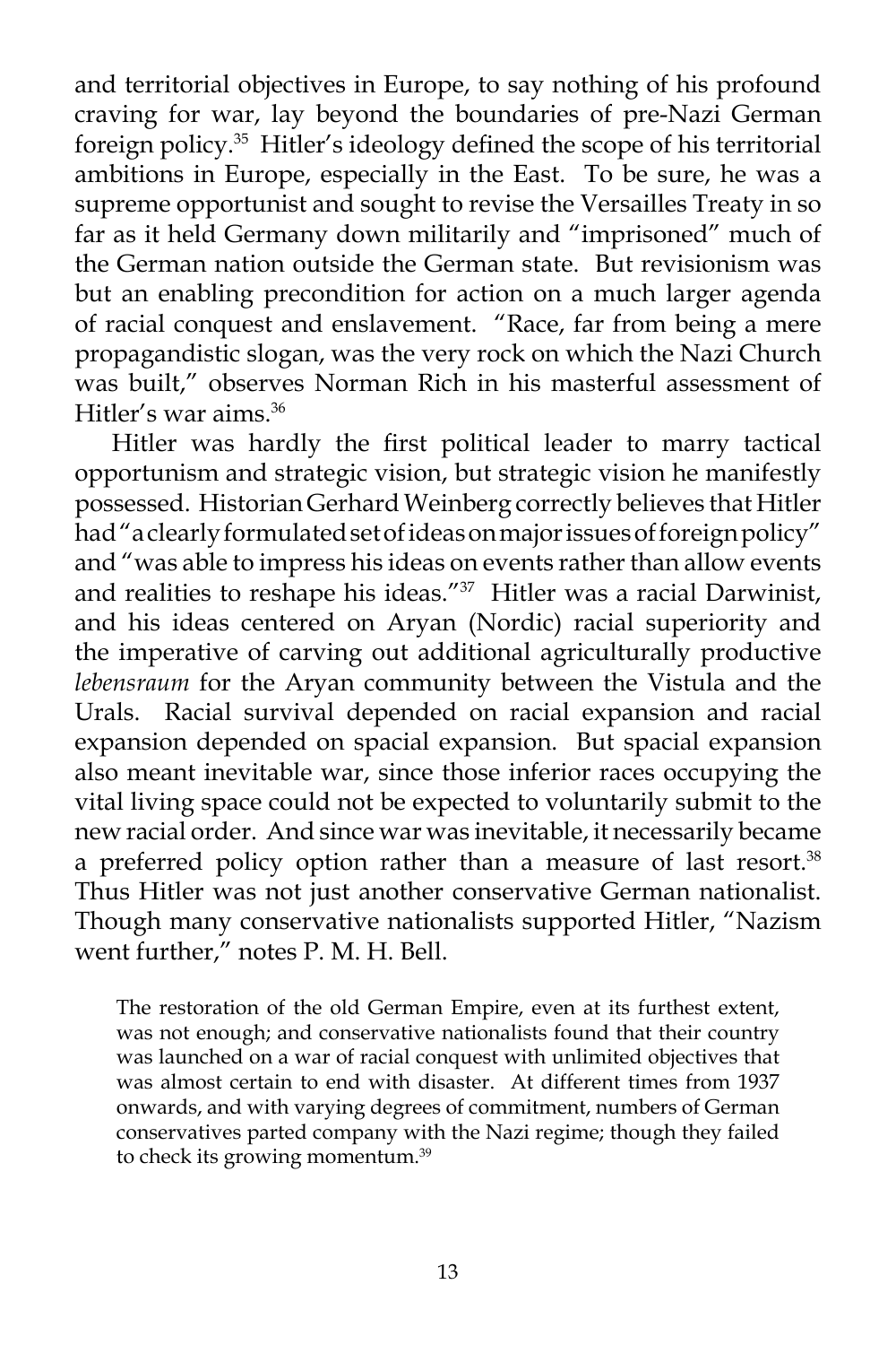and territorial objectives in Europe, to say nothing of his profound craving for war, lay beyond the boundaries of pre-Nazi German foreign policy.[35] Hitler's ideology defined the scope of his territorial ambitions in Europe, especially in the East. To be sure, he was a supreme opportunist and sought to revise the Versailles Treaty in so far as it held Germany down militarily and "imprisoned" much of the German nation outside the German state. But revisionism was but an enabling precondition for action on a much larger agenda of racial conquest and enslavement. "Race, far from being a mere propagandistic slogan, was the very rock on which the Nazi Church was built," observes Norman Rich in his masterful assessment of Hitler's war aims.[36]

Hitler was hardly the first political leader to marry tactical opportunism and strategic vision, but strategic vision he manifestly possessed. Historian Gerhard Weinberg correctly believes that Hitler had "a clearly formulated set of ideas on major issues of foreign policy" and "was able to impress his ideas on events rather than allow events and realities to reshape his ideas."[37] Hitler was a racial Darwinist, and his ideas centered on Aryan (Nordic) racial superiority and the imperative of carving out additional agriculturally productive *lebensraum* for the Aryan community between the Vistula and the Urals. Racial survival depended on racial expansion and racial expansion depended on spacial expansion. But spacial expansion also meant inevitable war, since those inferior races occupying the vital living space could not be expected to voluntarily submit to the new racial order. And since war was inevitable, it necessarily became a preferred policy option rather than a measure of last resort.[38] Thus Hitler was not just another conservative German nationalist. Though many conservative nationalists supported Hitler, "Nazism went further," notes P. M. H. Bell.

> The restoration of the old German Empire, even at its furthest extent, was not enough; and conservative nationalists found that their country was launched on a war of racial conquest with unlimited objectives that was almost certain to end with disaster. At different times from 1937 onwards, and with varying degrees of commitment, numbers of German conservatives parted company with the Nazi regime; though they failed to check its growing momentum.[39]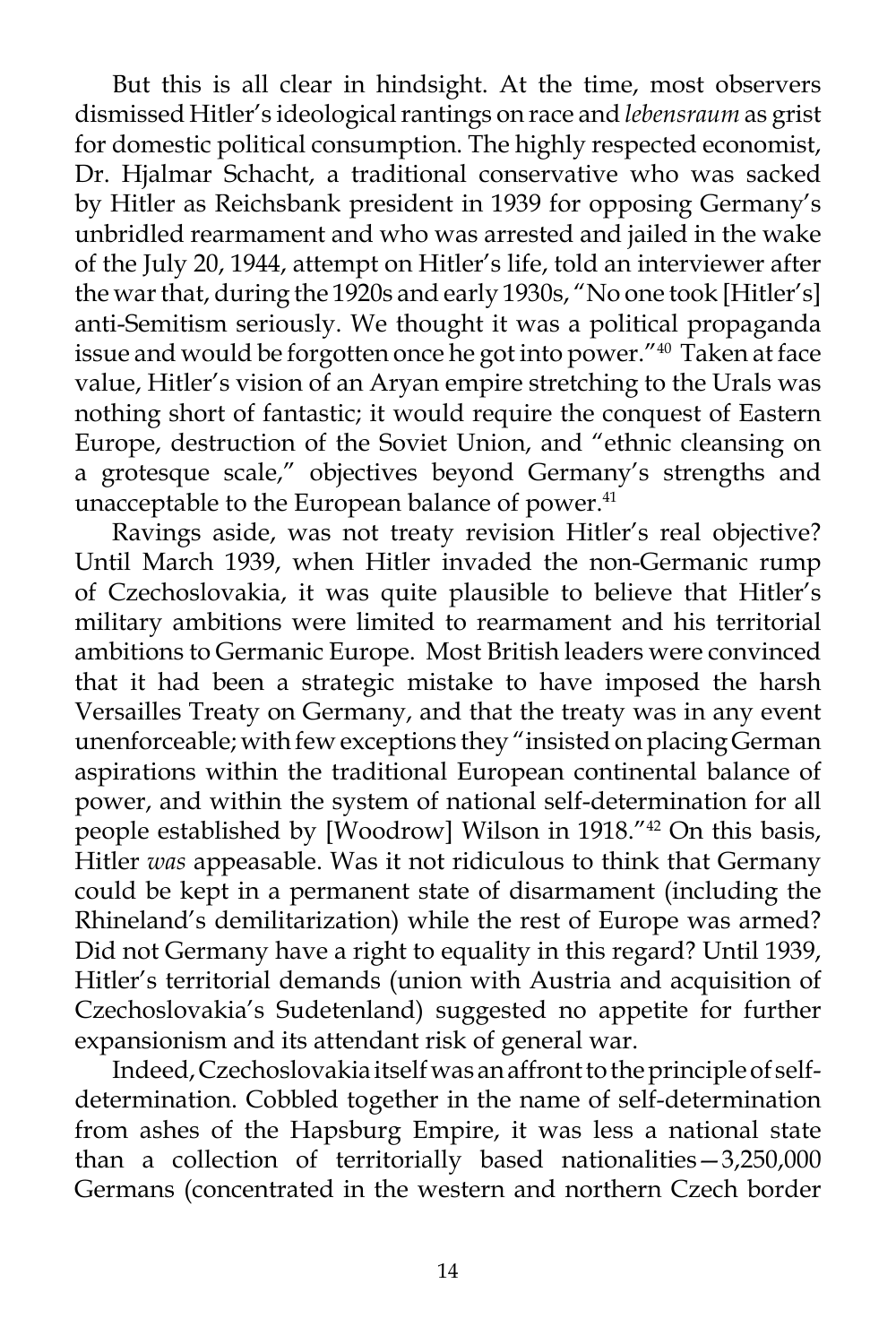But this is all clear in hindsight. At the time, most observers dismissed Hitler's ideological rantings on race and *lebensraum* as grist for domestic political consumption. The highly respected economist, Dr. Hjalmar Schacht, a traditional conservative who was sacked by Hitler as Reichsbank president in 1939 for opposing Germany's unbridled rearmament and who was arrested and jailed in the wake of the July 20, 1944, attempt on Hitler's life, told an interviewer after the war that, during the 1920s and early 1930s, "No one took [Hitler's] anti-Semitism seriously. We thought it was a political propaganda issue and would be forgotten once he got into power."[40] Taken at face value, Hitler's vision of an Aryan empire stretching to the Urals was nothing short of fantastic; it would require the conquest of Eastern Europe, destruction of the Soviet Union, and "ethnic cleansing on a grotesque scale," objectives beyond Germany's strengths and unacceptable to the European balance of power.[41]

Ravings aside, was not treaty revision Hitler's real objective? Until March 1939, when Hitler invaded the non-Germanic rump of Czechoslovakia, it was quite plausible to believe that Hitler's military ambitions were limited to rearmament and his territorial ambitions to Germanic Europe. Most British leaders were convinced that it had been a strategic mistake to have imposed the harsh Versailles Treaty on Germany, and that the treaty was in any event unenforceable; with few exceptions they "insisted on placing German aspirations within the traditional European continental balance of power, and within the system of national self-determination for all people established by [Woodrow] Wilson in 1918."[42] On this basis, Hitler *was* appeasable. Was it not ridiculous to think that Germany could be kept in a permanent state of disarmament (including the Rhineland's demilitarization) while the rest of Europe was armed? Did not Germany have a right to equality in this regard? Until 1939, Hitler's territorial demands (union with Austria and acquisition of Czechoslovakia's Sudetenland) suggested no appetite for further expansionism and its attendant risk of general war.

Indeed, Czechoslovakia itself was an affront to the principle of self-determination. Cobbled together in the name of self-determination from ashes of the Hapsburg Empire, it was less a national state than a collection of territorially based nationalities—3,250,000 Germans (concentrated in the western and northern Czech border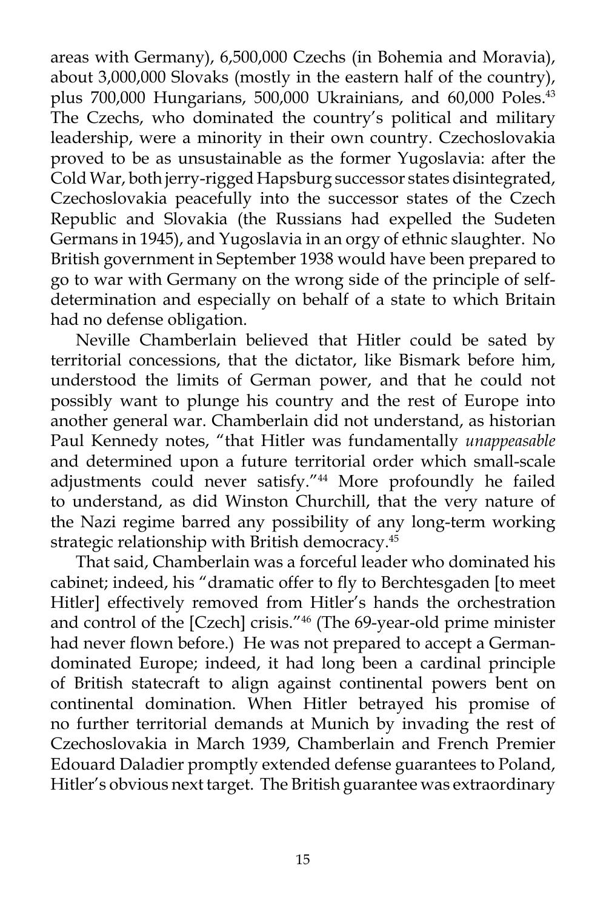areas with Germany), 6,500,000 Czechs (in Bohemia and Moravia), about 3,000,000 Slovaks (mostly in the eastern half of the country), plus 700,000 Hungarians, 500,000 Ukrainians, and 60,000 Poles.[43] The Czechs, who dominated the country's political and military leadership, were a minority in their own country. Czechoslovakia proved to be as unsustainable as the former Yugoslavia: after the Cold War, both jerry-rigged Hapsburg successor states disintegrated, Czechoslovakia peacefully into the successor states of the Czech Republic and Slovakia (the Russians had expelled the Sudeten Germans in 1945), and Yugoslavia in an orgy of ethnic slaughter. No British government in September 1938 would have been prepared to go to war with Germany on the wrong side of the principle of self-determination and especially on behalf of a state to which Britain had no defense obligation.

Neville Chamberlain believed that Hitler could be sated by territorial concessions, that the dictator, like Bismark before him, understood the limits of German power, and that he could not possibly want to plunge his country and the rest of Europe into another general war. Chamberlain did not understand, as historian Paul Kennedy notes, "that Hitler was fundamentally *unappeasable* and determined upon a future territorial order which small-scale adjustments could never satisfy."[44] More profoundly he failed to understand, as did Winston Churchill, that the very nature of the Nazi regime barred any possibility of any long-term working strategic relationship with British democracy.[45]

That said, Chamberlain was a forceful leader who dominated his cabinet; indeed, his "dramatic offer to fly to Berchtesgaden [to meet Hitler] effectively removed from Hitler's hands the orchestration and control of the [Czech] crisis."[46] (The 69-year-old prime minister had never flown before.) He was not prepared to accept a German-dominated Europe; indeed, it had long been a cardinal principle of British statecraft to align against continental powers bent on continental domination. When Hitler betrayed his promise of no further territorial demands at Munich by invading the rest of Czechoslovakia in March 1939, Chamberlain and French Premier Edouard Daladier promptly extended defense guarantees to Poland, Hitler's obvious next target. The British guarantee was extraordinary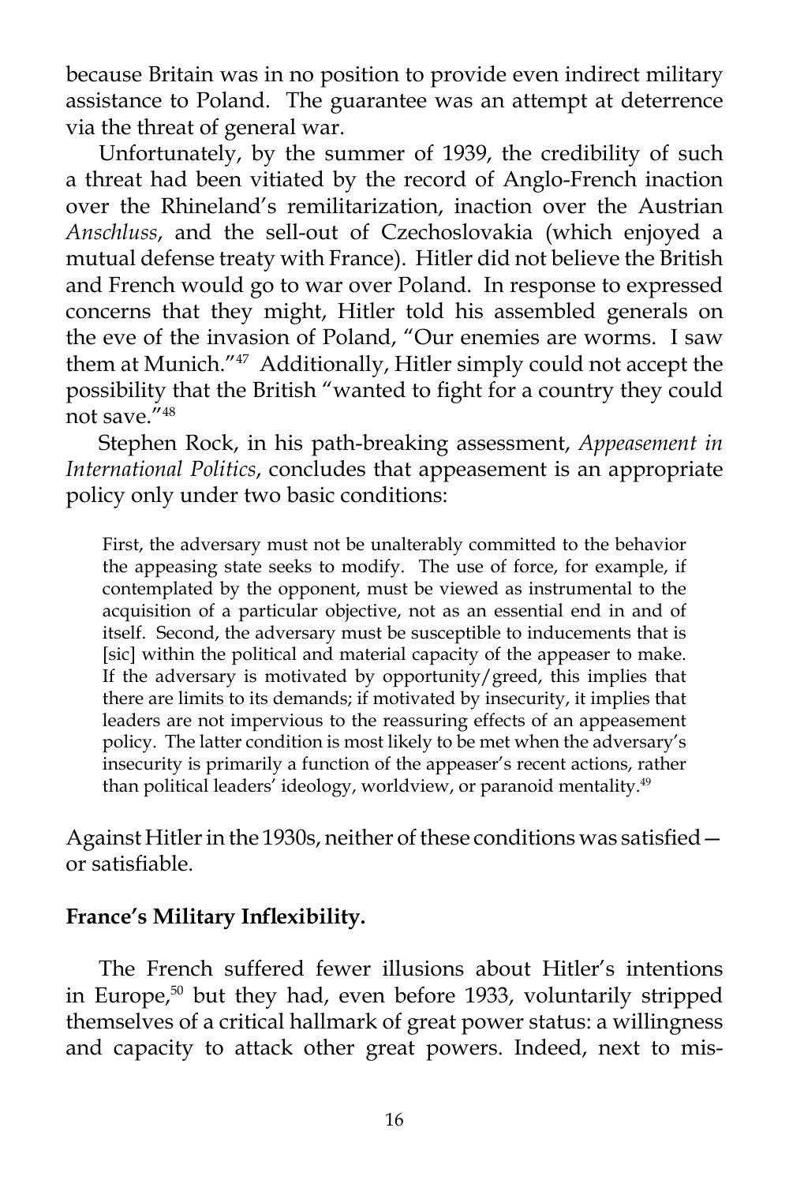because Britain was in no position to provide even indirect military assistance to Poland. The guarantee was an attempt at deterrence via the threat of general war.

Unfortunately, by the summer of 1939, the credibility of such a threat had been vitiated by the record of Anglo-French inaction over the Rhineland's remilitarization, inaction over the Austrian *Anschluss*, and the sell-out of Czechoslovakia (which enjoyed a mutual defense treaty with France). Hitler did not believe the British and French would go to war over Poland. In response to expressed concerns that they might, Hitler told his assembled generals on the eve of the invasion of Poland, "Our enemies are worms. I saw them at Munich."[47] Additionally, Hitler simply could not accept the possibility that the British "wanted to fight for a country they could not save."[48]

Stephen Rock, in his path-breaking assessment, *Appeasement in International Politics*, concludes that appeasement is an appropriate policy only under two basic conditions:

> First, the adversary must not be unalterably committed to the behavior the appeasing state seeks to modify. The use of force, for example, if contemplated by the opponent, must be viewed as instrumental to the acquisition of a particular objective, not as an essential end in and of itself. Second, the adversary must be susceptible to inducements that is [sic] within the political and material capacity of the appeaser to make. If the adversary is motivated by opportunity/greed, this implies that there are limits to its demands; if motivated by insecurity, it implies that leaders are not impervious to the reassuring effects of an appeasement policy. The latter condition is most likely to be met when the adversary's insecurity is primarily a function of the appeaser's recent actions, rather than political leaders' ideology, worldview, or paranoid mentality.[49]

Against Hitler in the 1930s, neither of these conditions was satisfied—or satisfiable.

**France's Military Inflexibility.**

The French suffered fewer illusions about Hitler's intentions in Europe,[50] but they had, even before 1933, voluntarily stripped themselves of a critical hallmark of great power status: a willingness and capacity to attack other great powers. Indeed, next to mis-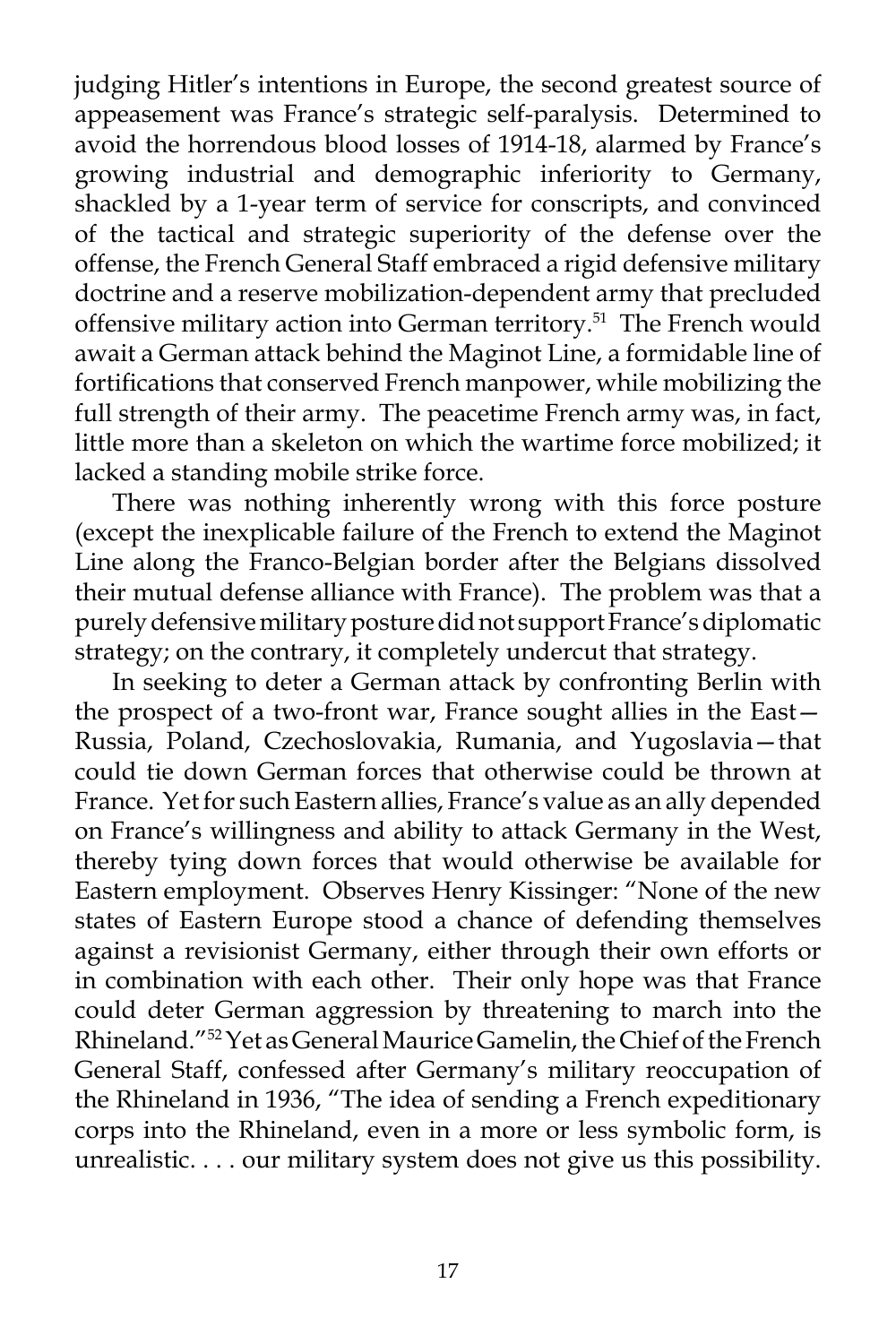judging Hitler's intentions in Europe, the second greatest source of appeasement was France's strategic self-paralysis. Determined to avoid the horrendous blood losses of 1914-18, alarmed by France's growing industrial and demographic inferiority to Germany, shackled by a 1-year term of service for conscripts, and convinced of the tactical and strategic superiority of the defense over the offense, the French General Staff embraced a rigid defensive military doctrine and a reserve mobilization-dependent army that precluded offensive military action into German territory.[51] The French would await a German attack behind the Maginot Line, a formidable line of fortifications that conserved French manpower, while mobilizing the full strength of their army. The peacetime French army was, in fact, little more than a skeleton on which the wartime force mobilized; it lacked a standing mobile strike force.

There was nothing inherently wrong with this force posture (except the inexplicable failure of the French to extend the Maginot Line along the Franco-Belgian border after the Belgians dissolved their mutual defense alliance with France). The problem was that a purely defensive military posture did not support France's diplomatic strategy; on the contrary, it completely undercut that strategy.

In seeking to deter a German attack by confronting Berlin with the prospect of a two-front war, France sought allies in the East—Russia, Poland, Czechoslovakia, Rumania, and Yugoslavia—that could tie down German forces that otherwise could be thrown at France. Yet for such Eastern allies, France's value as an ally depended on France's willingness and ability to attack Germany in the West, thereby tying down forces that would otherwise be available for Eastern employment. Observes Henry Kissinger: "None of the new states of Eastern Europe stood a chance of defending themselves against a revisionist Germany, either through their own efforts or in combination with each other. Their only hope was that France could deter German aggression by threatening to march into the Rhineland."[52] Yet as General Maurice Gamelin, the Chief of the French General Staff, confessed after Germany's military reoccupation of the Rhineland in 1936, "The idea of sending a French expeditionary corps into the Rhineland, even in a more or less symbolic form, is unrealistic. . . . our military system does not give us this possibility.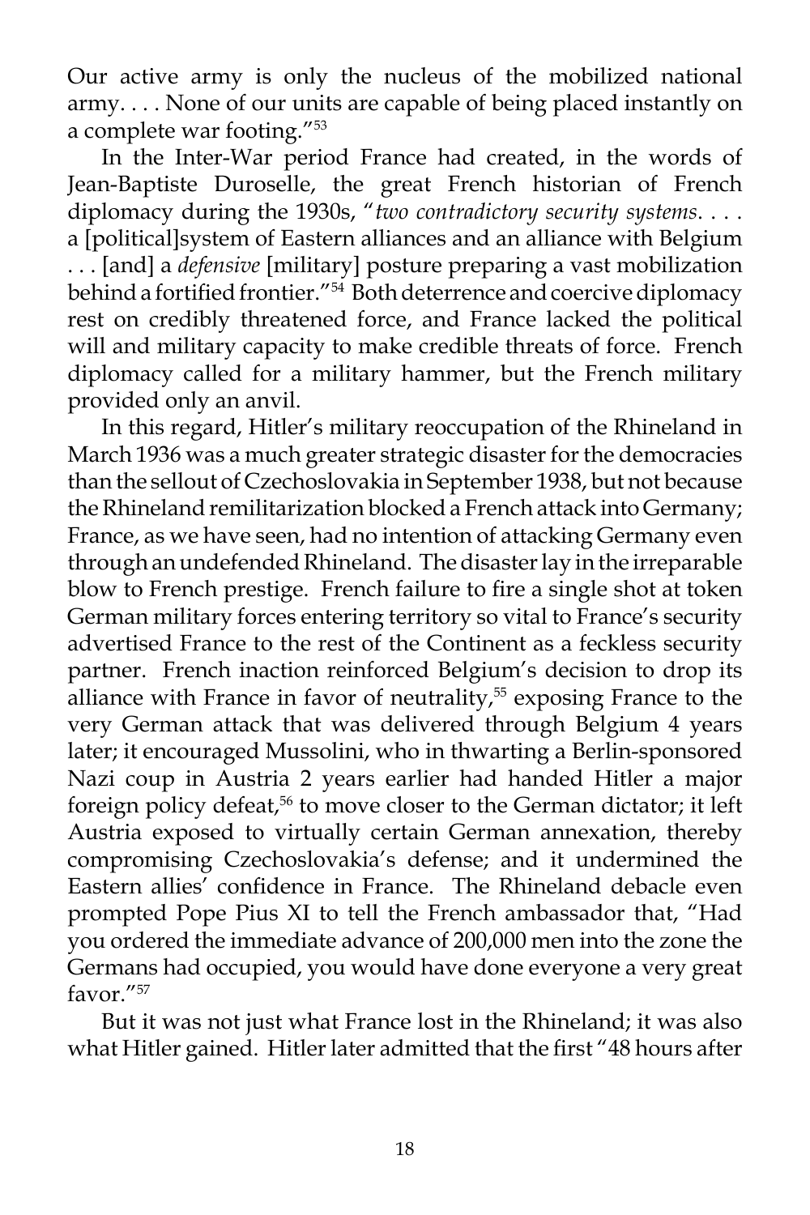Our active army is only the nucleus of the mobilized national army. . . . None of our units are capable of being placed instantly on a complete war footing."[53]

In the Inter-War period France had created, in the words of Jean-Baptiste Duroselle, the great French historian of French diplomacy during the 1930s, "*two contradictory security systems*. . . . a [political]system of Eastern alliances and an alliance with Belgium . . . [and] a *defensive* [military] posture preparing a vast mobilization behind a fortified frontier."[54] Both deterrence and coercive diplomacy rest on credibly threatened force, and France lacked the political will and military capacity to make credible threats of force. French diplomacy called for a military hammer, but the French military provided only an anvil.

In this regard, Hitler's military reoccupation of the Rhineland in March 1936 was a much greater strategic disaster for the democracies than the sellout of Czechoslovakia in September 1938, but not because the Rhineland remilitarization blocked a French attack into Germany; France, as we have seen, had no intention of attacking Germany even through an undefended Rhineland. The disaster lay in the irreparable blow to French prestige. French failure to fire a single shot at token German military forces entering territory so vital to France's security advertised France to the rest of the Continent as a feckless security partner. French inaction reinforced Belgium's decision to drop its alliance with France in favor of neutrality,[55] exposing France to the very German attack that was delivered through Belgium 4 years later; it encouraged Mussolini, who in thwarting a Berlin-sponsored Nazi coup in Austria 2 years earlier had handed Hitler a major foreign policy defeat,[56] to move closer to the German dictator; it left Austria exposed to virtually certain German annexation, thereby compromising Czechoslovakia's defense; and it undermined the Eastern allies' confidence in France. The Rhineland debacle even prompted Pope Pius XI to tell the French ambassador that, "Had you ordered the immediate advance of 200,000 men into the zone the Germans had occupied, you would have done everyone a very great favor."[57]

But it was not just what France lost in the Rhineland; it was also what Hitler gained. Hitler later admitted that the first "48 hours after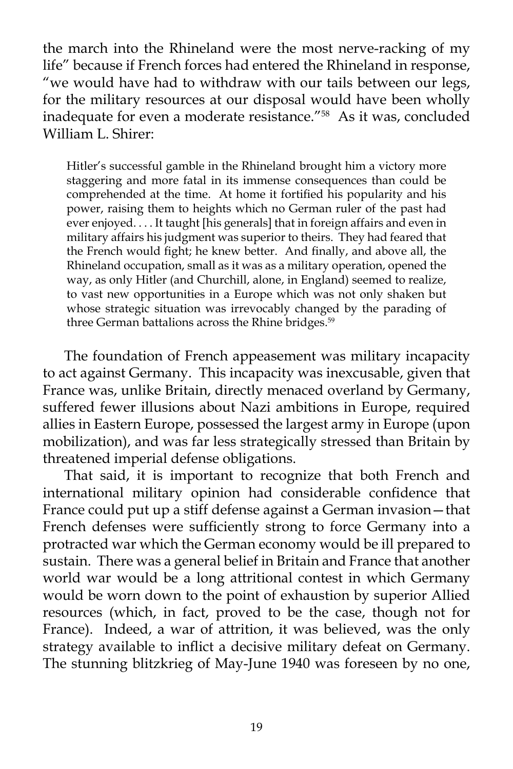the march into the Rhineland were the most nerve-racking of my life" because if French forces had entered the Rhineland in response, "we would have had to withdraw with our tails between our legs, for the military resources at our disposal would have been wholly inadequate for even a moderate resistance."[58] As it was, concluded William L. Shirer:

> Hitler's successful gamble in the Rhineland brought him a victory more staggering and more fatal in its immense consequences than could be comprehended at the time. At home it fortified his popularity and his power, raising them to heights which no German ruler of the past had ever enjoyed. . . . It taught [his generals] that in foreign affairs and even in military affairs his judgment was superior to theirs. They had feared that the French would fight; he knew better. And finally, and above all, the Rhineland occupation, small as it was as a military operation, opened the way, as only Hitler (and Churchill, alone, in England) seemed to realize, to vast new opportunities in a Europe which was not only shaken but whose strategic situation was irrevocably changed by the parading of three German battalions across the Rhine bridges.[59]

The foundation of French appeasement was military incapacity to act against Germany. This incapacity was inexcusable, given that France was, unlike Britain, directly menaced overland by Germany, suffered fewer illusions about Nazi ambitions in Europe, required allies in Eastern Europe, possessed the largest army in Europe (upon mobilization), and was far less strategically stressed than Britain by threatened imperial defense obligations.

That said, it is important to recognize that both French and international military opinion had considerable confidence that France could put up a stiff defense against a German invasion—that French defenses were sufficiently strong to force Germany into a protracted war which the German economy would be ill prepared to sustain. There was a general belief in Britain and France that another world war would be a long attritional contest in which Germany would be worn down to the point of exhaustion by superior Allied resources (which, in fact, proved to be the case, though not for France). Indeed, a war of attrition, it was believed, was the only strategy available to inflict a decisive military defeat on Germany. The stunning blitzkrieg of May-June 1940 was foreseen by no one,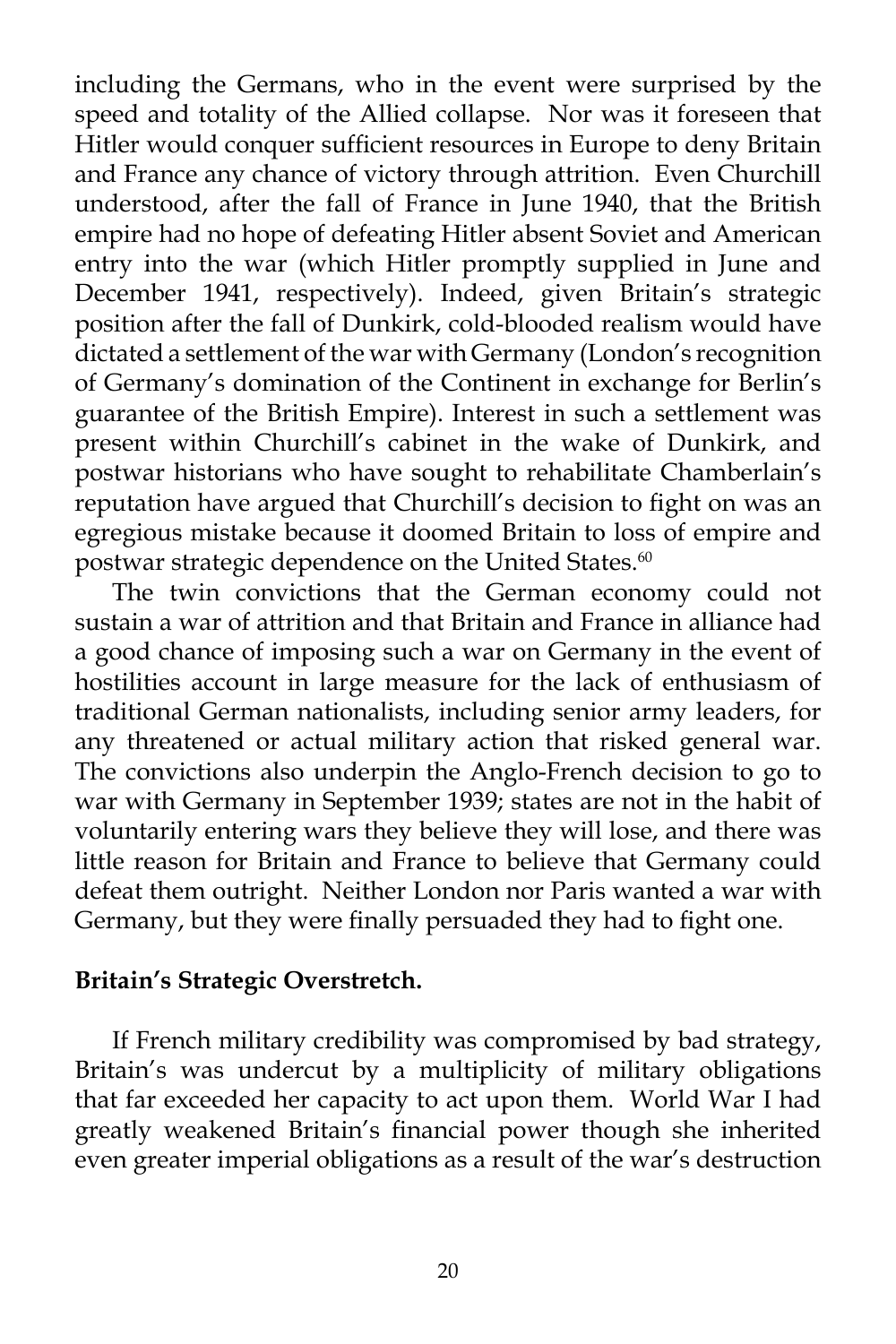including the Germans, who in the event were surprised by the speed and totality of the Allied collapse. Nor was it foreseen that Hitler would conquer sufficient resources in Europe to deny Britain and France any chance of victory through attrition. Even Churchill understood, after the fall of France in June 1940, that the British empire had no hope of defeating Hitler absent Soviet and American entry into the war (which Hitler promptly supplied in June and December 1941, respectively). Indeed, given Britain's strategic position after the fall of Dunkirk, cold-blooded realism would have dictated a settlement of the war with Germany (London's recognition of Germany's domination of the Continent in exchange for Berlin's guarantee of the British Empire). Interest in such a settlement was present within Churchill's cabinet in the wake of Dunkirk, and postwar historians who have sought to rehabilitate Chamberlain's reputation have argued that Churchill's decision to fight on was an egregious mistake because it doomed Britain to loss of empire and postwar strategic dependence on the United States.[60]

The twin convictions that the German economy could not sustain a war of attrition and that Britain and France in alliance had a good chance of imposing such a war on Germany in the event of hostilities account in large measure for the lack of enthusiasm of traditional German nationalists, including senior army leaders, for any threatened or actual military action that risked general war. The convictions also underpin the Anglo-French decision to go to war with Germany in September 1939; states are not in the habit of voluntarily entering wars they believe they will lose, and there was little reason for Britain and France to believe that Germany could defeat them outright. Neither London nor Paris wanted a war with Germany, but they were finally persuaded they had to fight one.

**Britain's Strategic Overstretch.**

If French military credibility was compromised by bad strategy, Britain's was undercut by a multiplicity of military obligations that far exceeded her capacity to act upon them. World War I had greatly weakened Britain's financial power though she inherited even greater imperial obligations as a result of the war's destruction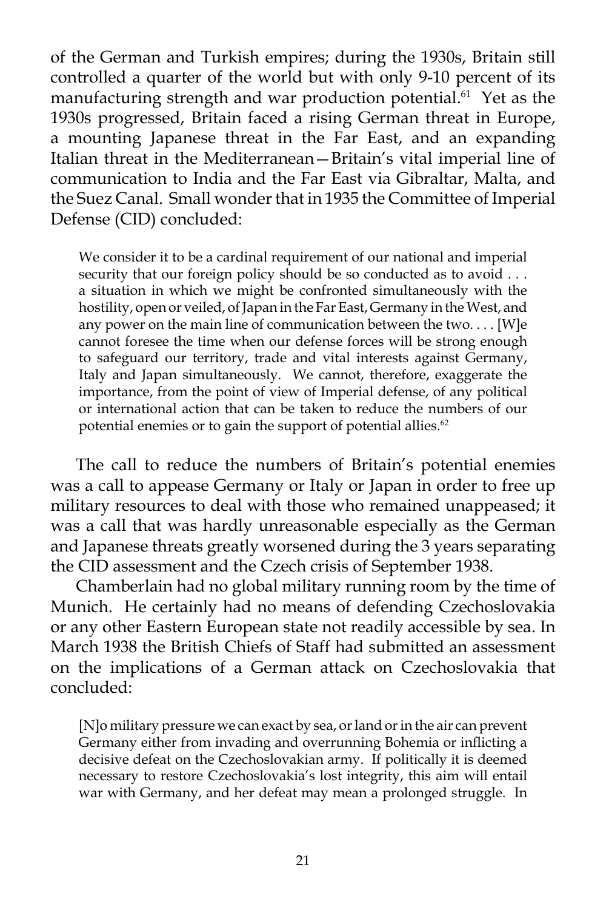of the German and Turkish empires; during the 1930s, Britain still controlled a quarter of the world but with only 9-10 percent of its manufacturing strength and war production potential.[61] Yet as the 1930s progressed, Britain faced a rising German threat in Europe, a mounting Japanese threat in the Far East, and an expanding Italian threat in the Mediterranean—Britain's vital imperial line of communication to India and the Far East via Gibraltar, Malta, and the Suez Canal. Small wonder that in 1935 the Committee of Imperial Defense (CID) concluded:

> We consider it to be a cardinal requirement of our national and imperial security that our foreign policy should be so conducted as to avoid . . . a situation in which we might be confronted simultaneously with the hostility, open or veiled, of Japan in the Far East, Germany in the West, and any power on the main line of communication between the two. . . . [W]e cannot foresee the time when our defense forces will be strong enough to safeguard our territory, trade and vital interests against Germany, Italy and Japan simultaneously. We cannot, therefore, exaggerate the importance, from the point of view of Imperial defense, of any political or international action that can be taken to reduce the numbers of our potential enemies or to gain the support of potential allies.[62]

The call to reduce the numbers of Britain's potential enemies was a call to appease Germany or Italy or Japan in order to free up military resources to deal with those who remained unappeased; it was a call that was hardly unreasonable especially as the German and Japanese threats greatly worsened during the 3 years separating the CID assessment and the Czech crisis of September 1938.

Chamberlain had no global military running room by the time of Munich. He certainly had no means of defending Czechoslovakia or any other Eastern European state not readily accessible by sea. In March 1938 the British Chiefs of Staff had submitted an assessment on the implications of a German attack on Czechoslovakia that concluded:

> [N]o military pressure we can exact by sea, or land or in the air can prevent Germany either from invading and overrunning Bohemia or inflicting a decisive defeat on the Czechoslovakian army. If politically it is deemed necessary to restore Czechoslovakia's lost integrity, this aim will entail war with Germany, and her defeat may mean a prolonged struggle. In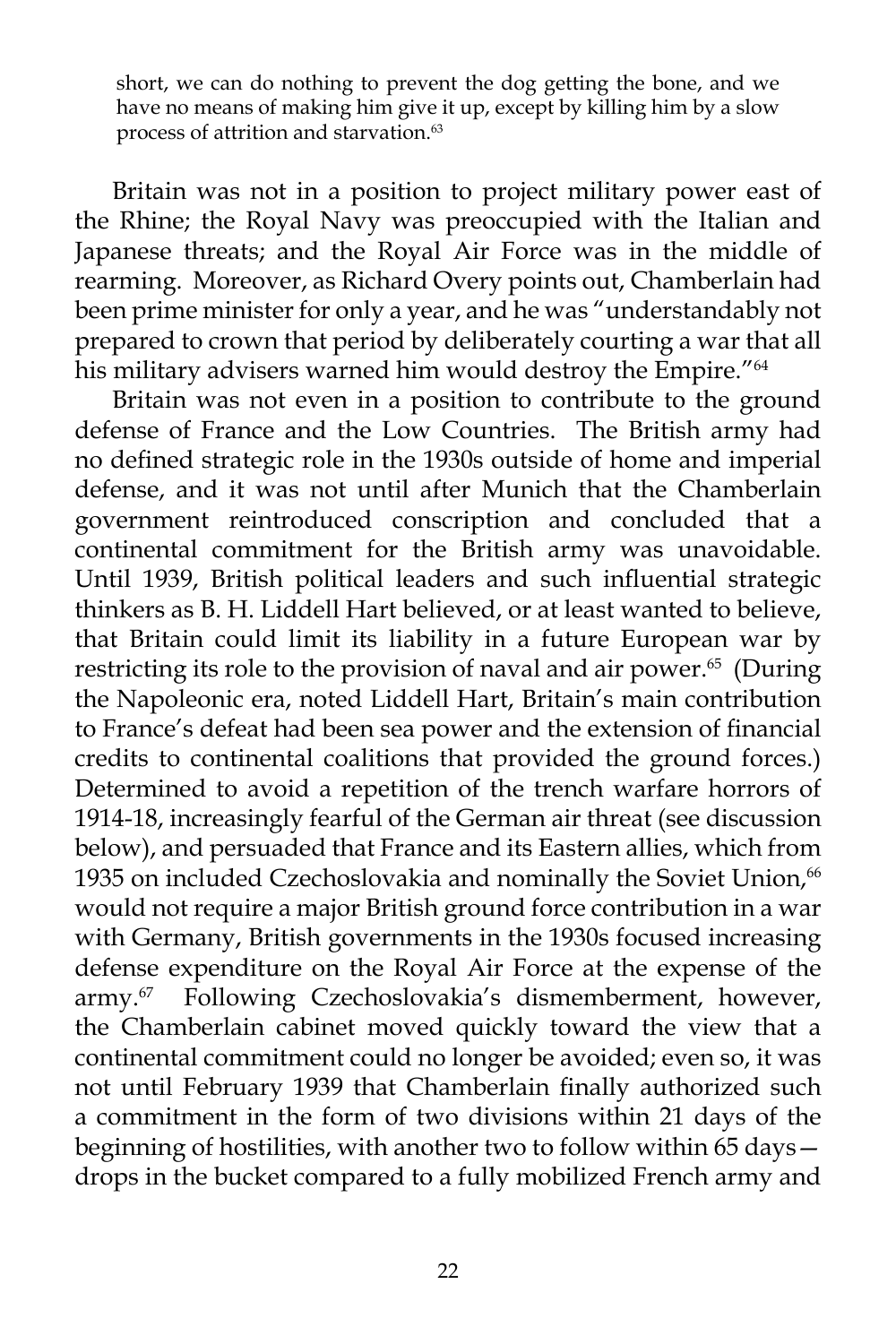short, we can do nothing to prevent the dog getting the bone, and we have no means of making him give it up, except by killing him by a slow process of attrition and starvation.[63]

Britain was not in a position to project military power east of the Rhine; the Royal Navy was preoccupied with the Italian and Japanese threats; and the Royal Air Force was in the middle of rearming. Moreover, as Richard Overy points out, Chamberlain had been prime minister for only a year, and he was "understandably not prepared to crown that period by deliberately courting a war that all his military advisers warned him would destroy the Empire."[64]

Britain was not even in a position to contribute to the ground defense of France and the Low Countries. The British army had no defined strategic role in the 1930s outside of home and imperial defense, and it was not until after Munich that the Chamberlain government reintroduced conscription and concluded that a continental commitment for the British army was unavoidable. Until 1939, British political leaders and such influential strategic thinkers as B. H. Liddell Hart believed, or at least wanted to believe, that Britain could limit its liability in a future European war by restricting its role to the provision of naval and air power.[65] (During the Napoleonic era, noted Liddell Hart, Britain's main contribution to France's defeat had been sea power and the extension of financial credits to continental coalitions that provided the ground forces.) Determined to avoid a repetition of the trench warfare horrors of 1914-18, increasingly fearful of the German air threat (see discussion below), and persuaded that France and its Eastern allies, which from 1935 on included Czechoslovakia and nominally the Soviet Union,[66] would not require a major British ground force contribution in a war with Germany, British governments in the 1930s focused increasing defense expenditure on the Royal Air Force at the expense of the army.[67] Following Czechoslovakia's dismemberment, however, the Chamberlain cabinet moved quickly toward the view that a continental commitment could no longer be avoided; even so, it was not until February 1939 that Chamberlain finally authorized such a commitment in the form of two divisions within 21 days of the beginning of hostilities, with another two to follow within 65 days—drops in the bucket compared to a fully mobilized French army and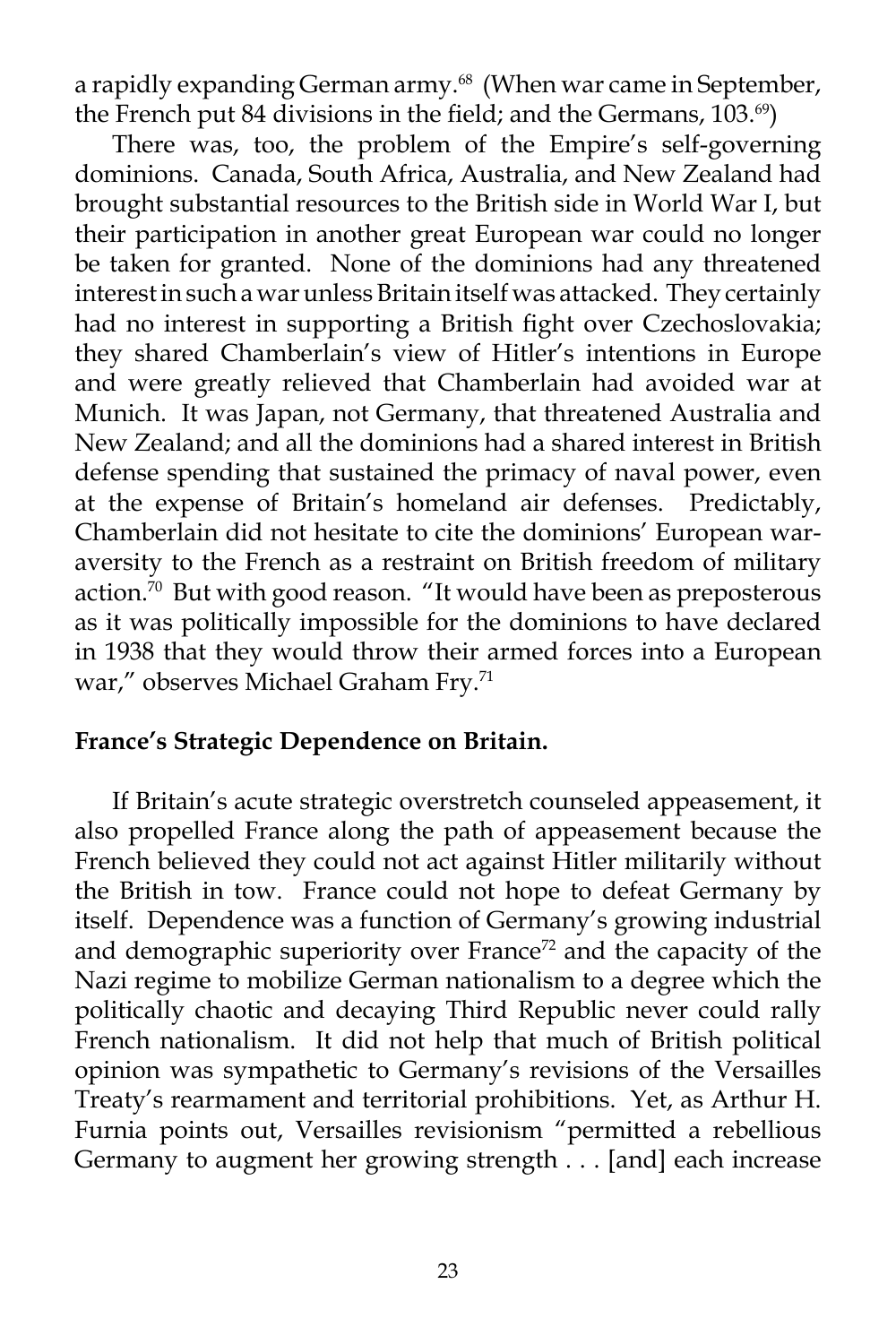a rapidly expanding German army.[68] (When war came in September, the French put 84 divisions in the field; and the Germans, 103.[69])

There was, too, the problem of the Empire's self-governing dominions. Canada, South Africa, Australia, and New Zealand had brought substantial resources to the British side in World War I, but their participation in another great European war could no longer be taken for granted. None of the dominions had any threatened interest in such a war unless Britain itself was attacked. They certainly had no interest in supporting a British fight over Czechoslovakia; they shared Chamberlain's view of Hitler's intentions in Europe and were greatly relieved that Chamberlain had avoided war at Munich. It was Japan, not Germany, that threatened Australia and New Zealand; and all the dominions had a shared interest in British defense spending that sustained the primacy of naval power, even at the expense of Britain's homeland air defenses. Predictably, Chamberlain did not hesitate to cite the dominions' European war-aversity to the French as a restraint on British freedom of military action.[70] But with good reason. "It would have been as preposterous as it was politically impossible for the dominions to have declared in 1938 that they would throw their armed forces into a European war," observes Michael Graham Fry.[71]

**France's Strategic Dependence on Britain.**

If Britain's acute strategic overstretch counseled appeasement, it also propelled France along the path of appeasement because the French believed they could not act against Hitler militarily without the British in tow. France could not hope to defeat Germany by itself. Dependence was a function of Germany's growing industrial and demographic superiority over France[72] and the capacity of the Nazi regime to mobilize German nationalism to a degree which the politically chaotic and decaying Third Republic never could rally French nationalism. It did not help that much of British political opinion was sympathetic to Germany's revisions of the Versailles Treaty's rearmament and territorial prohibitions. Yet, as Arthur H. Furnia points out, Versailles revisionism "permitted a rebellious Germany to augment her growing strength . . . [and] each increase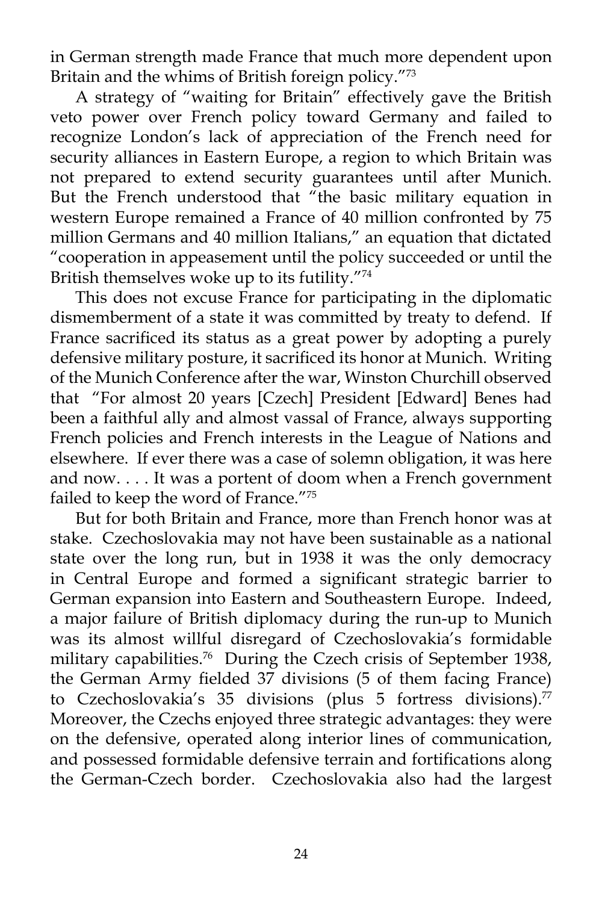in German strength made France that much more dependent upon Britain and the whims of British foreign policy."[73]

A strategy of "waiting for Britain" effectively gave the British veto power over French policy toward Germany and failed to recognize London's lack of appreciation of the French need for security alliances in Eastern Europe, a region to which Britain was not prepared to extend security guarantees until after Munich. But the French understood that "the basic military equation in western Europe remained a France of 40 million confronted by 75 million Germans and 40 million Italians," an equation that dictated "cooperation in appeasement until the policy succeeded or until the British themselves woke up to its futility."[74]

This does not excuse France for participating in the diplomatic dismemberment of a state it was committed by treaty to defend. If France sacrificed its status as a great power by adopting a purely defensive military posture, it sacrificed its honor at Munich. Writing of the Munich Conference after the war, Winston Churchill observed that "For almost 20 years [Czech] President [Edward] Benes had been a faithful ally and almost vassal of France, always supporting French policies and French interests in the League of Nations and elsewhere. If ever there was a case of solemn obligation, it was here and now. . . . It was a portent of doom when a French government failed to keep the word of France."[75]

But for both Britain and France, more than French honor was at stake. Czechoslovakia may not have been sustainable as a national state over the long run, but in 1938 it was the only democracy in Central Europe and formed a significant strategic barrier to German expansion into Eastern and Southeastern Europe. Indeed, a major failure of British diplomacy during the run-up to Munich was its almost willful disregard of Czechoslovakia's formidable military capabilities.[76] During the Czech crisis of September 1938, the German Army fielded 37 divisions (5 of them facing France) to Czechoslovakia's 35 divisions (plus 5 fortress divisions).[77] Moreover, the Czechs enjoyed three strategic advantages: they were on the defensive, operated along interior lines of communication, and possessed formidable defensive terrain and fortifications along the German-Czech border. Czechoslovakia also had the largest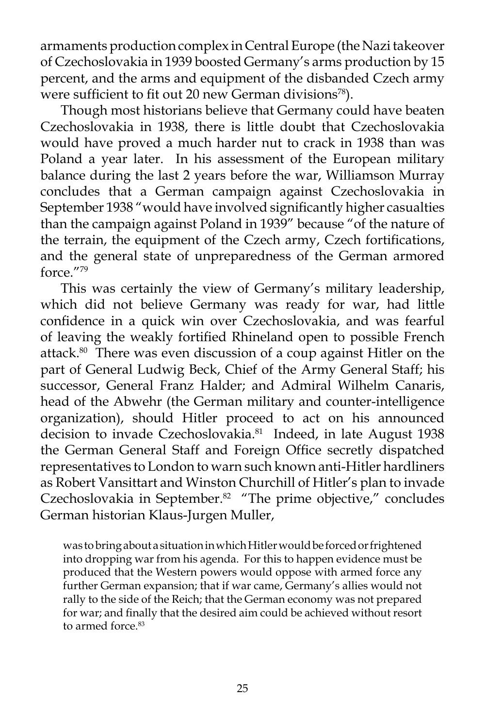armaments production complex in Central Europe (the Nazi takeover of Czechoslovakia in 1939 boosted Germany's arms production by 15 percent, and the arms and equipment of the disbanded Czech army were sufficient to fit out 20 new German divisions[78]).

Though most historians believe that Germany could have beaten Czechoslovakia in 1938, there is little doubt that Czechoslovakia would have proved a much harder nut to crack in 1938 than was Poland a year later. In his assessment of the European military balance during the last 2 years before the war, Williamson Murray concludes that a German campaign against Czechoslovakia in September 1938 "would have involved significantly higher casualties than the campaign against Poland in 1939" because "of the nature of the terrain, the equipment of the Czech army, Czech fortifications, and the general state of unpreparedness of the German armored force."[79]

This was certainly the view of Germany's military leadership, which did not believe Germany was ready for war, had little confidence in a quick win over Czechoslovakia, and was fearful of leaving the weakly fortified Rhineland open to possible French attack.[80] There was even discussion of a coup against Hitler on the part of General Ludwig Beck, Chief of the Army General Staff; his successor, General Franz Halder; and Admiral Wilhelm Canaris, head of the Abwehr (the German military and counter-intelligence organization), should Hitler proceed to act on his announced decision to invade Czechoslovakia.[81] Indeed, in late August 1938 the German General Staff and Foreign Office secretly dispatched representatives to London to warn such known anti-Hitler hardliners as Robert Vansittart and Winston Churchill of Hitler's plan to invade Czechoslovakia in September.[82] "The prime objective," concludes German historian Klaus-Jurgen Muller,

> was to bring about a situation in which Hitler would be forced or frightened into dropping war from his agenda. For this to happen evidence must be produced that the Western powers would oppose with armed force any further German expansion; that if war came, Germany's allies would not rally to the side of the Reich; that the German economy was not prepared for war; and finally that the desired aim could be achieved without resort to armed force.[83]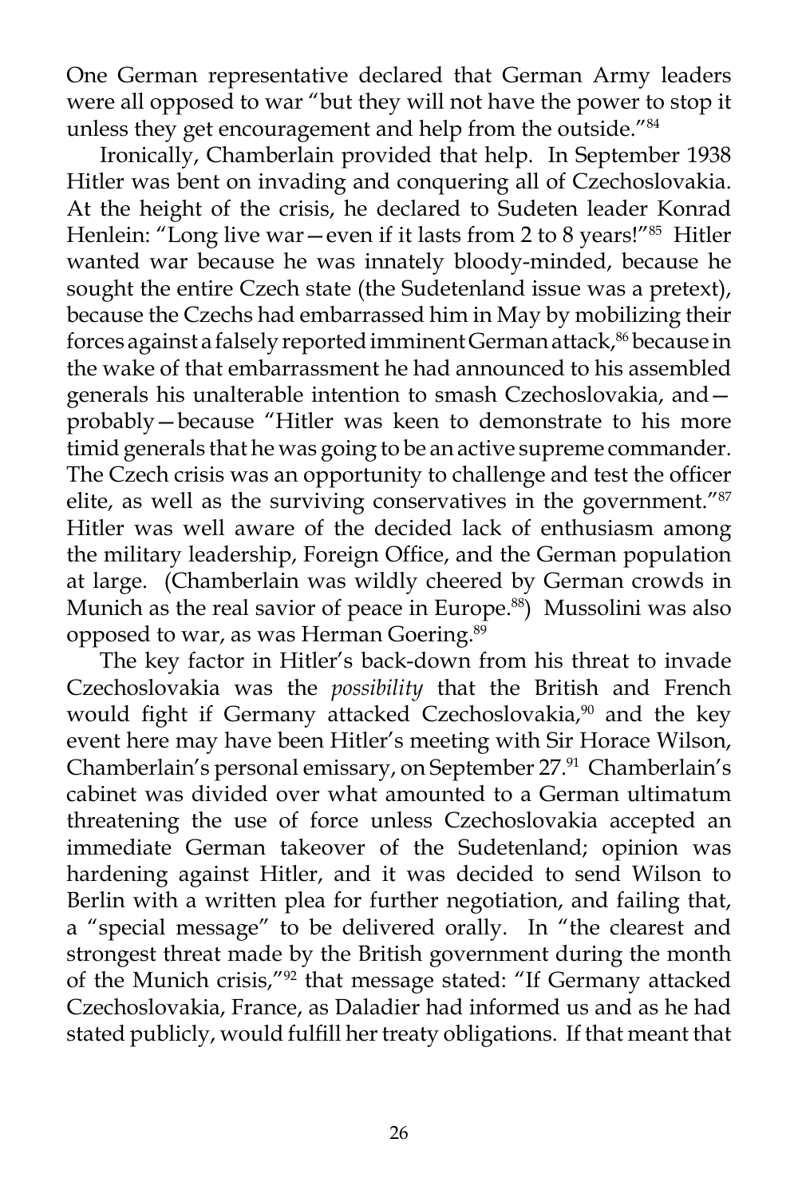One German representative declared that German Army leaders were all opposed to war "but they will not have the power to stop it unless they get encouragement and help from the outside."[84]

Ironically, Chamberlain provided that help. In September 1938 Hitler was bent on invading and conquering all of Czechoslovakia. At the height of the crisis, he declared to Sudeten leader Konrad Henlein: "Long live war—even if it lasts from 2 to 8 years!"[85] Hitler wanted war because he was innately bloody-minded, because he sought the entire Czech state (the Sudetenland issue was a pretext), because the Czechs had embarrassed him in May by mobilizing their forces against a falsely reported imminent German attack,[86] because in the wake of that embarrassment he had announced to his assembled generals his unalterable intention to smash Czechoslovakia, and—probably—because "Hitler was keen to demonstrate to his more timid generals that he was going to be an active supreme commander. The Czech crisis was an opportunity to challenge and test the officer elite, as well as the surviving conservatives in the government."[87] Hitler was well aware of the decided lack of enthusiasm among the military leadership, Foreign Office, and the German population at large. (Chamberlain was wildly cheered by German crowds in Munich as the real savior of peace in Europe.[88]) Mussolini was also opposed to war, as was Herman Goering.[89]

The key factor in Hitler's back-down from his threat to invade Czechoslovakia was the *possibility* that the British and French would fight if Germany attacked Czechoslovakia,[90] and the key event here may have been Hitler's meeting with Sir Horace Wilson, Chamberlain's personal emissary, on September 27.[91] Chamberlain's cabinet was divided over what amounted to a German ultimatum threatening the use of force unless Czechoslovakia accepted an immediate German takeover of the Sudetenland; opinion was hardening against Hitler, and it was decided to send Wilson to Berlin with a written plea for further negotiation, and failing that, a "special message" to be delivered orally. In "the clearest and strongest threat made by the British government during the month of the Munich crisis,"[92] that message stated: "If Germany attacked Czechoslovakia, France, as Daladier had informed us and as he had stated publicly, would fulfill her treaty obligations. If that meant that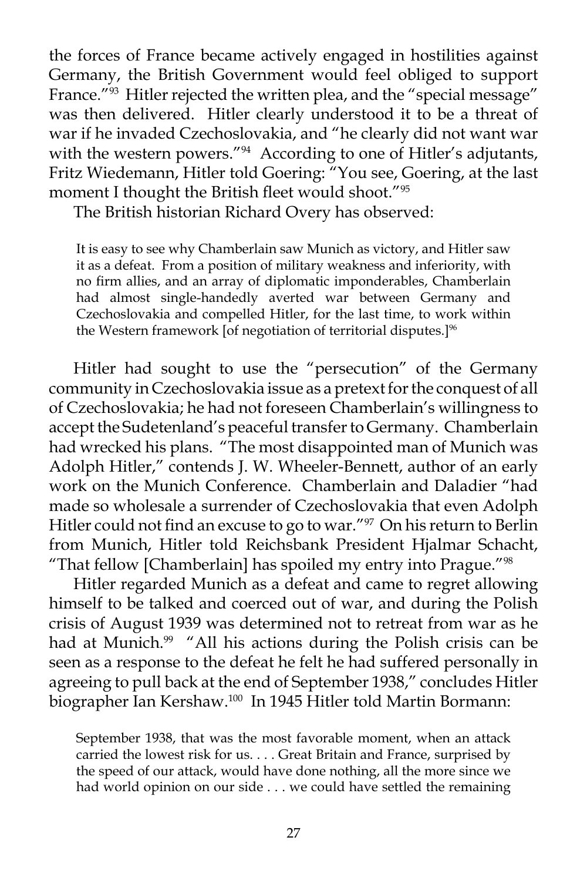the forces of France became actively engaged in hostilities against Germany, the British Government would feel obliged to support France."[93] Hitler rejected the written plea, and the "special message" was then delivered. Hitler clearly understood it to be a threat of war if he invaded Czechoslovakia, and "he clearly did not want war with the western powers."[94] According to one of Hitler's adjutants, Fritz Wiedemann, Hitler told Goering: "You see, Goering, at the last moment I thought the British fleet would shoot."[95]

The British historian Richard Overy has observed:

> It is easy to see why Chamberlain saw Munich as victory, and Hitler saw it as a defeat. From a position of military weakness and inferiority, with no firm allies, and an array of diplomatic imponderables, Chamberlain had almost single-handedly averted war between Germany and Czechoslovakia and compelled Hitler, for the last time, to work within the Western framework [of negotiation of territorial disputes.][96]

Hitler had sought to use the "persecution" of the Germany community in Czechoslovakia issue as a pretext for the conquest of all of Czechoslovakia; he had not foreseen Chamberlain's willingness to accept the Sudetenland's peaceful transfer to Germany. Chamberlain had wrecked his plans. "The most disappointed man of Munich was Adolph Hitler," contends J. W. Wheeler-Bennett, author of an early work on the Munich Conference. Chamberlain and Daladier "had made so wholesale a surrender of Czechoslovakia that even Adolph Hitler could not find an excuse to go to war."[97] On his return to Berlin from Munich, Hitler told Reichsbank President Hjalmar Schacht, "That fellow [Chamberlain] has spoiled my entry into Prague."[98]

Hitler regarded Munich as a defeat and came to regret allowing himself to be talked and coerced out of war, and during the Polish crisis of August 1939 was determined not to retreat from war as he had at Munich.[99] "All his actions during the Polish crisis can be seen as a response to the defeat he felt he had suffered personally in agreeing to pull back at the end of September 1938," concludes Hitler biographer Ian Kershaw.[100] In 1945 Hitler told Martin Bormann:

> September 1938, that was the most favorable moment, when an attack carried the lowest risk for us. . . . Great Britain and France, surprised by the speed of our attack, would have done nothing, all the more since we had world opinion on our side . . . we could have settled the remaining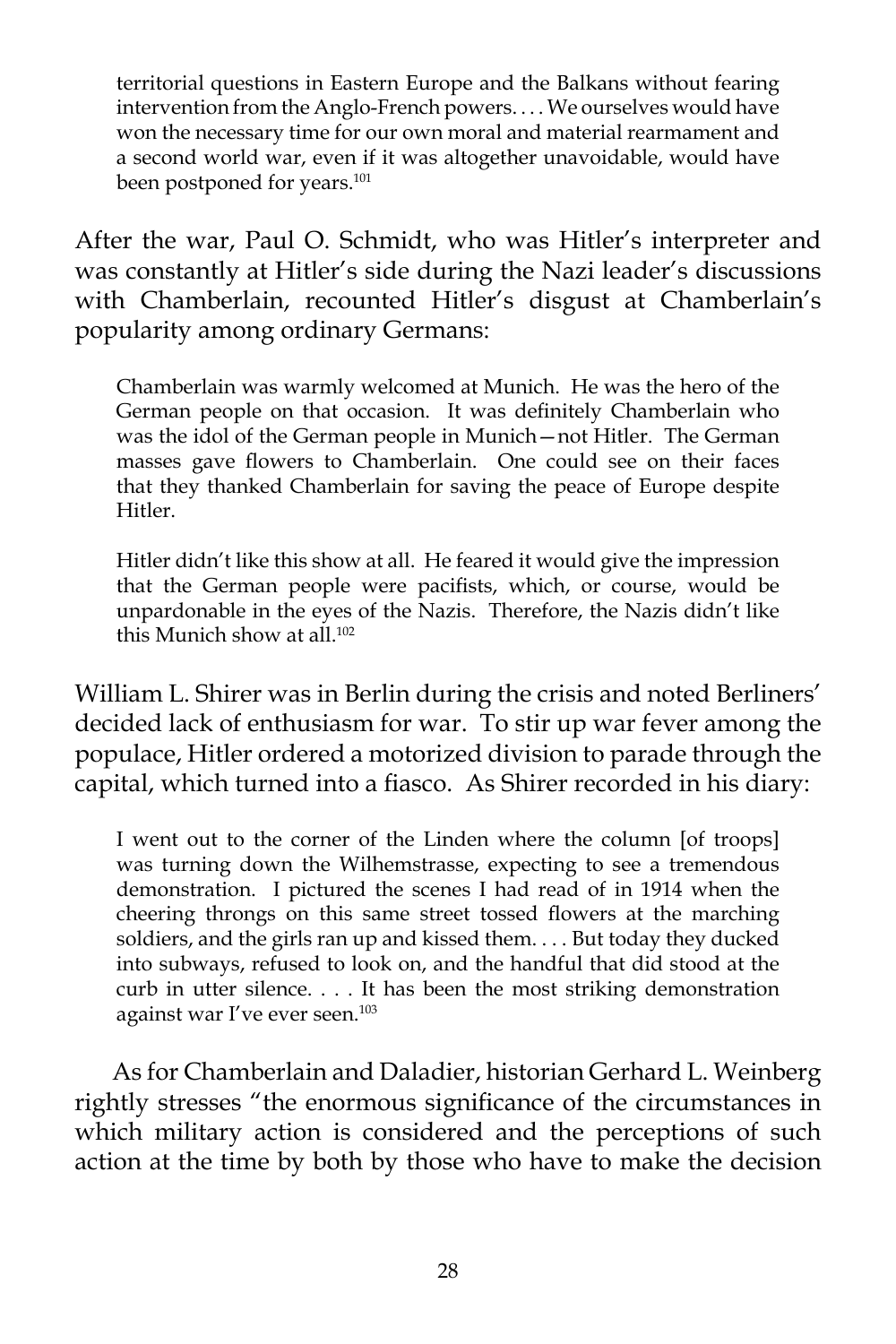> territorial questions in Eastern Europe and the Balkans without fearing intervention from the Anglo-French powers. . . . We ourselves would have won the necessary time for our own moral and material rearmament and a second world war, even if it was altogether unavoidable, would have been postponed for years.[101]

After the war, Paul O. Schmidt, who was Hitler's interpreter and was constantly at Hitler's side during the Nazi leader's discussions with Chamberlain, recounted Hitler's disgust at Chamberlain's popularity among ordinary Germans:

> Chamberlain was warmly welcomed at Munich. He was the hero of the German people on that occasion. It was definitely Chamberlain who was the idol of the German people in Munich—not Hitler. The German masses gave flowers to Chamberlain. One could see on their faces that they thanked Chamberlain for saving the peace of Europe despite Hitler.
>
> Hitler didn't like this show at all. He feared it would give the impression that the German people were pacifists, which, or course, would be unpardonable in the eyes of the Nazis. Therefore, the Nazis didn't like this Munich show at all.[102]

William L. Shirer was in Berlin during the crisis and noted Berliners' decided lack of enthusiasm for war. To stir up war fever among the populace, Hitler ordered a motorized division to parade through the capital, which turned into a fiasco. As Shirer recorded in his diary:

> I went out to the corner of the Linden where the column [of troops] was turning down the Wilhemstrasse, expecting to see a tremendous demonstration. I pictured the scenes I had read of in 1914 when the cheering throngs on this same street tossed flowers at the marching soldiers, and the girls ran up and kissed them. . . . But today they ducked into subways, refused to look on, and the handful that did stood at the curb in utter silence. . . . It has been the most striking demonstration against war I've ever seen.[103]

As for Chamberlain and Daladier, historian Gerhard L. Weinberg rightly stresses "the enormous significance of the circumstances in which military action is considered and the perceptions of such action at the time by both by those who have to make the decision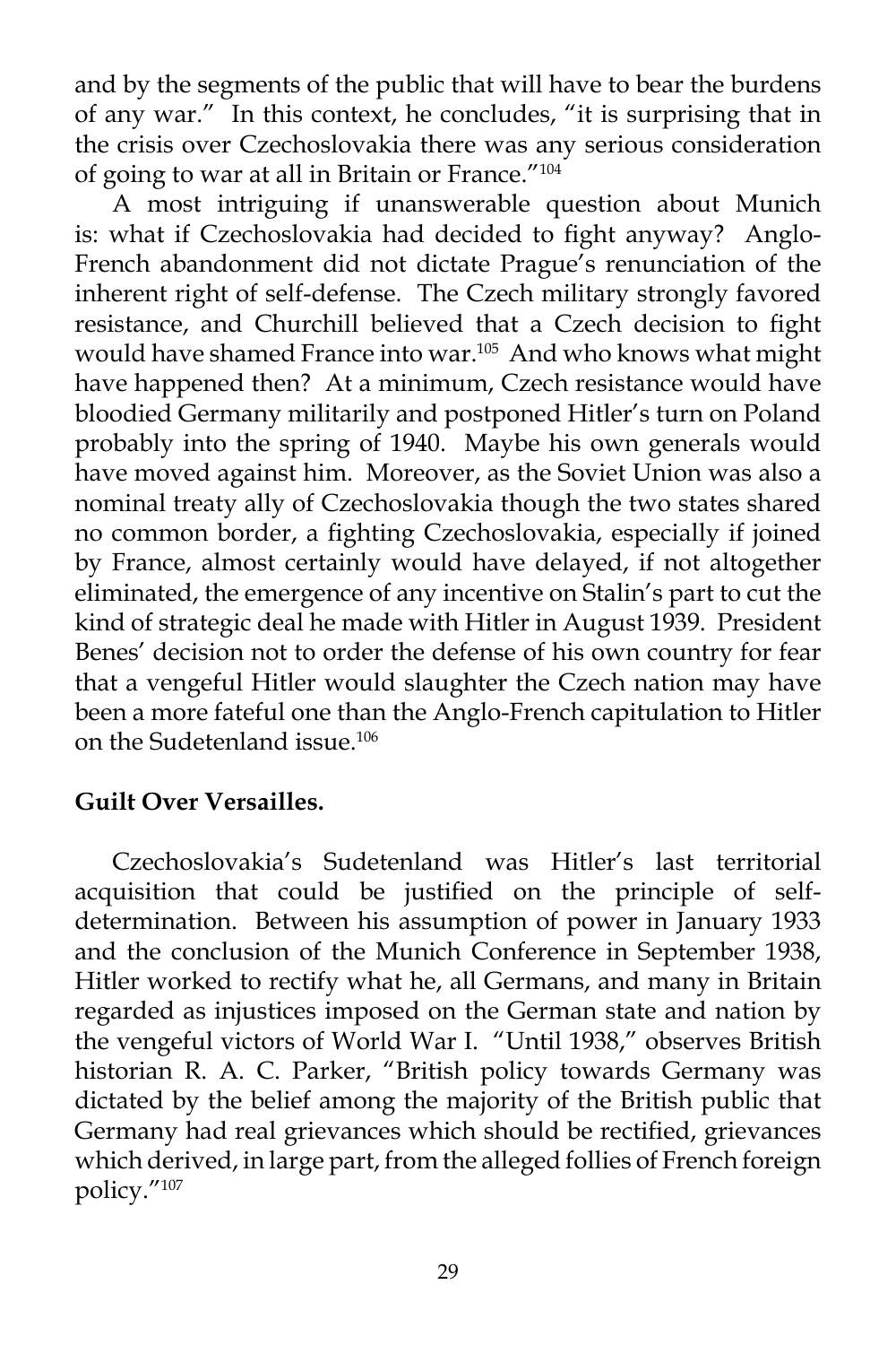and by the segments of the public that will have to bear the burdens of any war." In this context, he concludes, "it is surprising that in the crisis over Czechoslovakia there was any serious consideration of going to war at all in Britain or France."[104]

A most intriguing if unanswerable question about Munich is: what if Czechoslovakia had decided to fight anyway? Anglo-French abandonment did not dictate Prague's renunciation of the inherent right of self-defense. The Czech military strongly favored resistance, and Churchill believed that a Czech decision to fight would have shamed France into war.[105] And who knows what might have happened then? At a minimum, Czech resistance would have bloodied Germany militarily and postponed Hitler's turn on Poland probably into the spring of 1940. Maybe his own generals would have moved against him. Moreover, as the Soviet Union was also a nominal treaty ally of Czechoslovakia though the two states shared no common border, a fighting Czechoslovakia, especially if joined by France, almost certainly would have delayed, if not altogether eliminated, the emergence of any incentive on Stalin's part to cut the kind of strategic deal he made with Hitler in August 1939. President Benes' decision not to order the defense of his own country for fear that a vengeful Hitler would slaughter the Czech nation may have been a more fateful one than the Anglo-French capitulation to Hitler on the Sudetenland issue.[106]

**Guilt Over Versailles.**

Czechoslovakia's Sudetenland was Hitler's last territorial acquisition that could be justified on the principle of self-determination. Between his assumption of power in January 1933 and the conclusion of the Munich Conference in September 1938, Hitler worked to rectify what he, all Germans, and many in Britain regarded as injustices imposed on the German state and nation by the vengeful victors of World War I. "Until 1938," observes British historian R. A. C. Parker, "British policy towards Germany was dictated by the belief among the majority of the British public that Germany had real grievances which should be rectified, grievances which derived, in large part, from the alleged follies of French foreign policy."[107]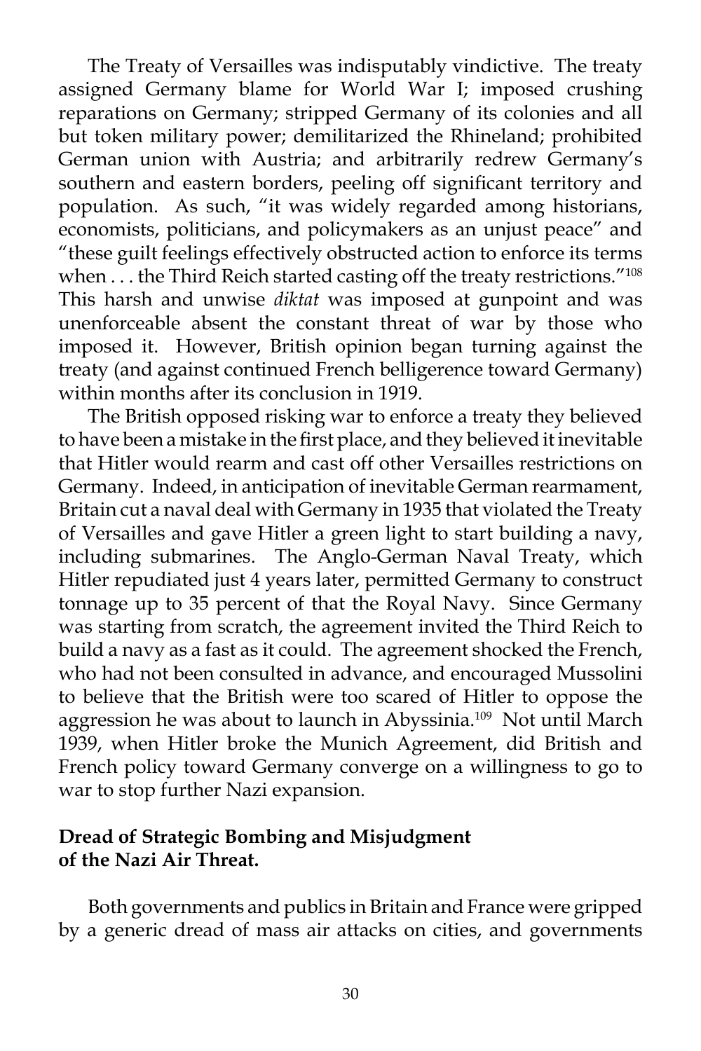The Treaty of Versailles was indisputably vindictive. The treaty assigned Germany blame for World War I; imposed crushing reparations on Germany; stripped Germany of its colonies and all but token military power; demilitarized the Rhineland; prohibited German union with Austria; and arbitrarily redrew Germany's southern and eastern borders, peeling off significant territory and population. As such, "it was widely regarded among historians, economists, politicians, and policymakers as an unjust peace" and "these guilt feelings effectively obstructed action to enforce its terms when . . . the Third Reich started casting off the treaty restrictions."[108] This harsh and unwise *diktat* was imposed at gunpoint and was unenforceable absent the constant threat of war by those who imposed it. However, British opinion began turning against the treaty (and against continued French belligerence toward Germany) within months after its conclusion in 1919.

The British opposed risking war to enforce a treaty they believed to have been a mistake in the first place, and they believed it inevitable that Hitler would rearm and cast off other Versailles restrictions on Germany. Indeed, in anticipation of inevitable German rearmament, Britain cut a naval deal with Germany in 1935 that violated the Treaty of Versailles and gave Hitler a green light to start building a navy, including submarines. The Anglo-German Naval Treaty, which Hitler repudiated just 4 years later, permitted Germany to construct tonnage up to 35 percent of that the Royal Navy. Since Germany was starting from scratch, the agreement invited the Third Reich to build a navy as a fast as it could. The agreement shocked the French, who had not been consulted in advance, and encouraged Mussolini to believe that the British were too scared of Hitler to oppose the aggression he was about to launch in Abyssinia.[109] Not until March 1939, when Hitler broke the Munich Agreement, did British and French policy toward Germany converge on a willingness to go to war to stop further Nazi expansion.

**Dread of Strategic Bombing and Misjudgment of the Nazi Air Threat.**

Both governments and publics in Britain and France were gripped by a generic dread of mass air attacks on cities, and governments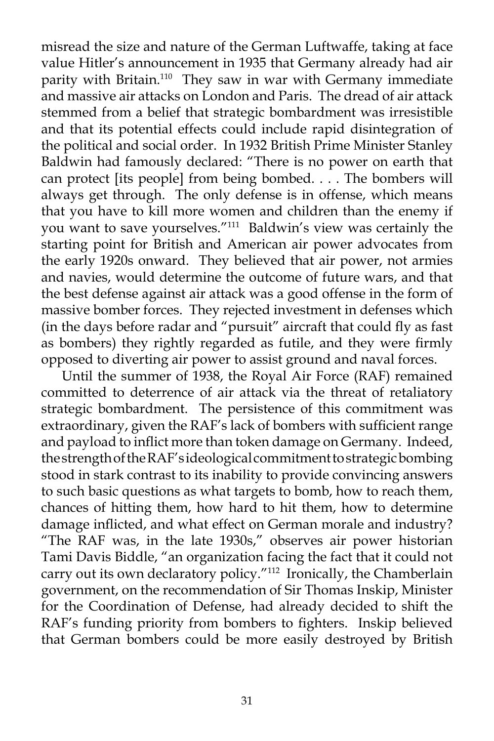misread the size and nature of the German Luftwaffe, taking at face value Hitler's announcement in 1935 that Germany already had air parity with Britain.[110] They saw in war with Germany immediate and massive air attacks on London and Paris. The dread of air attack stemmed from a belief that strategic bombardment was irresistible and that its potential effects could include rapid disintegration of the political and social order. In 1932 British Prime Minister Stanley Baldwin had famously declared: "There is no power on earth that can protect [its people] from being bombed. . . . The bombers will always get through. The only defense is in offense, which means that you have to kill more women and children than the enemy if you want to save yourselves."[111] Baldwin's view was certainly the starting point for British and American air power advocates from the early 1920s onward. They believed that air power, not armies and navies, would determine the outcome of future wars, and that the best defense against air attack was a good offense in the form of massive bomber forces. They rejected investment in defenses which (in the days before radar and "pursuit" aircraft that could fly as fast as bombers) they rightly regarded as futile, and they were firmly opposed to diverting air power to assist ground and naval forces.

Until the summer of 1938, the Royal Air Force (RAF) remained committed to deterrence of air attack via the threat of retaliatory strategic bombardment. The persistence of this commitment was extraordinary, given the RAF's lack of bombers with sufficient range and payload to inflict more than token damage on Germany. Indeed, the strength of the RAF's ideological commitment to strategic bombing stood in stark contrast to its inability to provide convincing answers to such basic questions as what targets to bomb, how to reach them, chances of hitting them, how hard to hit them, how to determine damage inflicted, and what effect on German morale and industry? "The RAF was, in the late 1930s," observes air power historian Tami Davis Biddle, "an organization facing the fact that it could not carry out its own declaratory policy."[112] Ironically, the Chamberlain government, on the recommendation of Sir Thomas Inskip, Minister for the Coordination of Defense, had already decided to shift the RAF's funding priority from bombers to fighters. Inskip believed that German bombers could be more easily destroyed by British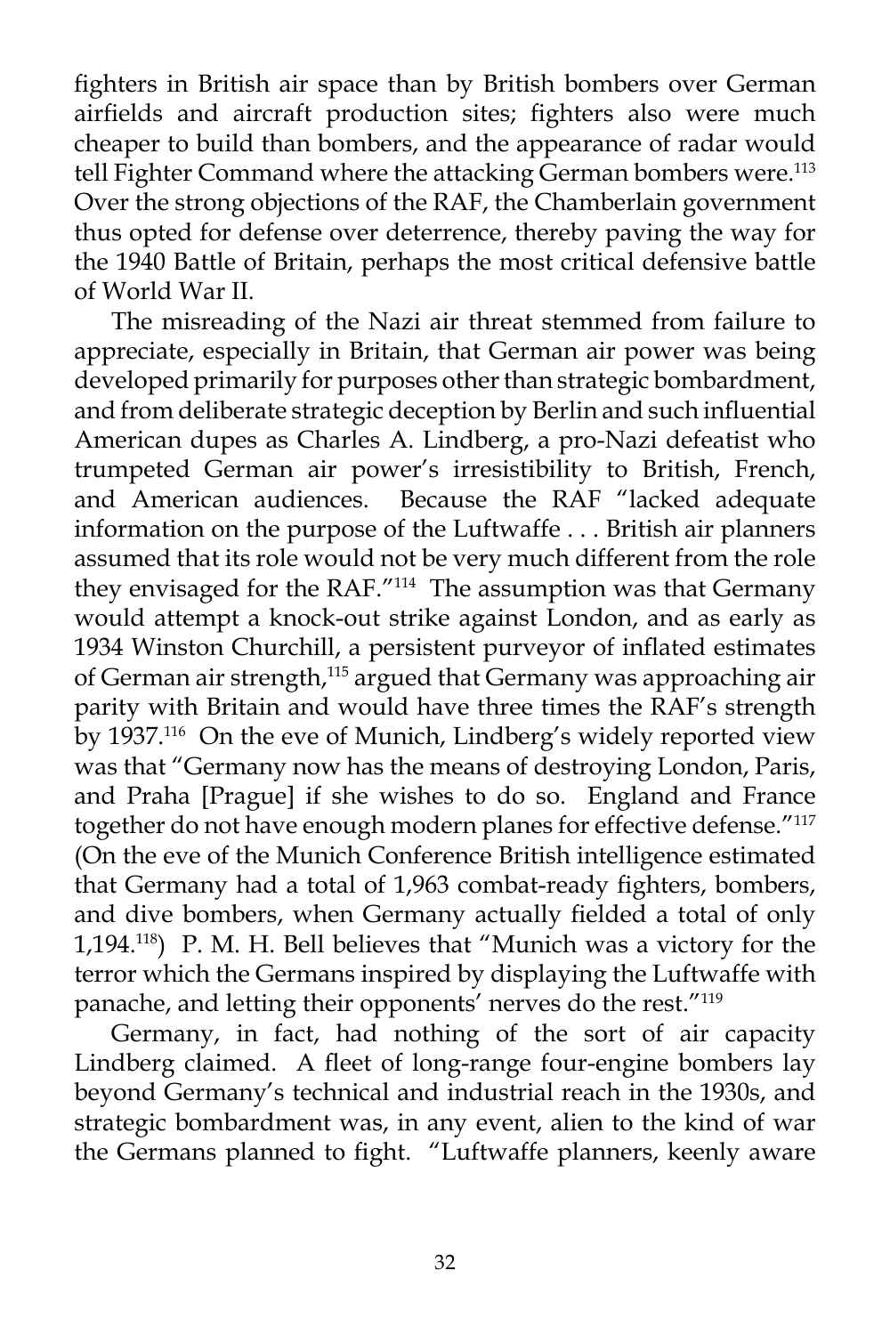fighters in British air space than by British bombers over German airfields and aircraft production sites; fighters also were much cheaper to build than bombers, and the appearance of radar would tell Fighter Command where the attacking German bombers were.[113] Over the strong objections of the RAF, the Chamberlain government thus opted for defense over deterrence, thereby paving the way for the 1940 Battle of Britain, perhaps the most critical defensive battle of World War II.

The misreading of the Nazi air threat stemmed from failure to appreciate, especially in Britain, that German air power was being developed primarily for purposes other than strategic bombardment, and from deliberate strategic deception by Berlin and such influential American dupes as Charles A. Lindberg, a pro-Nazi defeatist who trumpeted German air power's irresistibility to British, French, and American audiences. Because the RAF "lacked adequate information on the purpose of the Luftwaffe . . . British air planners assumed that its role would not be very much different from the role they envisaged for the RAF."[114] The assumption was that Germany would attempt a knock-out strike against London, and as early as 1934 Winston Churchill, a persistent purveyor of inflated estimates of German air strength,[115] argued that Germany was approaching air parity with Britain and would have three times the RAF's strength by 1937.[116] On the eve of Munich, Lindberg's widely reported view was that "Germany now has the means of destroying London, Paris, and Praha [Prague] if she wishes to do so. England and France together do not have enough modern planes for effective defense."[117] (On the eve of the Munich Conference British intelligence estimated that Germany had a total of 1,963 combat-ready fighters, bombers, and dive bombers, when Germany actually fielded a total of only 1,194.[118]) P. M. H. Bell believes that "Munich was a victory for the terror which the Germans inspired by displaying the Luftwaffe with panache, and letting their opponents' nerves do the rest."[119]

Germany, in fact, had nothing of the sort of air capacity Lindberg claimed. A fleet of long-range four-engine bombers lay beyond Germany's technical and industrial reach in the 1930s, and strategic bombardment was, in any event, alien to the kind of war the Germans planned to fight. "Luftwaffe planners, keenly aware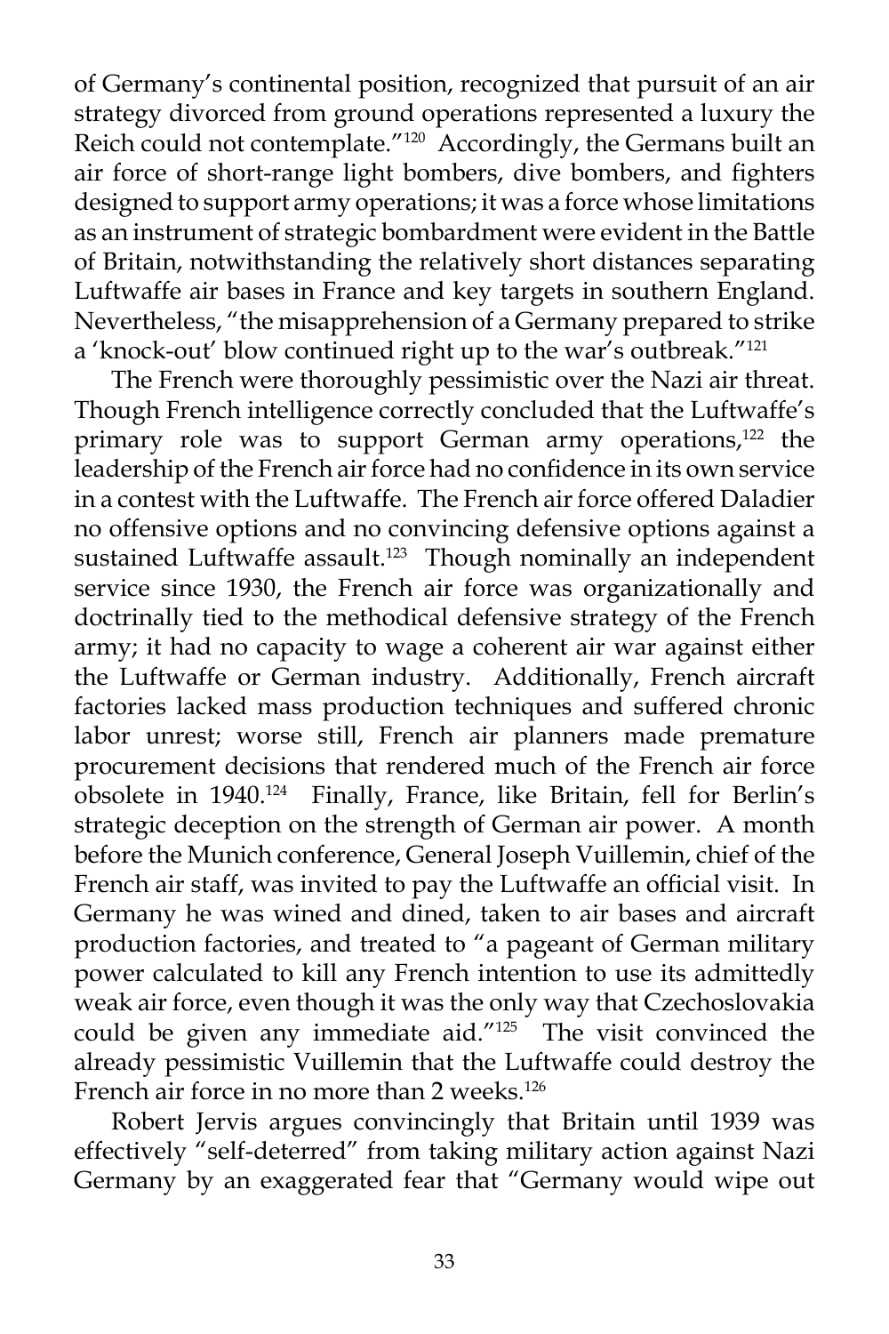of Germany's continental position, recognized that pursuit of an air strategy divorced from ground operations represented a luxury the Reich could not contemplate."[120] Accordingly, the Germans built an air force of short-range light bombers, dive bombers, and fighters designed to support army operations; it was a force whose limitations as an instrument of strategic bombardment were evident in the Battle of Britain, notwithstanding the relatively short distances separating Luftwaffe air bases in France and key targets in southern England. Nevertheless, "the misapprehension of a Germany prepared to strike a 'knock-out' blow continued right up to the war's outbreak."[121]

The French were thoroughly pessimistic over the Nazi air threat. Though French intelligence correctly concluded that the Luftwaffe's primary role was to support German army operations,[122] the leadership of the French air force had no confidence in its own service in a contest with the Luftwaffe. The French air force offered Daladier no offensive options and no convincing defensive options against a sustained Luftwaffe assault.[123] Though nominally an independent service since 1930, the French air force was organizationally and doctrinally tied to the methodical defensive strategy of the French army; it had no capacity to wage a coherent air war against either the Luftwaffe or German industry. Additionally, French aircraft factories lacked mass production techniques and suffered chronic labor unrest; worse still, French air planners made premature procurement decisions that rendered much of the French air force obsolete in 1940.[124] Finally, France, like Britain, fell for Berlin's strategic deception on the strength of German air power. A month before the Munich conference, General Joseph Vuillemin, chief of the French air staff, was invited to pay the Luftwaffe an official visit. In Germany he was wined and dined, taken to air bases and aircraft production factories, and treated to "a pageant of German military power calculated to kill any French intention to use its admittedly weak air force, even though it was the only way that Czechoslovakia could be given any immediate aid."[125] The visit convinced the already pessimistic Vuillemin that the Luftwaffe could destroy the French air force in no more than 2 weeks.[126]

Robert Jervis argues convincingly that Britain until 1939 was effectively "self-deterred" from taking military action against Nazi Germany by an exaggerated fear that "Germany would wipe out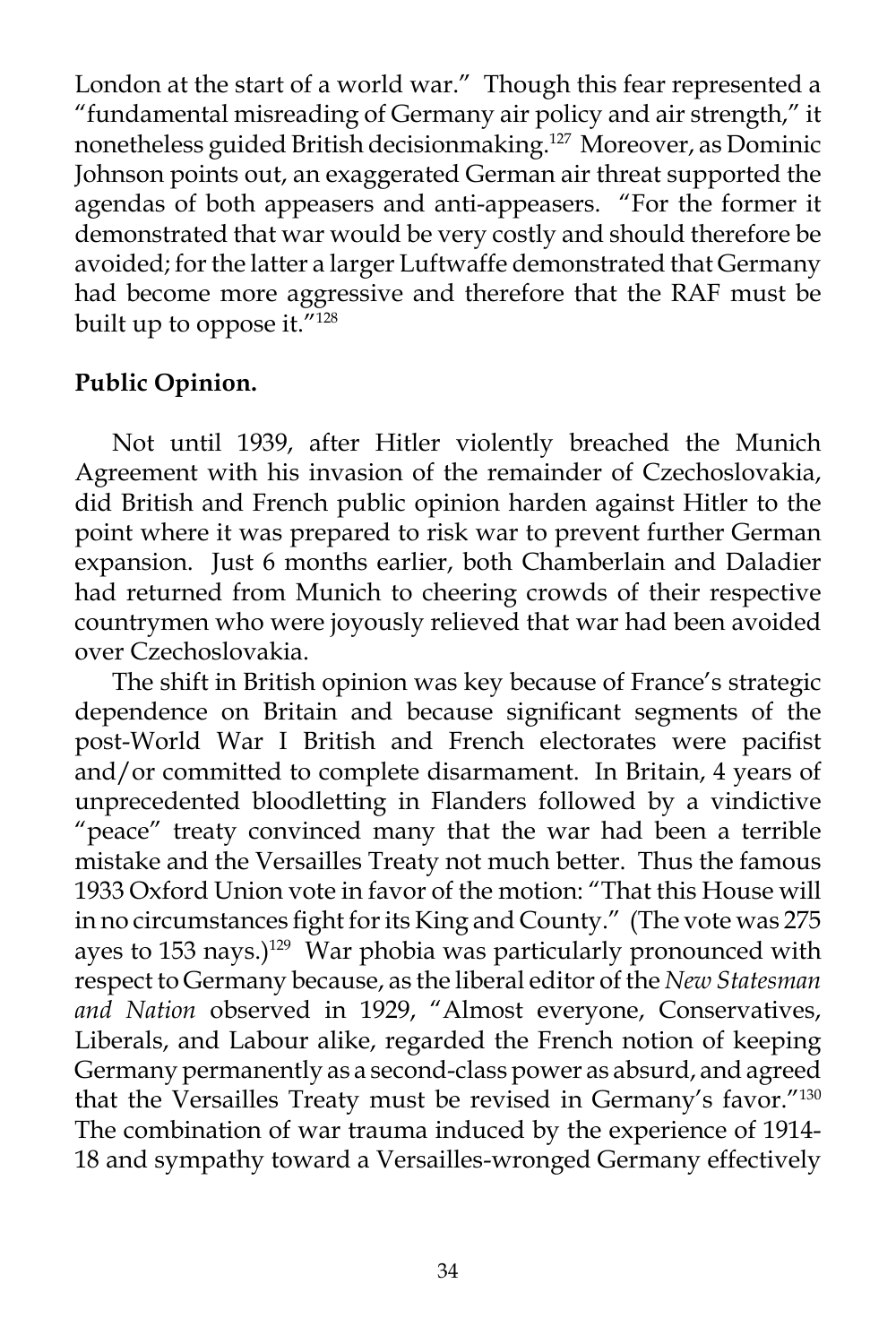London at the start of a world war." Though this fear represented a "fundamental misreading of Germany air policy and air strength," it nonetheless guided British decisionmaking.[127] Moreover, as Dominic Johnson points out, an exaggerated German air threat supported the agendas of both appeasers and anti-appeasers. "For the former it demonstrated that war would be very costly and should therefore be avoided; for the latter a larger Luftwaffe demonstrated that Germany had become more aggressive and therefore that the RAF must be built up to oppose it."[128]

**Public Opinion.**

Not until 1939, after Hitler violently breached the Munich Agreement with his invasion of the remainder of Czechoslovakia, did British and French public opinion harden against Hitler to the point where it was prepared to risk war to prevent further German expansion. Just 6 months earlier, both Chamberlain and Daladier had returned from Munich to cheering crowds of their respective countrymen who were joyously relieved that war had been avoided over Czechoslovakia.

The shift in British opinion was key because of France's strategic dependence on Britain and because significant segments of the post-World War I British and French electorates were pacifist and/or committed to complete disarmament. In Britain, 4 years of unprecedented bloodletting in Flanders followed by a vindictive "peace" treaty convinced many that the war had been a terrible mistake and the Versailles Treaty not much better. Thus the famous 1933 Oxford Union vote in favor of the motion: "That this House will in no circumstances fight for its King and County." (The vote was 275 ayes to 153 nays.)[129] War phobia was particularly pronounced with respect to Germany because, as the liberal editor of the *New Statesman and Nation* observed in 1929, "Almost everyone, Conservatives, Liberals, and Labour alike, regarded the French notion of keeping Germany permanently as a second-class power as absurd, and agreed that the Versailles Treaty must be revised in Germany's favor."[130] The combination of war trauma induced by the experience of 1914-18 and sympathy toward a Versailles-wronged Germany effectively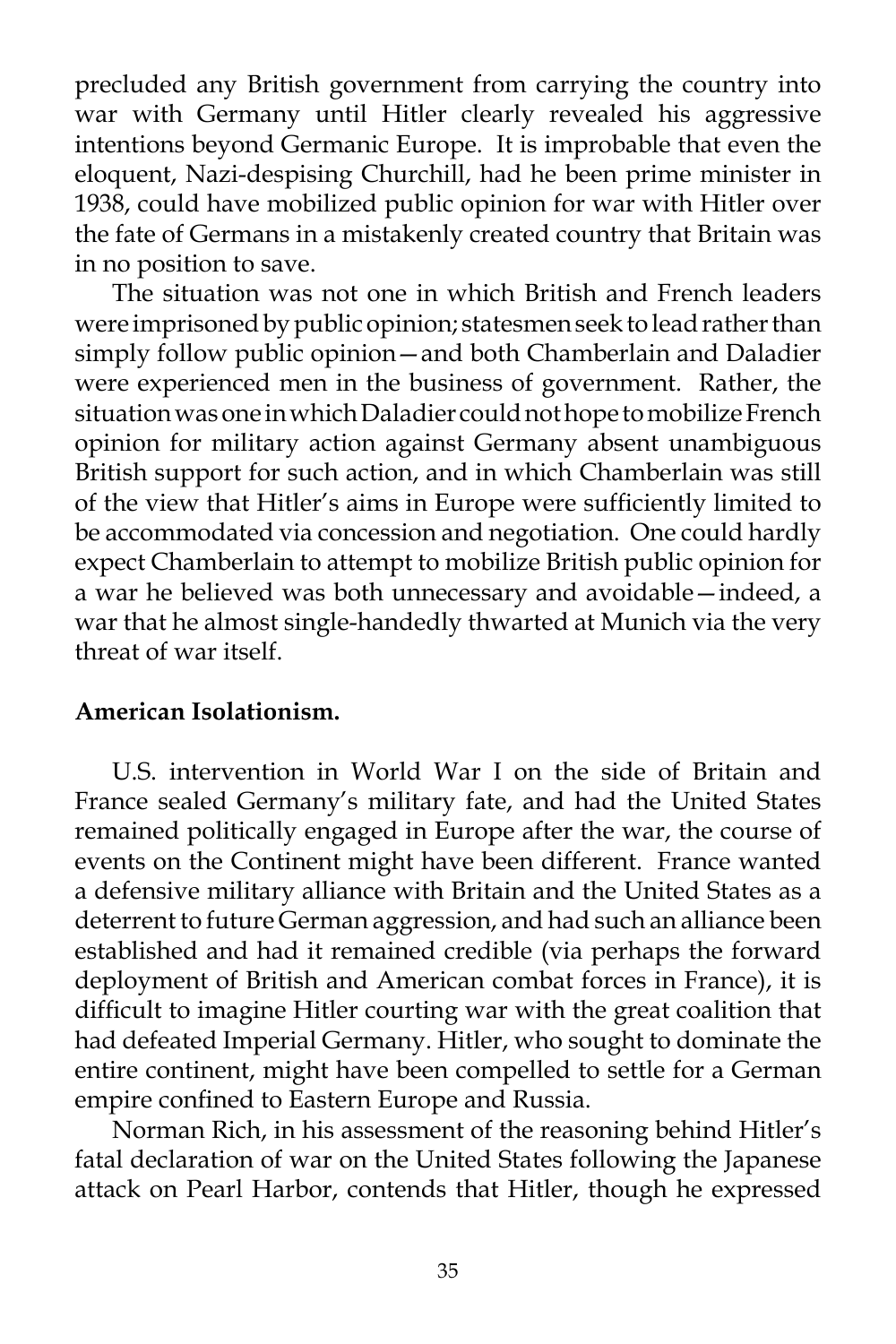precluded any British government from carrying the country into war with Germany until Hitler clearly revealed his aggressive intentions beyond Germanic Europe. It is improbable that even the eloquent, Nazi-despising Churchill, had he been prime minister in 1938, could have mobilized public opinion for war with Hitler over the fate of Germans in a mistakenly created country that Britain was in no position to save.

The situation was not one in which British and French leaders were imprisoned by public opinion; statesmen seek to lead rather than simply follow public opinion—and both Chamberlain and Daladier were experienced men in the business of government. Rather, the situation was one in which Daladier could not hope to mobilize French opinion for military action against Germany absent unambiguous British support for such action, and in which Chamberlain was still of the view that Hitler's aims in Europe were sufficiently limited to be accommodated via concession and negotiation. One could hardly expect Chamberlain to attempt to mobilize British public opinion for a war he believed was both unnecessary and avoidable—indeed, a war that he almost single-handedly thwarted at Munich via the very threat of war itself.

**American Isolationism.**

U.S. intervention in World War I on the side of Britain and France sealed Germany's military fate, and had the United States remained politically engaged in Europe after the war, the course of events on the Continent might have been different. France wanted a defensive military alliance with Britain and the United States as a deterrent to future German aggression, and had such an alliance been established and had it remained credible (via perhaps the forward deployment of British and American combat forces in France), it is difficult to imagine Hitler courting war with the great coalition that had defeated Imperial Germany. Hitler, who sought to dominate the entire continent, might have been compelled to settle for a German empire confined to Eastern Europe and Russia.

Norman Rich, in his assessment of the reasoning behind Hitler's fatal declaration of war on the United States following the Japanese attack on Pearl Harbor, contends that Hitler, though he expressed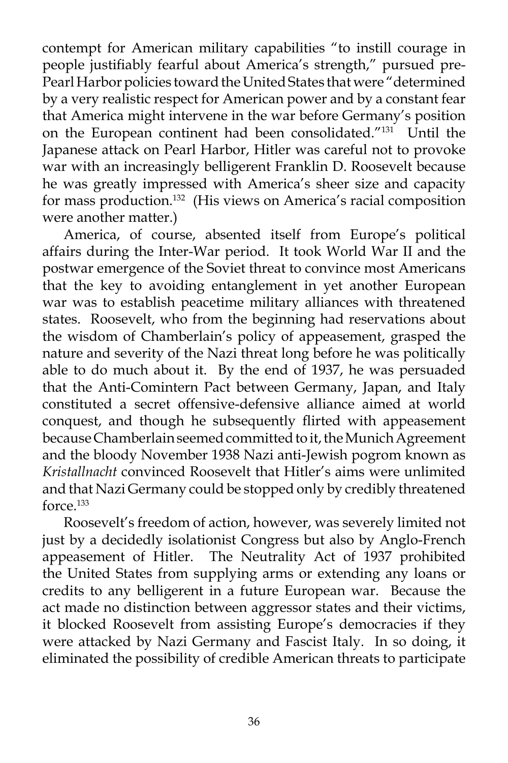contempt for American military capabilities "to instill courage in people justifiably fearful about America's strength," pursued pre-Pearl Harbor policies toward the United States that were "determined by a very realistic respect for American power and by a constant fear that America might intervene in the war before Germany's position on the European continent had been consolidated."[131] Until the Japanese attack on Pearl Harbor, Hitler was careful not to provoke war with an increasingly belligerent Franklin D. Roosevelt because he was greatly impressed with America's sheer size and capacity for mass production.[132] (His views on America's racial composition were another matter.)

America, of course, absented itself from Europe's political affairs during the Inter-War period. It took World War II and the postwar emergence of the Soviet threat to convince most Americans that the key to avoiding entanglement in yet another European war was to establish peacetime military alliances with threatened states. Roosevelt, who from the beginning had reservations about the wisdom of Chamberlain's policy of appeasement, grasped the nature and severity of the Nazi threat long before he was politically able to do much about it. By the end of 1937, he was persuaded that the Anti-Comintern Pact between Germany, Japan, and Italy constituted a secret offensive-defensive alliance aimed at world conquest, and though he subsequently flirted with appeasement because Chamberlain seemed committed to it, the Munich Agreement and the bloody November 1938 Nazi anti-Jewish pogrom known as *Kristallnacht* convinced Roosevelt that Hitler's aims were unlimited and that Nazi Germany could be stopped only by credibly threatened force.[133]

Roosevelt's freedom of action, however, was severely limited not just by a decidedly isolationist Congress but also by Anglo-French appeasement of Hitler. The Neutrality Act of 1937 prohibited the United States from supplying arms or extending any loans or credits to any belligerent in a future European war. Because the act made no distinction between aggressor states and their victims, it blocked Roosevelt from assisting Europe's democracies if they were attacked by Nazi Germany and Fascist Italy. In so doing, it eliminated the possibility of credible American threats to participate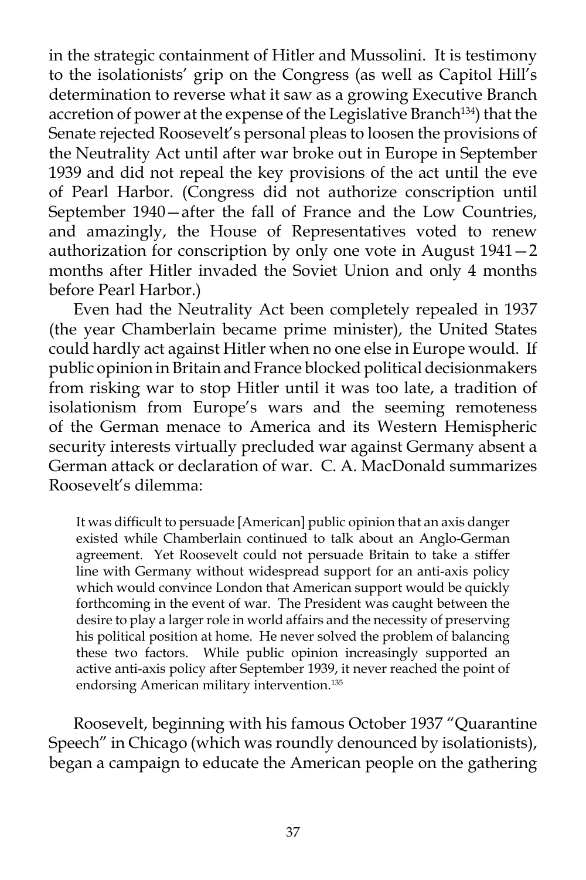in the strategic containment of Hitler and Mussolini. It is testimony to the isolationists' grip on the Congress (as well as Capitol Hill's determination to reverse what it saw as a growing Executive Branch accretion of power at the expense of the Legislative Branch[134]) that the Senate rejected Roosevelt's personal pleas to loosen the provisions of the Neutrality Act until after war broke out in Europe in September 1939 and did not repeal the key provisions of the act until the eve of Pearl Harbor. (Congress did not authorize conscription until September 1940—after the fall of France and the Low Countries, and amazingly, the House of Representatives voted to renew authorization for conscription by only one vote in August 1941—2 months after Hitler invaded the Soviet Union and only 4 months before Pearl Harbor.)

Even had the Neutrality Act been completely repealed in 1937 (the year Chamberlain became prime minister), the United States could hardly act against Hitler when no one else in Europe would. If public opinion in Britain and France blocked political decisionmakers from risking war to stop Hitler until it was too late, a tradition of isolationism from Europe's wars and the seeming remoteness of the German menace to America and its Western Hemispheric security interests virtually precluded war against Germany absent a German attack or declaration of war. C. A. MacDonald summarizes Roosevelt's dilemma:

> It was difficult to persuade [American] public opinion that an axis danger existed while Chamberlain continued to talk about an Anglo-German agreement. Yet Roosevelt could not persuade Britain to take a stiffer line with Germany without widespread support for an anti-axis policy which would convince London that American support would be quickly forthcoming in the event of war. The President was caught between the desire to play a larger role in world affairs and the necessity of preserving his political position at home. He never solved the problem of balancing these two factors. While public opinion increasingly supported an active anti-axis policy after September 1939, it never reached the point of endorsing American military intervention.[135]

Roosevelt, beginning with his famous October 1937 "Quarantine Speech" in Chicago (which was roundly denounced by isolationists), began a campaign to educate the American people on the gathering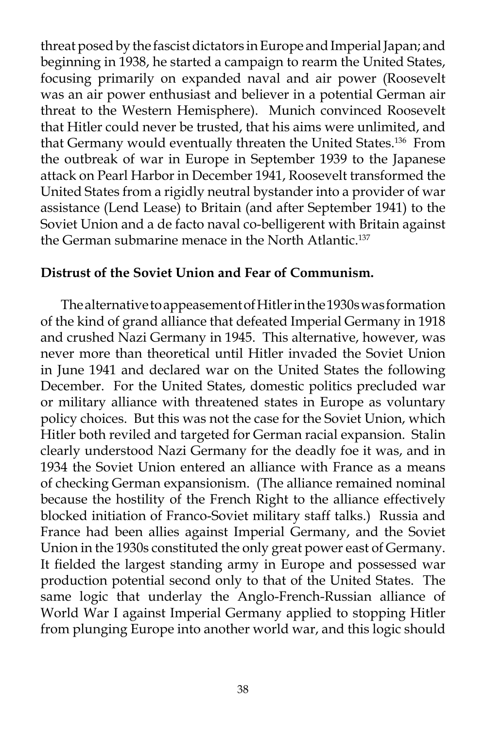threat posed by the fascist dictators in Europe and Imperial Japan; and beginning in 1938, he started a campaign to rearm the United States, focusing primarily on expanded naval and air power (Roosevelt was an air power enthusiast and believer in a potential German air threat to the Western Hemisphere). Munich convinced Roosevelt that Hitler could never be trusted, that his aims were unlimited, and that Germany would eventually threaten the United States.[136] From the outbreak of war in Europe in September 1939 to the Japanese attack on Pearl Harbor in December 1941, Roosevelt transformed the United States from a rigidly neutral bystander into a provider of war assistance (Lend Lease) to Britain (and after September 1941) to the Soviet Union and a de facto naval co-belligerent with Britain against the German submarine menace in the North Atlantic.[137]

**Distrust of the Soviet Union and Fear of Communism.**

The alternative to appeasement of Hitler in the 1930s was formation of the kind of grand alliance that defeated Imperial Germany in 1918 and crushed Nazi Germany in 1945. This alternative, however, was never more than theoretical until Hitler invaded the Soviet Union in June 1941 and declared war on the United States the following December. For the United States, domestic politics precluded war or military alliance with threatened states in Europe as voluntary policy choices. But this was not the case for the Soviet Union, which Hitler both reviled and targeted for German racial expansion. Stalin clearly understood Nazi Germany for the deadly foe it was, and in 1934 the Soviet Union entered an alliance with France as a means of checking German expansionism. (The alliance remained nominal because the hostility of the French Right to the alliance effectively blocked initiation of Franco-Soviet military staff talks.) Russia and France had been allies against Imperial Germany, and the Soviet Union in the 1930s constituted the only great power east of Germany. It fielded the largest standing army in Europe and possessed war production potential second only to that of the United States. The same logic that underlay the Anglo-French-Russian alliance of World War I against Imperial Germany applied to stopping Hitler from plunging Europe into another world war, and this logic should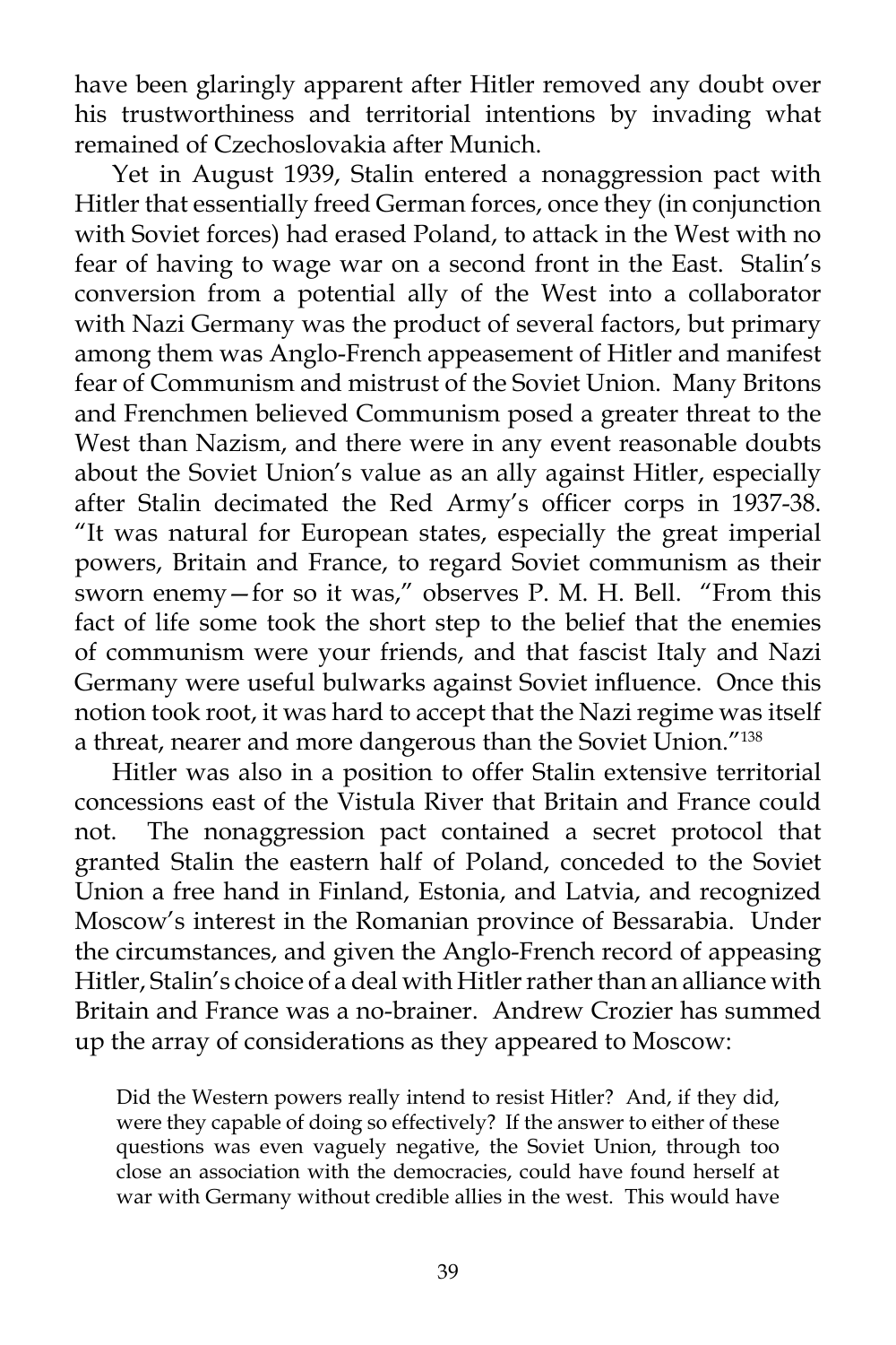have been glaringly apparent after Hitler removed any doubt over his trustworthiness and territorial intentions by invading what remained of Czechoslovakia after Munich.

Yet in August 1939, Stalin entered a nonaggression pact with Hitler that essentially freed German forces, once they (in conjunction with Soviet forces) had erased Poland, to attack in the West with no fear of having to wage war on a second front in the East. Stalin's conversion from a potential ally of the West into a collaborator with Nazi Germany was the product of several factors, but primary among them was Anglo-French appeasement of Hitler and manifest fear of Communism and mistrust of the Soviet Union. Many Britons and Frenchmen believed Communism posed a greater threat to the West than Nazism, and there were in any event reasonable doubts about the Soviet Union's value as an ally against Hitler, especially after Stalin decimated the Red Army's officer corps in 1937-38. "It was natural for European states, especially the great imperial powers, Britain and France, to regard Soviet communism as their sworn enemy—for so it was," observes P. M. H. Bell. "From this fact of life some took the short step to the belief that the enemies of communism were your friends, and that fascist Italy and Nazi Germany were useful bulwarks against Soviet influence. Once this notion took root, it was hard to accept that the Nazi regime was itself a threat, nearer and more dangerous than the Soviet Union."[138]

Hitler was also in a position to offer Stalin extensive territorial concessions east of the Vistula River that Britain and France could not. The nonaggression pact contained a secret protocol that granted Stalin the eastern half of Poland, conceded to the Soviet Union a free hand in Finland, Estonia, and Latvia, and recognized Moscow's interest in the Romanian province of Bessarabia. Under the circumstances, and given the Anglo-French record of appeasing Hitler, Stalin's choice of a deal with Hitler rather than an alliance with Britain and France was a no-brainer. Andrew Crozier has summed up the array of considerations as they appeared to Moscow:

> Did the Western powers really intend to resist Hitler? And, if they did, were they capable of doing so effectively? If the answer to either of these questions was even vaguely negative, the Soviet Union, through too close an association with the democracies, could have found herself at war with Germany without credible allies in the west. This would have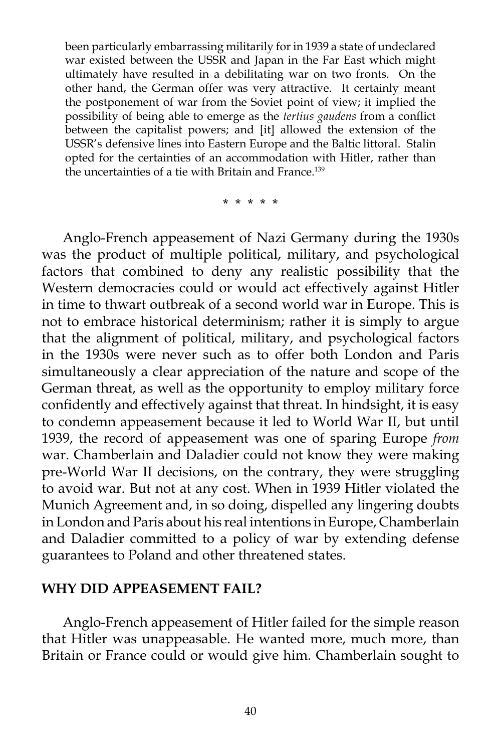> been particularly embarrassing militarily for in 1939 a state of undeclared war existed between the USSR and Japan in the Far East which might ultimately have resulted in a debilitating war on two fronts. On the other hand, the German offer was very attractive. It certainly meant the postponement of war from the Soviet point of view; it implied the possibility of being able to emerge as the *tertius gaudens* from a conflict between the capitalist powers; and [it] allowed the extension of the USSR's defensive lines into Eastern Europe and the Baltic littoral. Stalin opted for the certainties of an accommodation with Hitler, rather than the uncertainties of a tie with Britain and France.[139]

\* \* \* \* \*

Anglo-French appeasement of Nazi Germany during the 1930s was the product of multiple political, military, and psychological factors that combined to deny any realistic possibility that the Western democracies could or would act effectively against Hitler in time to thwart outbreak of a second world war in Europe. This is not to embrace historical determinism; rather it is simply to argue that the alignment of political, military, and psychological factors in the 1930s were never such as to offer both London and Paris simultaneously a clear appreciation of the nature and scope of the German threat, as well as the opportunity to employ military force confidently and effectively against that threat. In hindsight, it is easy to condemn appeasement because it led to World War II, but until 1939, the record of appeasement was one of sparing Europe *from* war. Chamberlain and Daladier could not know they were making pre-World War II decisions, on the contrary, they were struggling to avoid war. But not at any cost. When in 1939 Hitler violated the Munich Agreement and, in so doing, dispelled any lingering doubts in London and Paris about his real intentions in Europe, Chamberlain and Daladier committed to a policy of war by extending defense guarantees to Poland and other threatened states.

## WHY DID APPEASEMENT FAIL?

Anglo-French appeasement of Hitler failed for the simple reason that Hitler was unappeasable. He wanted more, much more, than Britain or France could or would give him. Chamberlain sought to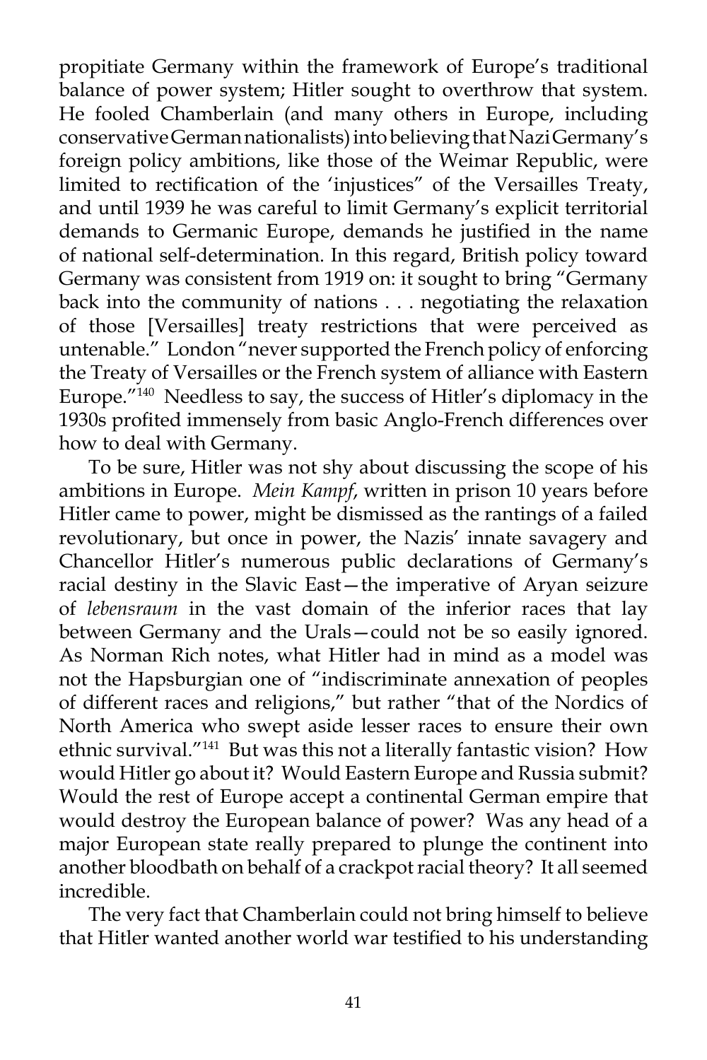propitiate Germany within the framework of Europe's traditional balance of power system; Hitler sought to overthrow that system. He fooled Chamberlain (and many others in Europe, including conservative German nationalists) into believing that Nazi Germany's foreign policy ambitions, like those of the Weimar Republic, were limited to rectification of the 'injustices" of the Versailles Treaty, and until 1939 he was careful to limit Germany's explicit territorial demands to Germanic Europe, demands he justified in the name of national self-determination. In this regard, British policy toward Germany was consistent from 1919 on: it sought to bring "Germany back into the community of nations . . . negotiating the relaxation of those [Versailles] treaty restrictions that were perceived as untenable." London "never supported the French policy of enforcing the Treaty of Versailles or the French system of alliance with Eastern Europe."[140] Needless to say, the success of Hitler's diplomacy in the 1930s profited immensely from basic Anglo-French differences over how to deal with Germany.

To be sure, Hitler was not shy about discussing the scope of his ambitions in Europe. *Mein Kampf*, written in prison 10 years before Hitler came to power, might be dismissed as the rantings of a failed revolutionary, but once in power, the Nazis' innate savagery and Chancellor Hitler's numerous public declarations of Germany's racial destiny in the Slavic East—the imperative of Aryan seizure of *lebensraum* in the vast domain of the inferior races that lay between Germany and the Urals—could not be so easily ignored. As Norman Rich notes, what Hitler had in mind as a model was not the Hapsburgian one of "indiscriminate annexation of peoples of different races and religions," but rather "that of the Nordics of North America who swept aside lesser races to ensure their own ethnic survival."[141] But was this not a literally fantastic vision? How would Hitler go about it? Would Eastern Europe and Russia submit? Would the rest of Europe accept a continental German empire that would destroy the European balance of power? Was any head of a major European state really prepared to plunge the continent into another bloodbath on behalf of a crackpot racial theory? It all seemed incredible.

The very fact that Chamberlain could not bring himself to believe that Hitler wanted another world war testified to his understanding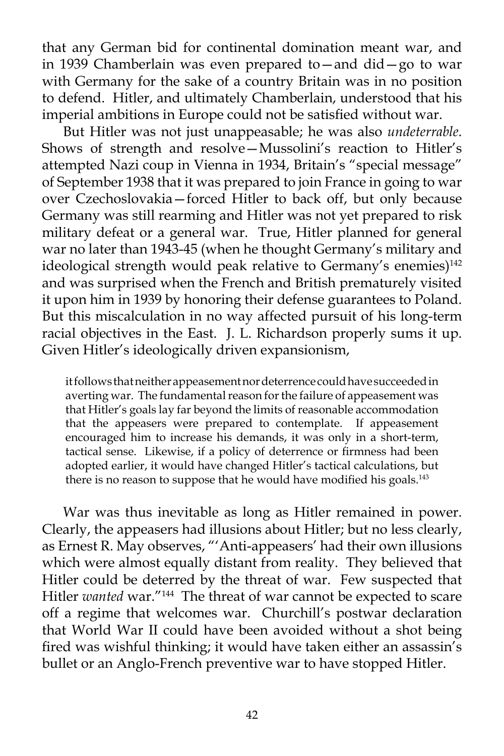that any German bid for continental domination meant war, and in 1939 Chamberlain was even prepared to—and did—go to war with Germany for the sake of a country Britain was in no position to defend. Hitler, and ultimately Chamberlain, understood that his imperial ambitions in Europe could not be satisfied without war.

But Hitler was not just unappeasable; he was also *undeterrable*. Shows of strength and resolve—Mussolini's reaction to Hitler's attempted Nazi coup in Vienna in 1934, Britain's "special message" of September 1938 that it was prepared to join France in going to war over Czechoslovakia—forced Hitler to back off, but only because Germany was still rearming and Hitler was not yet prepared to risk military defeat or a general war. True, Hitler planned for general war no later than 1943-45 (when he thought Germany's military and ideological strength would peak relative to Germany's enemies)[142] and was surprised when the French and British prematurely visited it upon him in 1939 by honoring their defense guarantees to Poland. But this miscalculation in no way affected pursuit of his long-term racial objectives in the East. J. L. Richardson properly sums it up. Given Hitler's ideologically driven expansionism,

> it follows that neither appeasement nor deterrence could have succeeded in averting war. The fundamental reason for the failure of appeasement was that Hitler's goals lay far beyond the limits of reasonable accommodation that the appeasers were prepared to contemplate. If appeasement encouraged him to increase his demands, it was only in a short-term, tactical sense. Likewise, if a policy of deterrence or firmness had been adopted earlier, it would have changed Hitler's tactical calculations, but there is no reason to suppose that he would have modified his goals.[143]

War was thus inevitable as long as Hitler remained in power. Clearly, the appeasers had illusions about Hitler; but no less clearly, as Ernest R. May observes, "'Anti-appeasers' had their own illusions which were almost equally distant from reality. They believed that Hitler could be deterred by the threat of war. Few suspected that Hitler *wanted* war."[144] The threat of war cannot be expected to scare off a regime that welcomes war. Churchill's postwar declaration that World War II could have been avoided without a shot being fired was wishful thinking; it would have taken either an assassin's bullet or an Anglo-French preventive war to have stopped Hitler.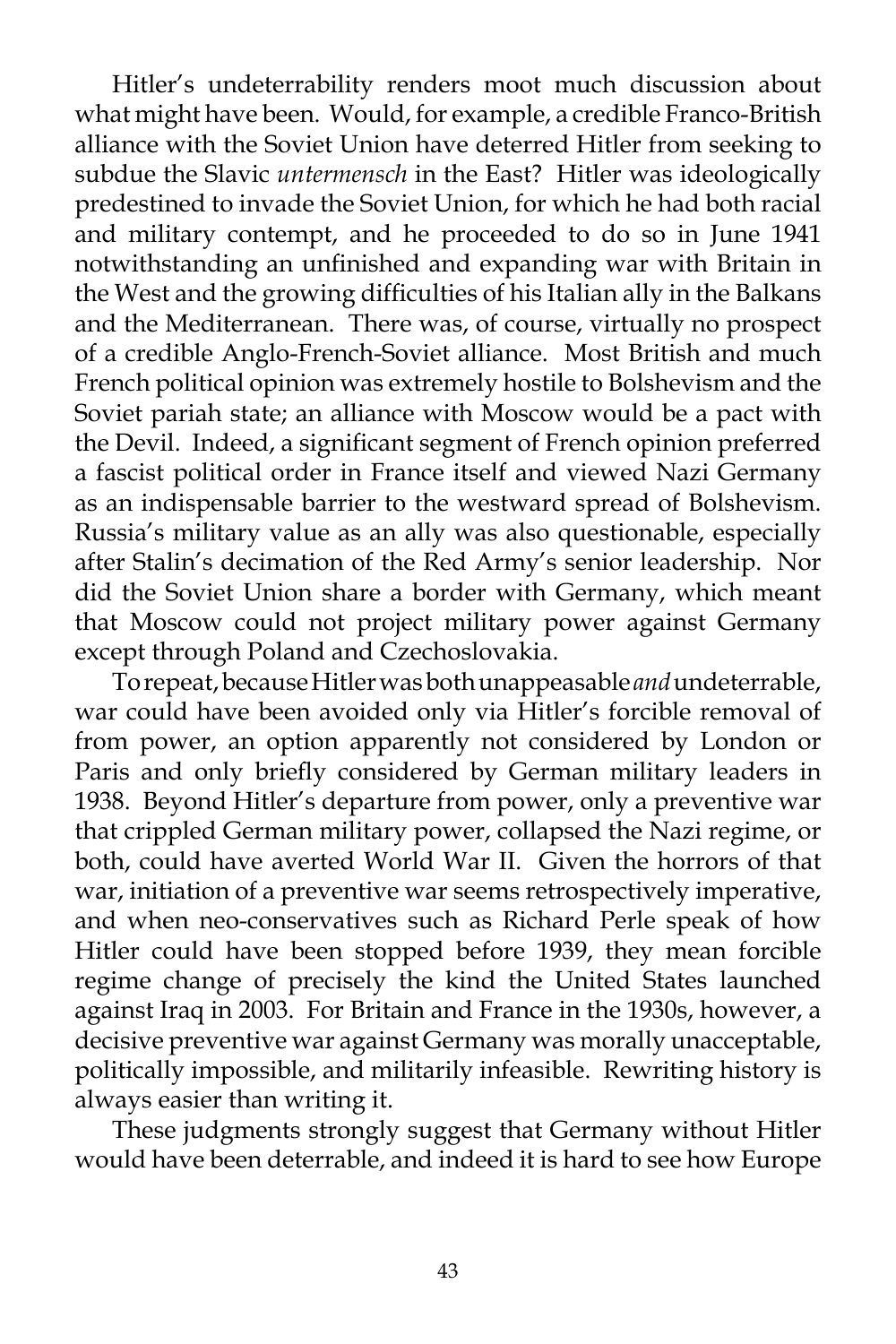Hitler's undeterrability renders moot much discussion about what might have been. Would, for example, a credible Franco-British alliance with the Soviet Union have deterred Hitler from seeking to subdue the Slavic *untermensch* in the East? Hitler was ideologically predestined to invade the Soviet Union, for which he had both racial and military contempt, and he proceeded to do so in June 1941 notwithstanding an unfinished and expanding war with Britain in the West and the growing difficulties of his Italian ally in the Balkans and the Mediterranean. There was, of course, virtually no prospect of a credible Anglo-French-Soviet alliance. Most British and much French political opinion was extremely hostile to Bolshevism and the Soviet pariah state; an alliance with Moscow would be a pact with the Devil. Indeed, a significant segment of French opinion preferred a fascist political order in France itself and viewed Nazi Germany as an indispensable barrier to the westward spread of Bolshevism. Russia's military value as an ally was also questionable, especially after Stalin's decimation of the Red Army's senior leadership. Nor did the Soviet Union share a border with Germany, which meant that Moscow could not project military power against Germany except through Poland and Czechoslovakia.

To repeat, because Hitler was both unappeasable *and* undeterrable, war could have been avoided only via Hitler's forcible removal of from power, an option apparently not considered by London or Paris and only briefly considered by German military leaders in 1938. Beyond Hitler's departure from power, only a preventive war that crippled German military power, collapsed the Nazi regime, or both, could have averted World War II. Given the horrors of that war, initiation of a preventive war seems retrospectively imperative, and when neo-conservatives such as Richard Perle speak of how Hitler could have been stopped before 1939, they mean forcible regime change of precisely the kind the United States launched against Iraq in 2003. For Britain and France in the 1930s, however, a decisive preventive war against Germany was morally unacceptable, politically impossible, and militarily infeasible. Rewriting history is always easier than writing it.

These judgments strongly suggest that Germany without Hitler would have been deterrable, and indeed it is hard to see how Europe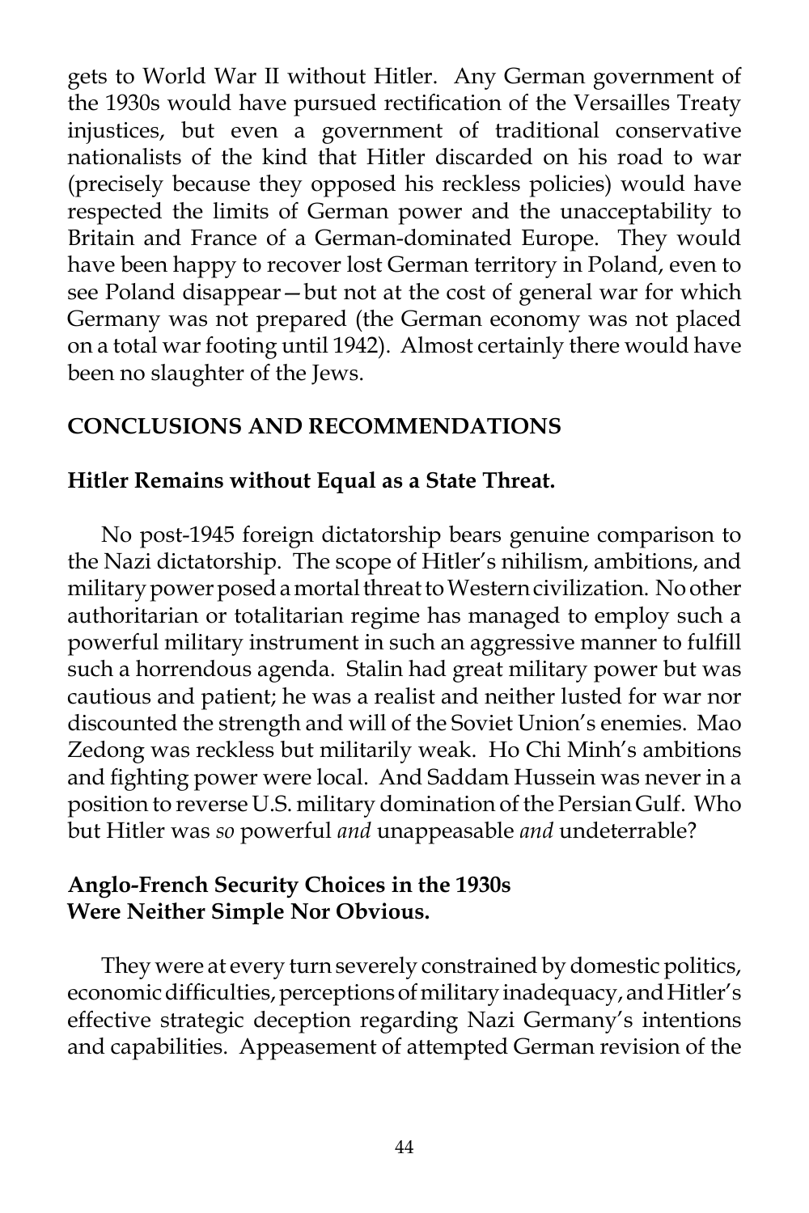gets to World War II without Hitler. Any German government of the 1930s would have pursued rectification of the Versailles Treaty injustices, but even a government of traditional conservative nationalists of the kind that Hitler discarded on his road to war (precisely because they opposed his reckless policies) would have respected the limits of German power and the unacceptability to Britain and France of a German-dominated Europe. They would have been happy to recover lost German territory in Poland, even to see Poland disappear—but not at the cost of general war for which Germany was not prepared (the German economy was not placed on a total war footing until 1942). Almost certainly there would have been no slaughter of the Jews.

## CONCLUSIONS AND RECOMMENDATIONS

### Hitler Remains without Equal as a State Threat.

No post-1945 foreign dictatorship bears genuine comparison to the Nazi dictatorship. The scope of Hitler's nihilism, ambitions, and military power posed a mortal threat to Western civilization. No other authoritarian or totalitarian regime has managed to employ such a powerful military instrument in such an aggressive manner to fulfill such a horrendous agenda. Stalin had great military power but was cautious and patient; he was a realist and neither lusted for war nor discounted the strength and will of the Soviet Union's enemies. Mao Zedong was reckless but militarily weak. Ho Chi Minh's ambitions and fighting power were local. And Saddam Hussein was never in a position to reverse U.S. military domination of the Persian Gulf. Who but Hitler was *so* powerful *and* unappeasable *and* undeterrable?

### Anglo-French Security Choices in the 1930s Were Neither Simple Nor Obvious.

They were at every turn severely constrained by domestic politics, economic difficulties, perceptions of military inadequacy, and Hitler's effective strategic deception regarding Nazi Germany's intentions and capabilities. Appeasement of attempted German revision of the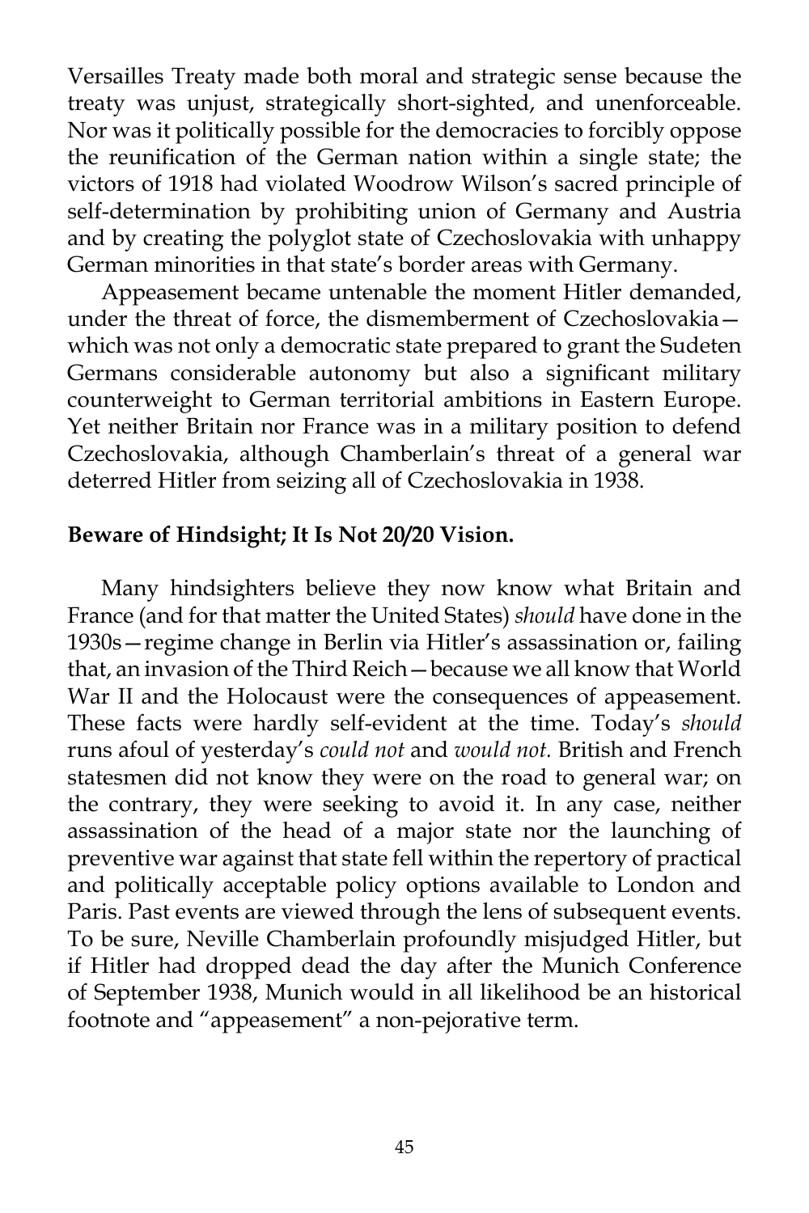Versailles Treaty made both moral and strategic sense because the treaty was unjust, strategically short-sighted, and unenforceable. Nor was it politically possible for the democracies to forcibly oppose the reunification of the German nation within a single state; the victors of 1918 had violated Woodrow Wilson's sacred principle of self-determination by prohibiting union of Germany and Austria and by creating the polyglot state of Czechoslovakia with unhappy German minorities in that state's border areas with Germany.

Appeasement became untenable the moment Hitler demanded, under the threat of force, the dismemberment of Czechoslovakia—which was not only a democratic state prepared to grant the Sudeten Germans considerable autonomy but also a significant military counterweight to German territorial ambitions in Eastern Europe. Yet neither Britain nor France was in a military position to defend Czechoslovakia, although Chamberlain's threat of a general war deterred Hitler from seizing all of Czechoslovakia in 1938.

**Beware of Hindsight; It Is Not 20/20 Vision.**

Many hindsighters believe they now know what Britain and France (and for that matter the United States) *should* have done in the 1930s—regime change in Berlin via Hitler's assassination or, failing that, an invasion of the Third Reich—because we all know that World War II and the Holocaust were the consequences of appeasement. These facts were hardly self-evident at the time. Today's *should* runs afoul of yesterday's *could not* and *would not.* British and French statesmen did not know they were on the road to general war; on the contrary, they were seeking to avoid it. In any case, neither assassination of the head of a major state nor the launching of preventive war against that state fell within the repertory of practical and politically acceptable policy options available to London and Paris. Past events are viewed through the lens of subsequent events. To be sure, Neville Chamberlain profoundly misjudged Hitler, but if Hitler had dropped dead the day after the Munich Conference of September 1938, Munich would in all likelihood be an historical footnote and "appeasement" a non-pejorative term.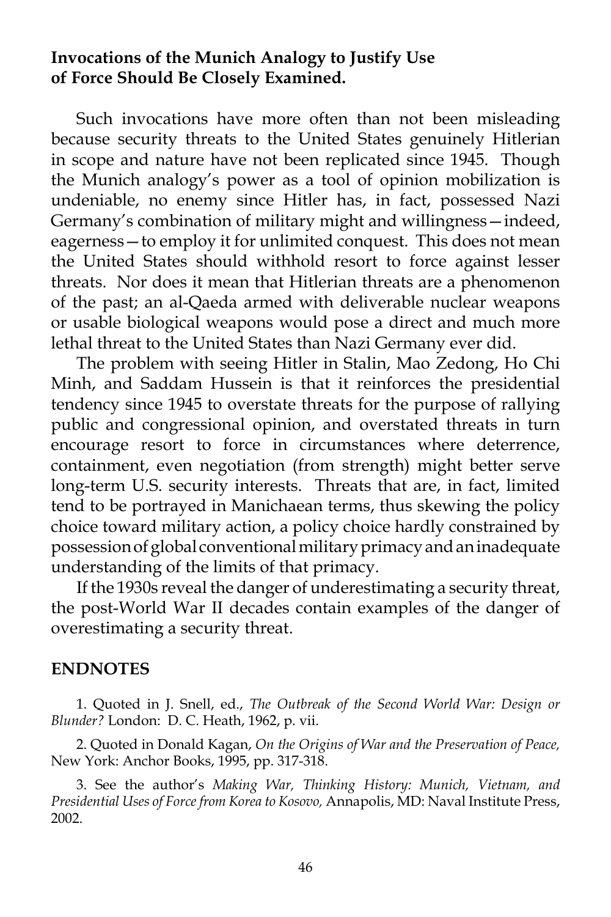**Invocations of the Munich Analogy to Justify Use of Force Should Be Closely Examined.**

Such invocations have more often than not been misleading because security threats to the United States genuinely Hitlerian in scope and nature have not been replicated since 1945. Though the Munich analogy's power as a tool of opinion mobilization is undeniable, no enemy since Hitler has, in fact, possessed Nazi Germany's combination of military might and willingness—indeed, eagerness—to employ it for unlimited conquest. This does not mean the United States should withhold resort to force against lesser threats. Nor does it mean that Hitlerian threats are a phenomenon of the past; an al-Qaeda armed with deliverable nuclear weapons or usable biological weapons would pose a direct and much more lethal threat to the United States than Nazi Germany ever did.

The problem with seeing Hitler in Stalin, Mao Zedong, Ho Chi Minh, and Saddam Hussein is that it reinforces the presidential tendency since 1945 to overstate threats for the purpose of rallying public and congressional opinion, and overstated threats in turn encourage resort to force in circumstances where deterrence, containment, even negotiation (from strength) might better serve long-term U.S. security interests. Threats that are, in fact, limited tend to be portrayed in Manichaean terms, thus skewing the policy choice toward military action, a policy choice hardly constrained by possession of global conventional military primacy and an inadequate understanding of the limits of that primacy.

If the 1930s reveal the danger of underestimating a security threat, the post-World War II decades contain examples of the danger of overestimating a security threat.

## ENDNOTES

1. Quoted in J. Snell, ed., *The Outbreak of the Second World War: Design or Blunder?* London: D. C. Heath, 1962, p. vii.

2. Quoted in Donald Kagan, *On the Origins of War and the Preservation of Peace,* New York: Anchor Books, 1995, pp. 317-318.

3. See the author's *Making War, Thinking History: Munich, Vietnam, and Presidential Uses of Force from Korea to Kosovo,* Annapolis, MD: Naval Institute Press, 2002.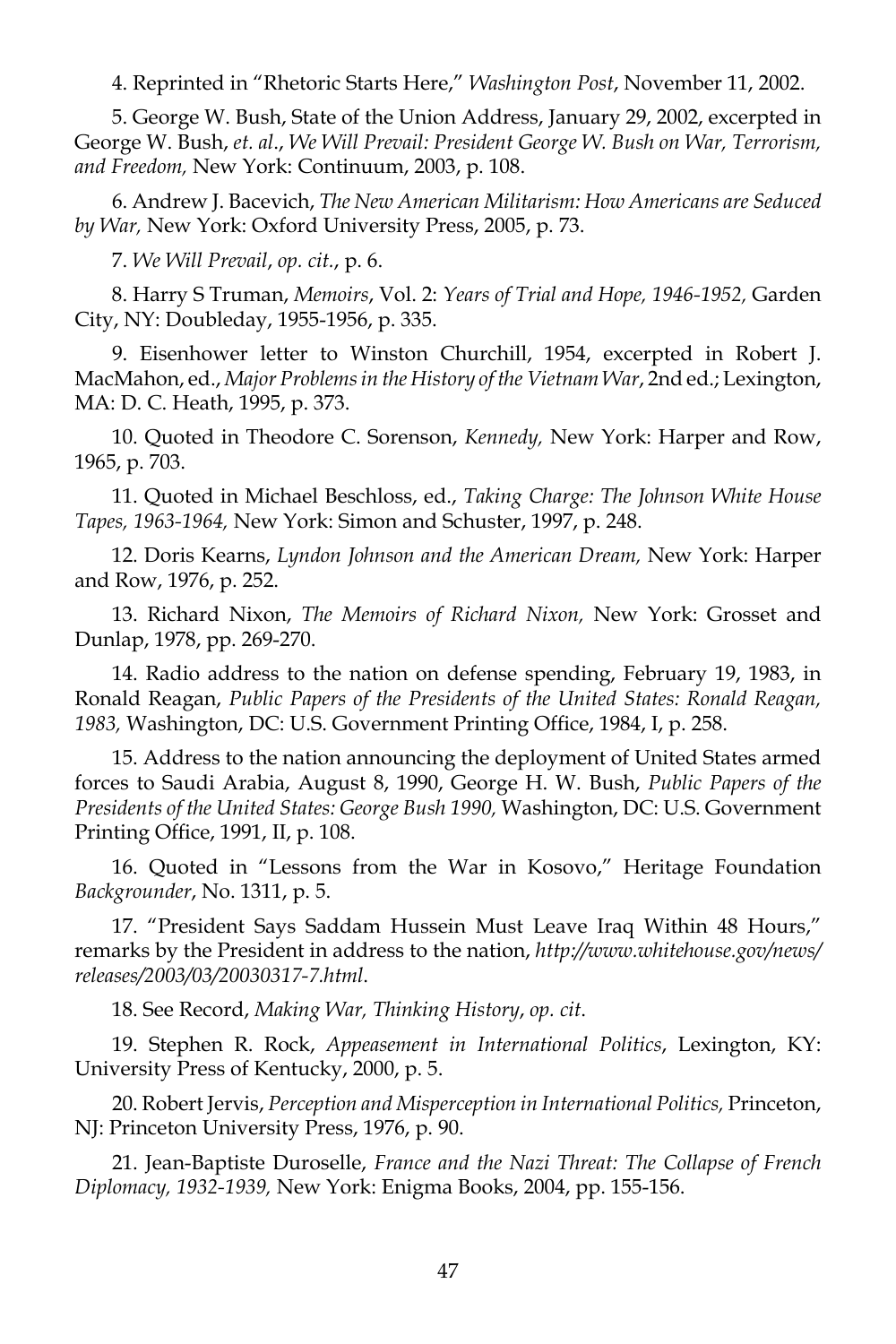4. Reprinted in "Rhetoric Starts Here," *Washington Post*, November 11, 2002.

5. George W. Bush, State of the Union Address, January 29, 2002, excerpted in George W. Bush, *et. al*., *We Will Prevail: President George W. Bush on War, Terrorism, and Freedom,* New York: Continuum, 2003, p. 108.

6. Andrew J. Bacevich, *The New American Militarism: How Americans are Seduced by War,* New York: Oxford University Press, 2005, p. 73.

7. *We Will Prevail*, *op. cit.*, p. 6.

8. Harry S Truman, *Memoirs*, Vol. 2: *Years of Trial and Hope, 1946-1952,* Garden City, NY: Doubleday, 1955-1956, p. 335.

9. Eisenhower letter to Winston Churchill, 1954, excerpted in Robert J. MacMahon, ed., *Major Problems in the History of the Vietnam War*, 2nd ed.; Lexington, MA: D. C. Heath, 1995, p. 373.

10. Quoted in Theodore C. Sorenson, *Kennedy,* New York: Harper and Row, 1965, p. 703.

11. Quoted in Michael Beschloss, ed., *Taking Charge: The Johnson White House Tapes, 1963-1964,* New York: Simon and Schuster, 1997, p. 248.

12. Doris Kearns, *Lyndon Johnson and the American Dream,* New York: Harper and Row, 1976, p. 252.

13. Richard Nixon, *The Memoirs of Richard Nixon,* New York: Grosset and Dunlap, 1978, pp. 269-270.

14. Radio address to the nation on defense spending, February 19, 1983, in Ronald Reagan, *Public Papers of the Presidents of the United States: Ronald Reagan, 1983,* Washington, DC: U.S. Government Printing Office, 1984, I, p. 258.

15. Address to the nation announcing the deployment of United States armed forces to Saudi Arabia, August 8, 1990, George H. W. Bush, *Public Papers of the Presidents of the United States: George Bush 1990,* Washington, DC: U.S. Government Printing Office, 1991, II, p. 108.

16. Quoted in "Lessons from the War in Kosovo," Heritage Foundation *Backgrounder*, No. 1311, p. 5.

17. "President Says Saddam Hussein Must Leave Iraq Within 48 Hours," remarks by the President in address to the nation, *http://www.whitehouse.gov/news/releases/2003/03/20030317-7.html*.

18. See Record, *Making War, Thinking History*, *op. cit*.

19. Stephen R. Rock, *Appeasement in International Politics*, Lexington, KY: University Press of Kentucky, 2000, p. 5.

20. Robert Jervis, *Perception and Misperception in International Politics,* Princeton, NJ: Princeton University Press, 1976, p. 90.

21. Jean-Baptiste Duroselle, *France and the Nazi Threat: The Collapse of French Diplomacy, 1932-1939,* New York: Enigma Books, 2004, pp. 155-156.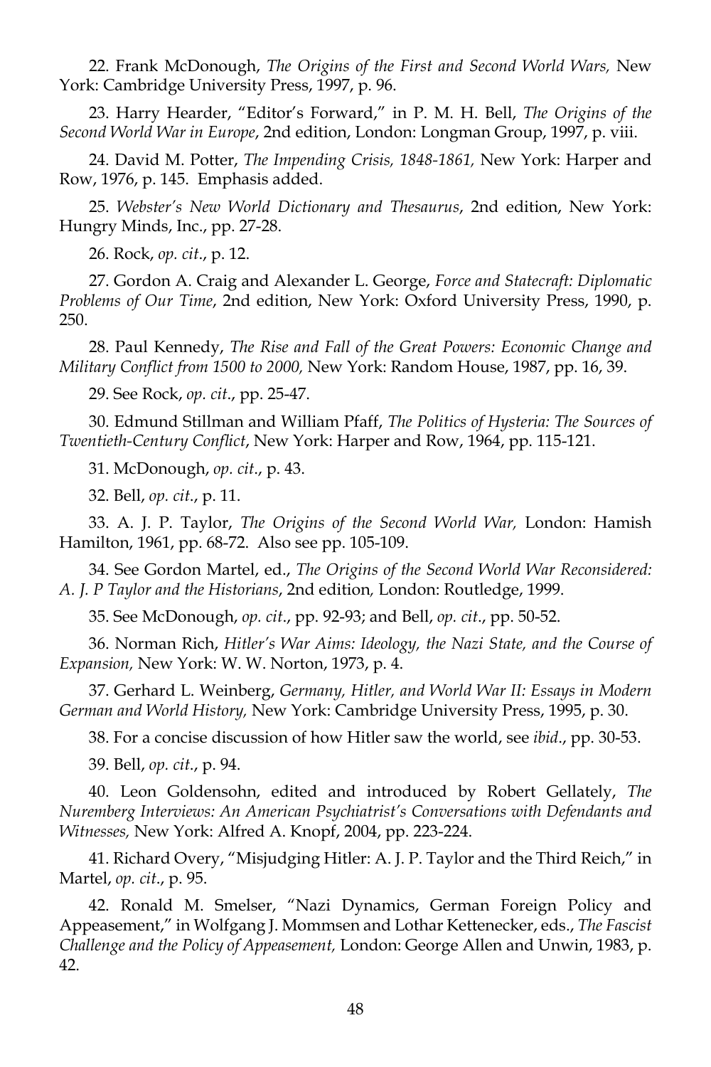22. Frank McDonough, *The Origins of the First and Second World Wars,* New York: Cambridge University Press, 1997, p. 96.

23. Harry Hearder, "Editor's Forward," in P. M. H. Bell, *The Origins of the Second World War in Europe*, 2nd edition, London: Longman Group, 1997, p. viii.

24. David M. Potter, *The Impending Crisis, 1848-1861,* New York: Harper and Row, 1976, p. 145. Emphasis added.

25. *Webster's New World Dictionary and Thesaurus*, 2nd edition, New York: Hungry Minds, Inc., pp. 27-28.

26. Rock, *op. cit*., p. 12.

27. Gordon A. Craig and Alexander L. George, *Force and Statecraft: Diplomatic Problems of Our Time*, 2nd edition, New York: Oxford University Press, 1990, p. 250.

28. Paul Kennedy, *The Rise and Fall of the Great Powers: Economic Change and Military Conflict from 1500 to 2000,* New York: Random House, 1987, pp. 16, 39.

29. See Rock, *op. cit*., pp. 25-47.

30. Edmund Stillman and William Pfaff, *The Politics of Hysteria: The Sources of Twentieth-Century Conflict*, New York: Harper and Row, 1964, pp. 115-121.

31. McDonough, *op. cit*., p. 43.

32. Bell, *op. cit*., p. 11.

33. A. J. P. Taylor, *The Origins of the Second World War,* London: Hamish Hamilton, 1961, pp. 68-72. Also see pp. 105-109.

34. See Gordon Martel, ed., *The Origins of the Second World War Reconsidered: A. J. P Taylor and the Historians*, 2nd edition*,* London: Routledge, 1999.

35. See McDonough, *op. cit*., pp. 92-93; and Bell, *op. cit*., pp. 50-52.

36. Norman Rich, *Hitler's War Aims: Ideology, the Nazi State, and the Course of Expansion,* New York: W. W. Norton, 1973, p. 4.

37. Gerhard L. Weinberg, *Germany, Hitler, and World War II: Essays in Modern German and World History,* New York: Cambridge University Press, 1995, p. 30.

38. For a concise discussion of how Hitler saw the world, see *ibid*., pp. 30-53.

39. Bell, *op. cit*., p. 94.

40. Leon Goldensohn, edited and introduced by Robert Gellately, *The Nuremberg Interviews: An American Psychiatrist's Conversations with Defendants and Witnesses,* New York: Alfred A. Knopf, 2004, pp. 223-224.

41. Richard Overy, "Misjudging Hitler: A. J. P. Taylor and the Third Reich," in Martel, *op. cit*., p. 95.

42. Ronald M. Smelser, "Nazi Dynamics, German Foreign Policy and Appeasement," in Wolfgang J. Mommsen and Lothar Kettenecker, eds., *The Fascist Challenge and the Policy of Appeasement,* London: George Allen and Unwin, 1983, p. 42.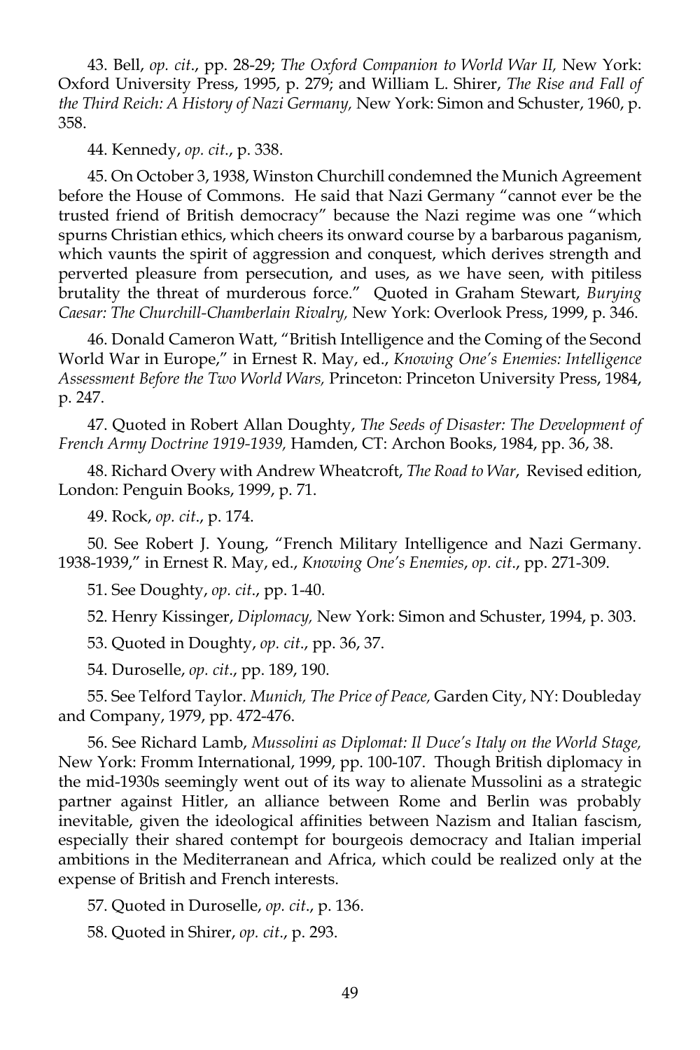43. Bell, *op. cit*., pp. 28-29; *The Oxford Companion to World War II,* New York: Oxford University Press, 1995, p. 279; and William L. Shirer, *The Rise and Fall of the Third Reich: A History of Nazi Germany,* New York: Simon and Schuster, 1960, p. 358.

44. Kennedy, *op. cit*., p. 338.

45. On October 3, 1938, Winston Churchill condemned the Munich Agreement before the House of Commons. He said that Nazi Germany "cannot ever be the trusted friend of British democracy" because the Nazi regime was one "which spurns Christian ethics, which cheers its onward course by a barbarous paganism, which vaunts the spirit of aggression and conquest, which derives strength and perverted pleasure from persecution, and uses, as we have seen, with pitiless brutality the threat of murderous force." Quoted in Graham Stewart, *Burying Caesar: The Churchill-Chamberlain Rivalry,* New York: Overlook Press, 1999, p. 346.

46. Donald Cameron Watt, "British Intelligence and the Coming of the Second World War in Europe," in Ernest R. May, ed., *Knowing One's Enemies: Intelligence Assessment Before the Two World Wars,* Princeton: Princeton University Press, 1984, p. 247.

47. Quoted in Robert Allan Doughty, *The Seeds of Disaster: The Development of French Army Doctrine 1919-1939,* Hamden, CT: Archon Books, 1984, pp. 36, 38.

48. Richard Overy with Andrew Wheatcroft, *The Road to War*, Revised edition, London: Penguin Books, 1999, p. 71.

49. Rock, *op. cit*., p. 174.

50. See Robert J. Young, "French Military Intelligence and Nazi Germany. 1938-1939," in Ernest R. May, ed., *Knowing One's Enemies*, *op. cit*., pp. 271-309.

51. See Doughty, *op. cit*., pp. 1-40.

52. Henry Kissinger, *Diplomacy,* New York: Simon and Schuster, 1994, p. 303.

53. Quoted in Doughty, *op. cit*., pp. 36, 37.

54. Duroselle, *op. cit*., pp. 189, 190.

55. See Telford Taylor. *Munich, The Price of Peace,* Garden City, NY: Doubleday and Company, 1979, pp. 472-476.

56. See Richard Lamb, *Mussolini as Diplomat: Il Duce's Italy on the World Stage,* New York: Fromm International, 1999, pp. 100-107. Though British diplomacy in the mid-1930s seemingly went out of its way to alienate Mussolini as a strategic partner against Hitler, an alliance between Rome and Berlin was probably inevitable, given the ideological affinities between Nazism and Italian fascism, especially their shared contempt for bourgeois democracy and Italian imperial ambitions in the Mediterranean and Africa, which could be realized only at the expense of British and French interests.

57. Quoted in Duroselle, *op. cit*., p. 136.

58. Quoted in Shirer, *op. cit*., p. 293.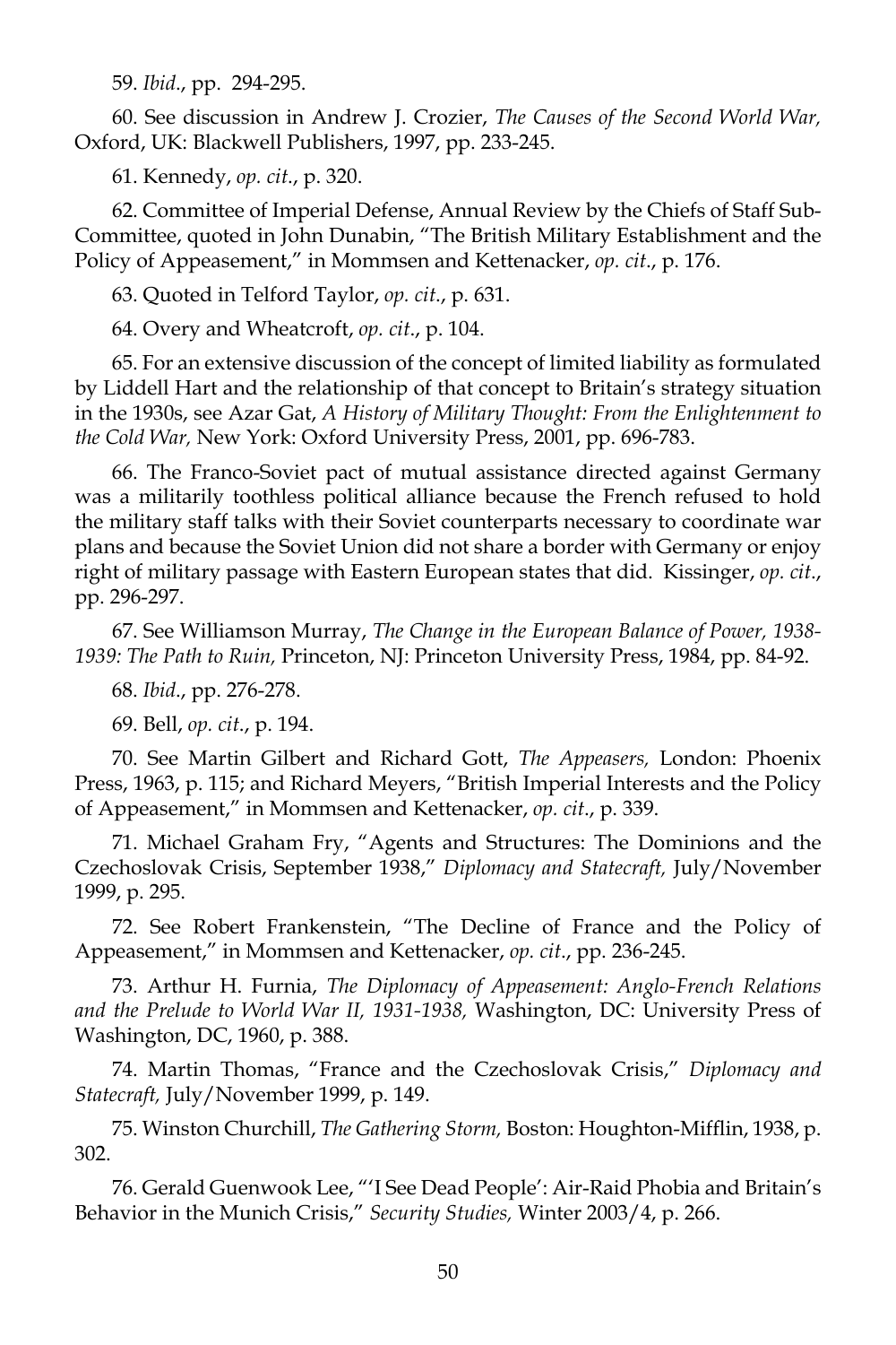59. *Ibid*., pp. 294-295.

60. See discussion in Andrew J. Crozier, *The Causes of the Second World War,* Oxford, UK: Blackwell Publishers, 1997, pp. 233-245.

61. Kennedy, *op. cit*., p. 320.

62. Committee of Imperial Defense, Annual Review by the Chiefs of Staff Sub-Committee, quoted in John Dunabin, "The British Military Establishment and the Policy of Appeasement," in Mommsen and Kettenacker, *op. cit*., p. 176.

63. Quoted in Telford Taylor, *op. cit*., p. 631.

64. Overy and Wheatcroft, *op. cit*., p. 104.

65. For an extensive discussion of the concept of limited liability as formulated by Liddell Hart and the relationship of that concept to Britain's strategy situation in the 1930s, see Azar Gat, *A History of Military Thought: From the Enlightenment to the Cold War,* New York: Oxford University Press, 2001, pp. 696-783.

66. The Franco-Soviet pact of mutual assistance directed against Germany was a militarily toothless political alliance because the French refused to hold the military staff talks with their Soviet counterparts necessary to coordinate war plans and because the Soviet Union did not share a border with Germany or enjoy right of military passage with Eastern European states that did. Kissinger, *op. cit*., pp. 296-297.

67. See Williamson Murray, *The Change in the European Balance of Power, 1938-1939: The Path to Ruin,* Princeton, NJ: Princeton University Press, 1984, pp. 84-92.

68. *Ibid*., pp. 276-278.

69. Bell, *op. cit*., p. 194.

70. See Martin Gilbert and Richard Gott, *The Appeasers,* London: Phoenix Press, 1963, p. 115; and Richard Meyers, "British Imperial Interests and the Policy of Appeasement," in Mommsen and Kettenacker, *op. cit*., p. 339.

71. Michael Graham Fry, "Agents and Structures: The Dominions and the Czechoslovak Crisis, September 1938," *Diplomacy and Statecraft,* July/November 1999, p. 295.

72. See Robert Frankenstein, "The Decline of France and the Policy of Appeasement," in Mommsen and Kettenacker, *op. cit*., pp. 236-245.

73. Arthur H. Furnia, *The Diplomacy of Appeasement: Anglo-French Relations and the Prelude to World War II, 1931-1938,* Washington, DC: University Press of Washington, DC, 1960, p. 388.

74. Martin Thomas, "France and the Czechoslovak Crisis," *Diplomacy and Statecraft,* July/November 1999, p. 149.

75. Winston Churchill, *The Gathering Storm,* Boston: Houghton-Mifflin, 1938, p. 302.

76. Gerald Guenwook Lee, "'I See Dead People': Air-Raid Phobia and Britain's Behavior in the Munich Crisis," *Security Studies,* Winter 2003/4, p. 266.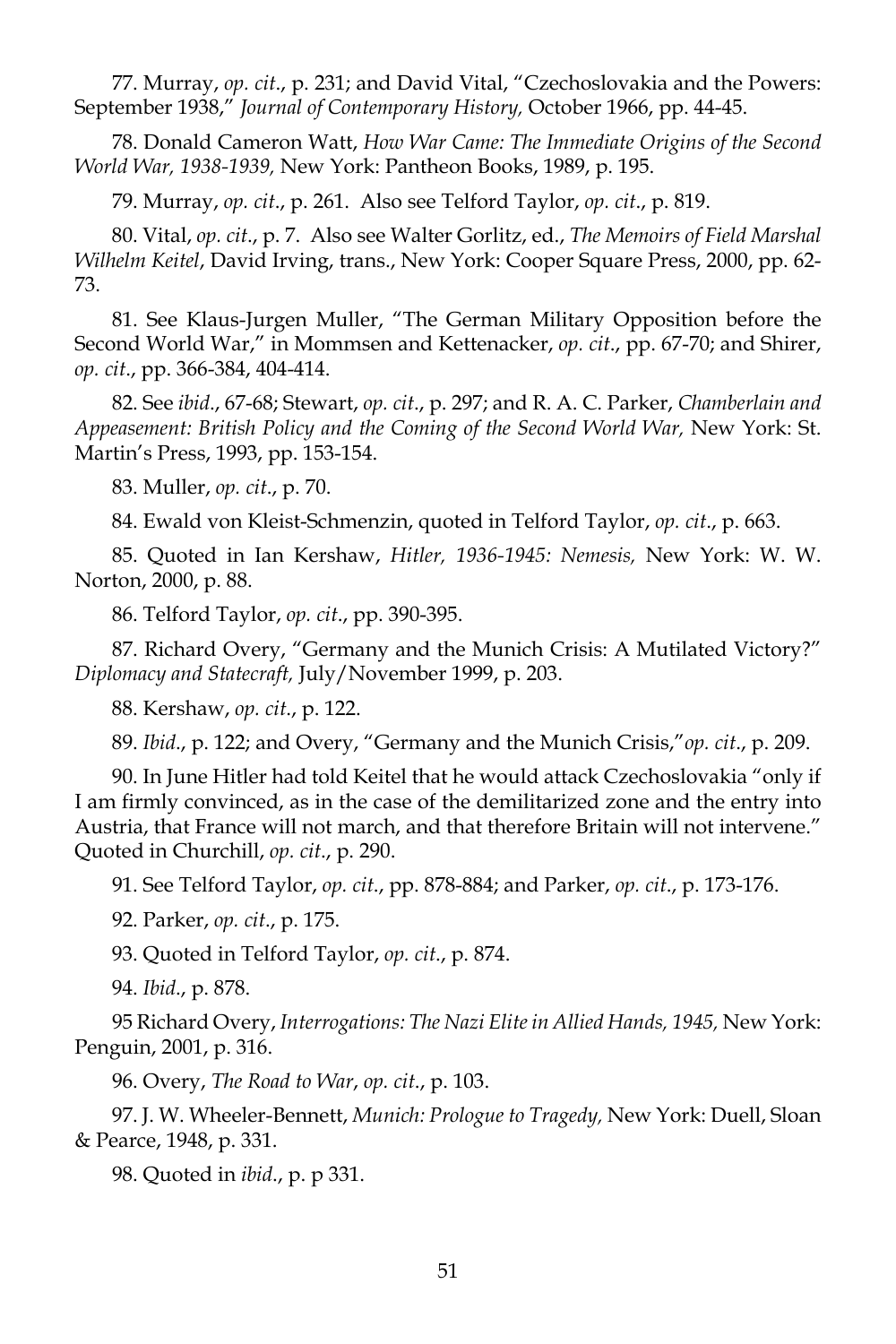77. Murray, *op. cit*., p. 231; and David Vital, "Czechoslovakia and the Powers: September 1938," *Journal of Contemporary History,* October 1966, pp. 44-45.

78. Donald Cameron Watt, *How War Came: The Immediate Origins of the Second World War, 1938-1939,* New York: Pantheon Books, 1989, p. 195.

79. Murray, *op. cit*., p. 261. Also see Telford Taylor, *op. cit*., p. 819.

80. Vital, *op. cit*., p. 7. Also see Walter Gorlitz, ed., *The Memoirs of Field Marshal Wilhelm Keitel*, David Irving, trans., New York: Cooper Square Press, 2000, pp. 62-73.

81. See Klaus-Jurgen Muller, "The German Military Opposition before the Second World War," in Mommsen and Kettenacker, *op. cit*., pp. 67-70; and Shirer, *op. cit*., pp. 366-384, 404-414.

82. See *ibid*., 67-68; Stewart, *op. cit*., p. 297; and R. A. C. Parker, *Chamberlain and Appeasement: British Policy and the Coming of the Second World War,* New York: St. Martin's Press, 1993, pp. 153-154.

83. Muller, *op. cit*., p. 70.

84. Ewald von Kleist-Schmenzin, quoted in Telford Taylor, *op. cit*., p. 663.

85. Quoted in Ian Kershaw, *Hitler, 1936-1945: Nemesis,* New York: W. W. Norton, 2000, p. 88.

86. Telford Taylor, *op. cit*., pp. 390-395.

87. Richard Overy, "Germany and the Munich Crisis: A Mutilated Victory?" *Diplomacy and Statecraft,* July/November 1999, p. 203.

88. Kershaw, *op. cit*., p. 122.

89. *Ibid*., p. 122; and Overy, "Germany and the Munich Crisis,"*op. cit*., p. 209.

90. In June Hitler had told Keitel that he would attack Czechoslovakia "only if I am firmly convinced, as in the case of the demilitarized zone and the entry into Austria, that France will not march, and that therefore Britain will not intervene." Quoted in Churchill, *op. cit*., p. 290.

91. See Telford Taylor, *op. cit*., pp. 878-884; and Parker, *op. cit*., p. 173-176.

92. Parker, *op. cit*., p. 175.

93. Quoted in Telford Taylor, *op. cit*., p. 874.

94. *Ibid*., p. 878.

95 Richard Overy, *Interrogations: The Nazi Elite in Allied Hands, 1945,* New York: Penguin, 2001, p. 316.

96. Overy, *The Road to War*, *op. cit*., p. 103.

97. J. W. Wheeler-Bennett, *Munich: Prologue to Tragedy,* New York: Duell, Sloan & Pearce, 1948, p. 331.

98. Quoted in *ibid*., p. p 331.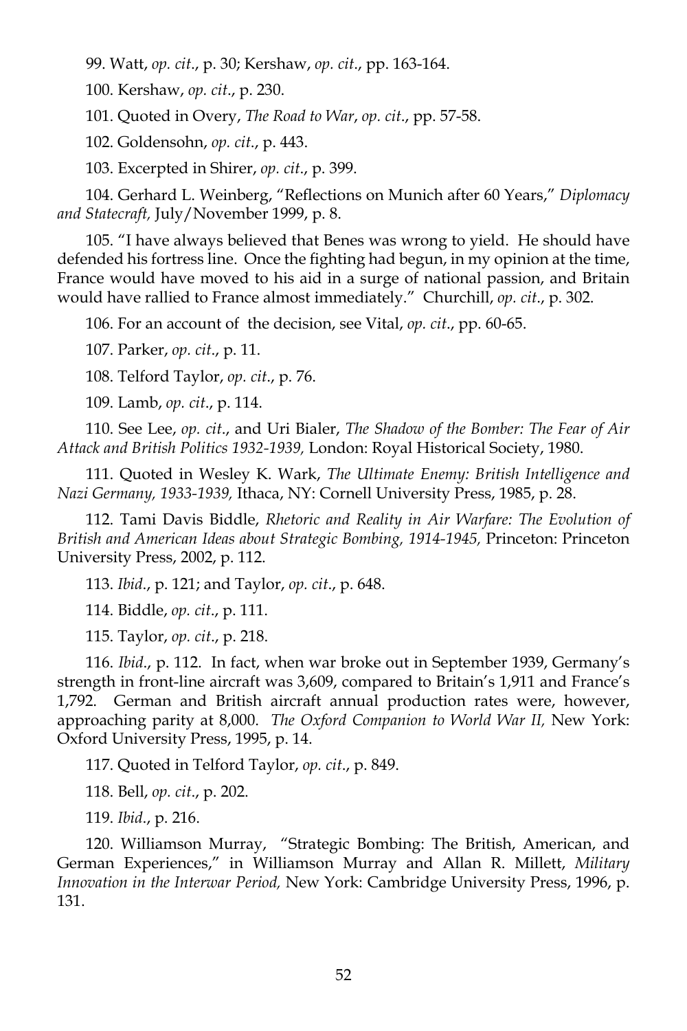99. Watt, *op. cit*., p. 30; Kershaw, *op. cit*., pp. 163-164.

100. Kershaw, *op. cit*., p. 230.

101. Quoted in Overy, *The Road to War*, *op. cit*., pp. 57-58.

102. Goldensohn, *op. cit*., p. 443.

103. Excerpted in Shirer, *op. cit*., p. 399.

104. Gerhard L. Weinberg, "Reflections on Munich after 60 Years," *Diplomacy and Statecraft,* July/November 1999, p. 8.

105. "I have always believed that Benes was wrong to yield. He should have defended his fortress line. Once the fighting had begun, in my opinion at the time, France would have moved to his aid in a surge of national passion, and Britain would have rallied to France almost immediately." Churchill, *op. cit*., p. 302.

106. For an account of the decision, see Vital, *op. cit*., pp. 60-65.

107. Parker, *op. cit*., p. 11.

108. Telford Taylor, *op. cit*., p. 76.

109. Lamb, *op. cit*., p. 114.

110. See Lee, *op. cit*., and Uri Bialer, *The Shadow of the Bomber: The Fear of Air Attack and British Politics 1932-1939,* London: Royal Historical Society, 1980.

111. Quoted in Wesley K. Wark, *The Ultimate Enemy: British Intelligence and Nazi Germany, 1933-1939,* Ithaca, NY: Cornell University Press, 1985, p. 28.

112. Tami Davis Biddle, *Rhetoric and Reality in Air Warfare: The Evolution of British and American Ideas about Strategic Bombing, 1914-1945,* Princeton: Princeton University Press, 2002, p. 112.

113. *Ibid*., p. 121; and Taylor, *op. cit*., p. 648.

114. Biddle, *op. cit*., p. 111.

115. Taylor, *op. cit*., p. 218.

116. *Ibid*., p. 112. In fact, when war broke out in September 1939, Germany's strength in front-line aircraft was 3,609, compared to Britain's 1,911 and France's 1,792. German and British aircraft annual production rates were, however, approaching parity at 8,000. *The Oxford Companion to World War II,* New York: Oxford University Press, 1995, p. 14.

117. Quoted in Telford Taylor, *op. cit*., p. 849.

118. Bell, *op. cit*., p. 202.

119. *Ibid*., p. 216.

120. Williamson Murray, "Strategic Bombing: The British, American, and German Experiences," in Williamson Murray and Allan R. Millett, *Military Innovation in the Interwar Period,* New York: Cambridge University Press, 1996, p. 131.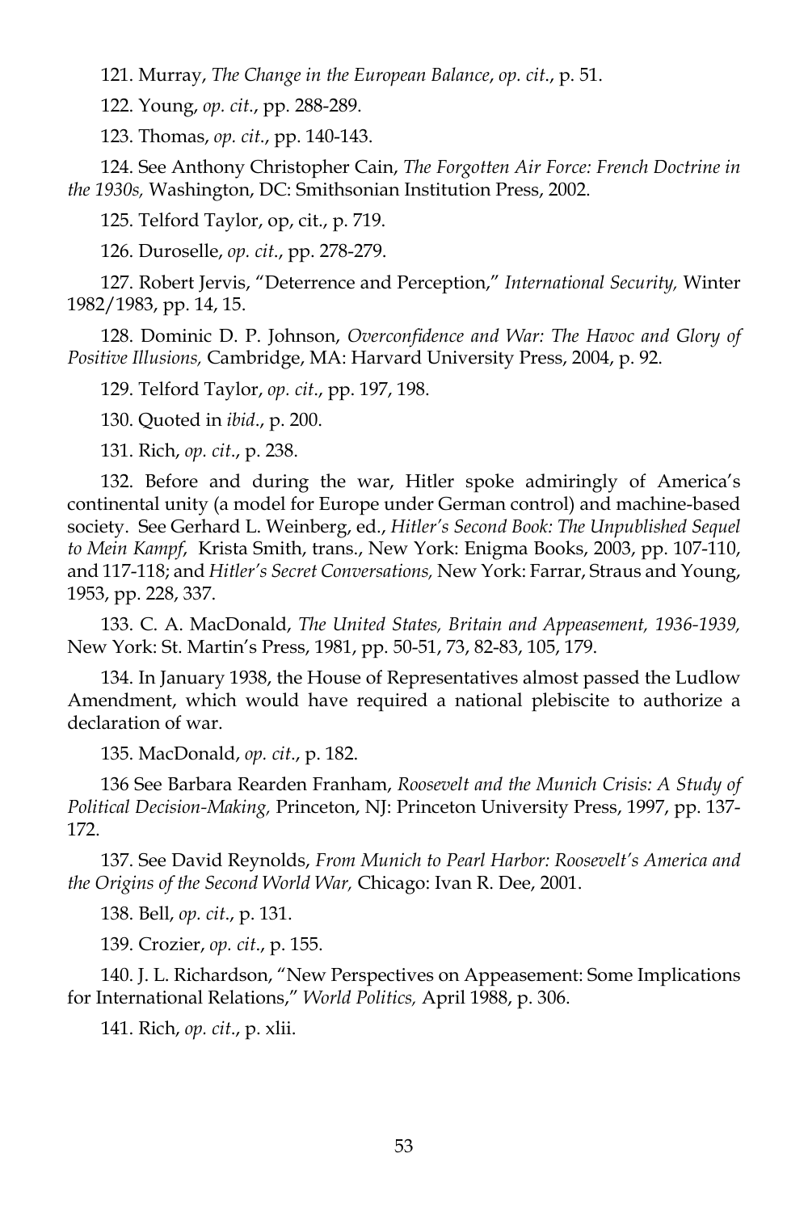121. Murray, *The Change in the European Balance*, *op. cit*., p. 51.

122. Young, *op. cit*., pp. 288-289.

123. Thomas, *op. cit*., pp. 140-143.

124. See Anthony Christopher Cain, *The Forgotten Air Force: French Doctrine in the 1930s,* Washington, DC: Smithsonian Institution Press, 2002.

125. Telford Taylor, op, cit., p. 719.

126. Duroselle, *op. cit*., pp. 278-279.

127. Robert Jervis, "Deterrence and Perception," *International Security,* Winter 1982/1983, pp. 14, 15.

128. Dominic D. P. Johnson, *Overconfidence and War: The Havoc and Glory of Positive Illusions,* Cambridge, MA: Harvard University Press, 2004, p. 92.

129. Telford Taylor, *op. cit*., pp. 197, 198.

130. Quoted in *ibid*., p. 200.

131. Rich, *op. cit*., p. 238.

132. Before and during the war, Hitler spoke admiringly of America's continental unity (a model for Europe under German control) and machine-based society. See Gerhard L. Weinberg, ed., *Hitler's Second Book: The Unpublished Sequel to Mein Kampf*, Krista Smith, trans., New York: Enigma Books, 2003, pp. 107-110, and 117-118; and *Hitler's Secret Conversations,* New York: Farrar, Straus and Young, 1953, pp. 228, 337.

133. C. A. MacDonald, *The United States, Britain and Appeasement, 1936-1939,* New York: St. Martin's Press, 1981, pp. 50-51, 73, 82-83, 105, 179.

134. In January 1938, the House of Representatives almost passed the Ludlow Amendment, which would have required a national plebiscite to authorize a declaration of war.

135. MacDonald, *op. cit*., p. 182.

136 See Barbara Rearden Franham, *Roosevelt and the Munich Crisis: A Study of Political Decision-Making,* Princeton, NJ: Princeton University Press, 1997, pp. 137-172.

137. See David Reynolds, *From Munich to Pearl Harbor: Roosevelt's America and the Origins of the Second World War,* Chicago: Ivan R. Dee, 2001.

138. Bell, *op. cit*., p. 131.

139. Crozier, *op. cit*., p. 155.

140. J. L. Richardson, "New Perspectives on Appeasement: Some Implications for International Relations," *World Politics,* April 1988, p. 306.

141. Rich, *op. cit*., p. xlii.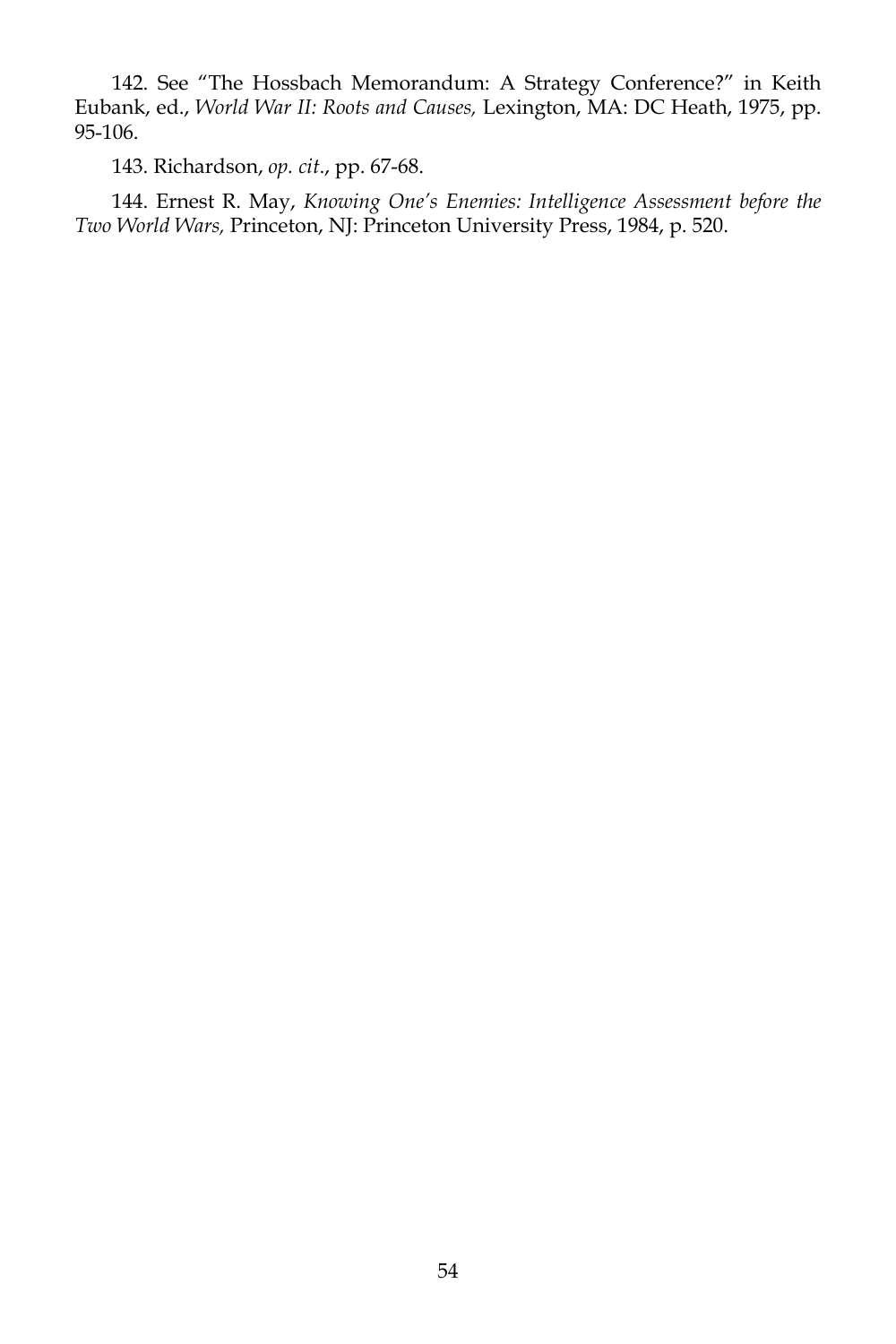142. See "The Hossbach Memorandum: A Strategy Conference?" in Keith Eubank, ed., *World War II: Roots and Causes,* Lexington, MA: DC Heath, 1975, pp. 95-106.

143. Richardson, *op. cit.*, pp. 67-68.

144. Ernest R. May, *Knowing One's Enemies: Intelligence Assessment before the Two World Wars,* Princeton, NJ: Princeton University Press, 1984, p. 520.